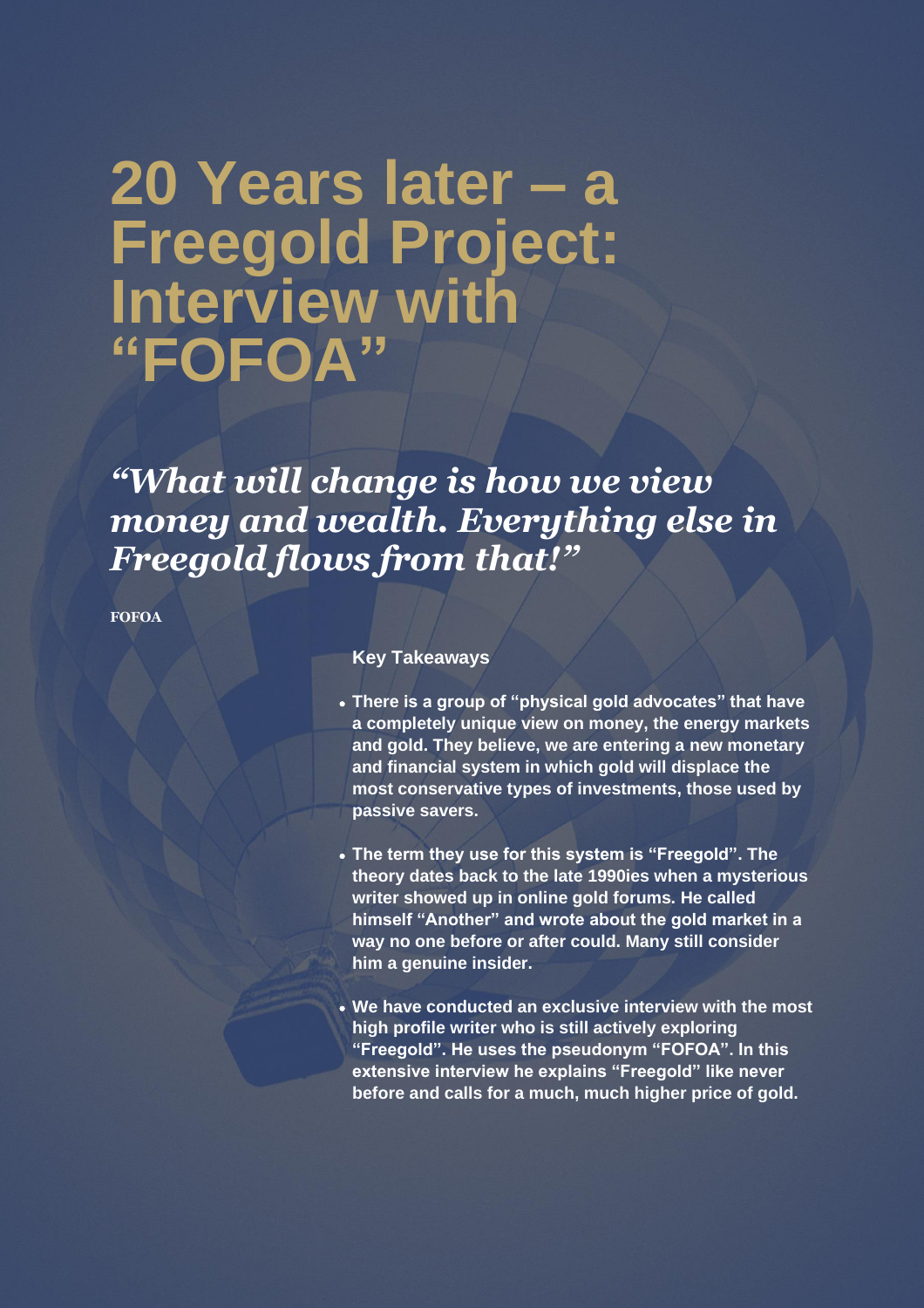# 20 Years later – a Freegold Project: Interview with "FOFOA"

***"What will change is how we view money and wealth. Everything else in Freegold flows from that!"***

**FOFOA**

**Key Takeaways**

- **There is a group of "physical gold advocates" that have a completely unique view on money, the energy markets and gold. They believe, we are entering a new monetary and financial system in which gold will displace the most conservative types of investments, those used by passive savers.**
- **The term they use for this system is "Freegold". The theory dates back to the late 1990ies when a mysterious writer showed up in online gold forums. He called himself "Another" and wrote about the gold market in a way no one before or after could. Many still consider him a genuine insider.**
- **We have conducted an exclusive interview with the most high profile writer who is still actively exploring "Freegold". He uses the pseudonym "FOFOA". In this extensive interview he explains "Freegold" like never before and calls for a much, much higher price of gold.**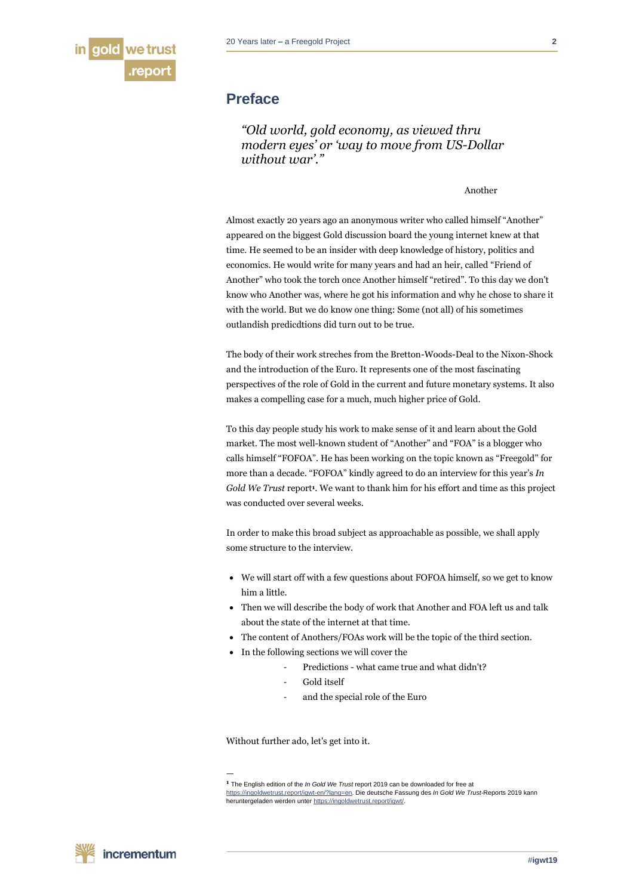## Preface

> *"Old world, gold economy, as viewed thru modern eyes' or 'way to move from US-Dollar without war'."*
>
> Another

Almost exactly 20 years ago an anonymous writer who called himself "Another" appeared on the biggest Gold discussion board the young internet knew at that time. He seemed to be an insider with deep knowledge of history, politics and economics. He would write for many years and had an heir, called "Friend of Another" who took the torch once Another himself "retired". To this day we don't know who Another was, where he got his information and why he chose to share it with the world. But we do know one thing: Some (not all) of his sometimes outlandish predicdtions did turn out to be true.

The body of their work streches from the Bretton-Woods-Deal to the Nixon-Shock and the introduction of the Euro. It represents one of the most fascinating perspectives of the role of Gold in the current and future monetary systems. It also makes a compelling case for a much, much higher price of Gold.

To this day people study his work to make sense of it and learn about the Gold market. The most well-known student of "Another" and "FOA" is a blogger who calls himself "FOFOA". He has been working on the topic known as "Freegold" for more than a decade. "FOFOA" kindly agreed to do an interview for this year's *In Gold We Trust* report[1]. We want to thank him for his effort and time as this project was conducted over several weeks.

In order to make this broad subject as approachable as possible, we shall apply some structure to the interview.

- We will start off with a few questions about FOFOA himself, so we get to know him a little.
- Then we will describe the body of work that Another and FOA left us and talk about the state of the internet at that time.
- The content of Anothers/FOAs work will be the topic of the third section.
- In the following sections we will cover the
  - Predictions - what came true and what didn't?
  - Gold itself
  - and the special role of the Euro

Without further ado, let's get into it.

---

[1] The English edition of the *In Gold We Trust* report 2019 can be downloaded for free at https://ingoldwetrust.report/igwt-en/?lang=en. Die deutsche Fassung des *In Gold We Trust*-Reports 2019 kann heruntergeladen werden unter https://ingoldwetrust.report/igwt/.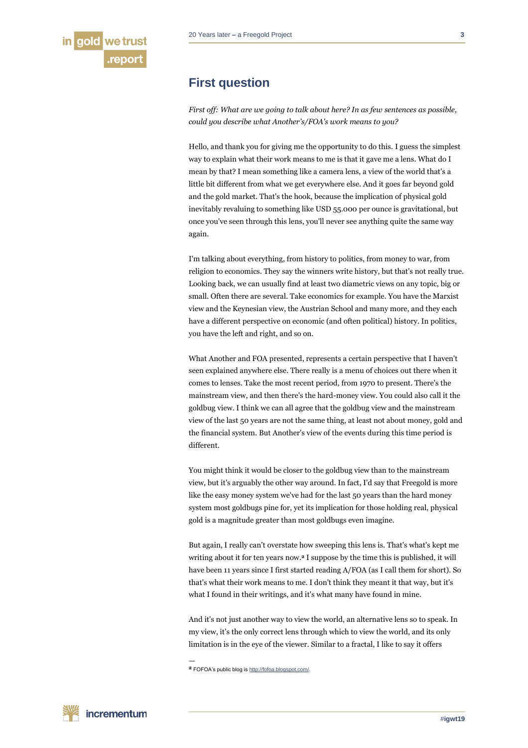## First question

*First off: What are we going to talk about here? In as few sentences as possible, could you describe what Another's/FOA's work means to you?*

Hello, and thank you for giving me the opportunity to do this. I guess the simplest way to explain what their work means to me is that it gave me a lens. What do I mean by that? I mean something like a camera lens, a view of the world that's a little bit different from what we get everywhere else. And it goes far beyond gold and the gold market. That's the hook, because the implication of physical gold inevitably revaluing to something like USD 55.000 per ounce is gravitational, but once you've seen through this lens, you'll never see anything quite the same way again.

I'm talking about everything, from history to politics, from money to war, from religion to economics. They say the winners write history, but that's not really true. Looking back, we can usually find at least two diametric views on any topic, big or small. Often there are several. Take economics for example. You have the Marxist view and the Keynesian view, the Austrian School and many more, and they each have a different perspective on economic (and often political) history. In politics, you have the left and right, and so on.

What Another and FOA presented, represents a certain perspective that I haven't seen explained anywhere else. There really is a menu of choices out there when it comes to lenses. Take the most recent period, from 1970 to present. There's the mainstream view, and then there's the hard-money view. You could also call it the goldbug view. I think we can all agree that the goldbug view and the mainstream view of the last 50 years are not the same thing, at least not about money, gold and the financial system. But Another's view of the events during this time period is different.

You might think it would be closer to the goldbug view than to the mainstream view, but it's arguably the other way around. In fact, I'd say that Freegold is more like the easy money system we've had for the last 50 years than the hard money system most goldbugs pine for, yet its implication for those holding real, physical gold is a magnitude greater than most goldbugs even imagine.

But again, I really can't overstate how sweeping this lens is. That's what's kept me writing about it for ten years now.[2] I suppose by the time this is published, it will have been 11 years since I first started reading A/FOA (as I call them for short). So that's what their work means to me. I don't think they meant it that way, but it's what I found in their writings, and it's what many have found in mine.

And it's not just another way to view the world, an alternative lens so to speak. In my view, it's the only correct lens through which to view the world, and its only limitation is in the eye of the viewer. Similar to a fractal, I like to say it offers

[2] FOFOA's public blog is http://fofoa.blogspot.com/.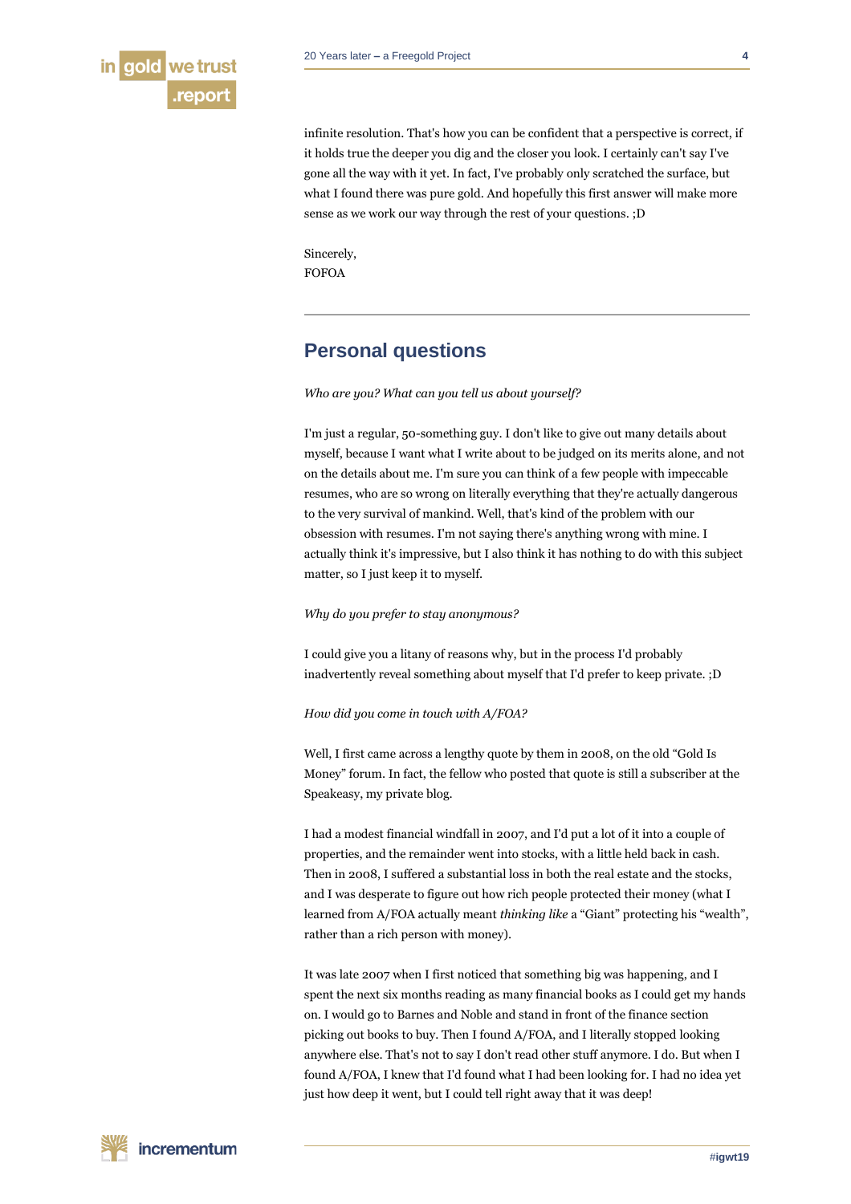infinite resolution. That's how you can be confident that a perspective is correct, if it holds true the deeper you dig and the closer you look. I certainly can't say I've gone all the way with it yet. In fact, I've probably only scratched the surface, but what I found there was pure gold. And hopefully this first answer will make more sense as we work our way through the rest of your questions. ;D

Sincerely,
FOFOA

---

## Personal questions

*Who are you? What can you tell us about yourself?*

I'm just a regular, 50-something guy. I don't like to give out many details about myself, because I want what I write about to be judged on its merits alone, and not on the details about me. I'm sure you can think of a few people with impeccable resumes, who are so wrong on literally everything that they're actually dangerous to the very survival of mankind. Well, that's kind of the problem with our obsession with resumes. I'm not saying there's anything wrong with mine. I actually think it's impressive, but I also think it has nothing to do with this subject matter, so I just keep it to myself.

*Why do you prefer to stay anonymous?*

I could give you a litany of reasons why, but in the process I'd probably inadvertently reveal something about myself that I'd prefer to keep private. ;D

*How did you come in touch with A/FOA?*

Well, I first came across a lengthy quote by them in 2008, on the old "Gold Is Money" forum. In fact, the fellow who posted that quote is still a subscriber at the Speakeasy, my private blog.

I had a modest financial windfall in 2007, and I'd put a lot of it into a couple of properties, and the remainder went into stocks, with a little held back in cash. Then in 2008, I suffered a substantial loss in both the real estate and the stocks, and I was desperate to figure out how rich people protected their money (what I learned from A/FOA actually meant *thinking like* a "Giant" protecting his "wealth", rather than a rich person with money).

It was late 2007 when I first noticed that something big was happening, and I spent the next six months reading as many financial books as I could get my hands on. I would go to Barnes and Noble and stand in front of the finance section picking out books to buy. Then I found A/FOA, and I literally stopped looking anywhere else. That's not to say I don't read other stuff anymore. I do. But when I found A/FOA, I knew that I'd found what I had been looking for. I had no idea yet just how deep it went, but I could tell right away that it was deep!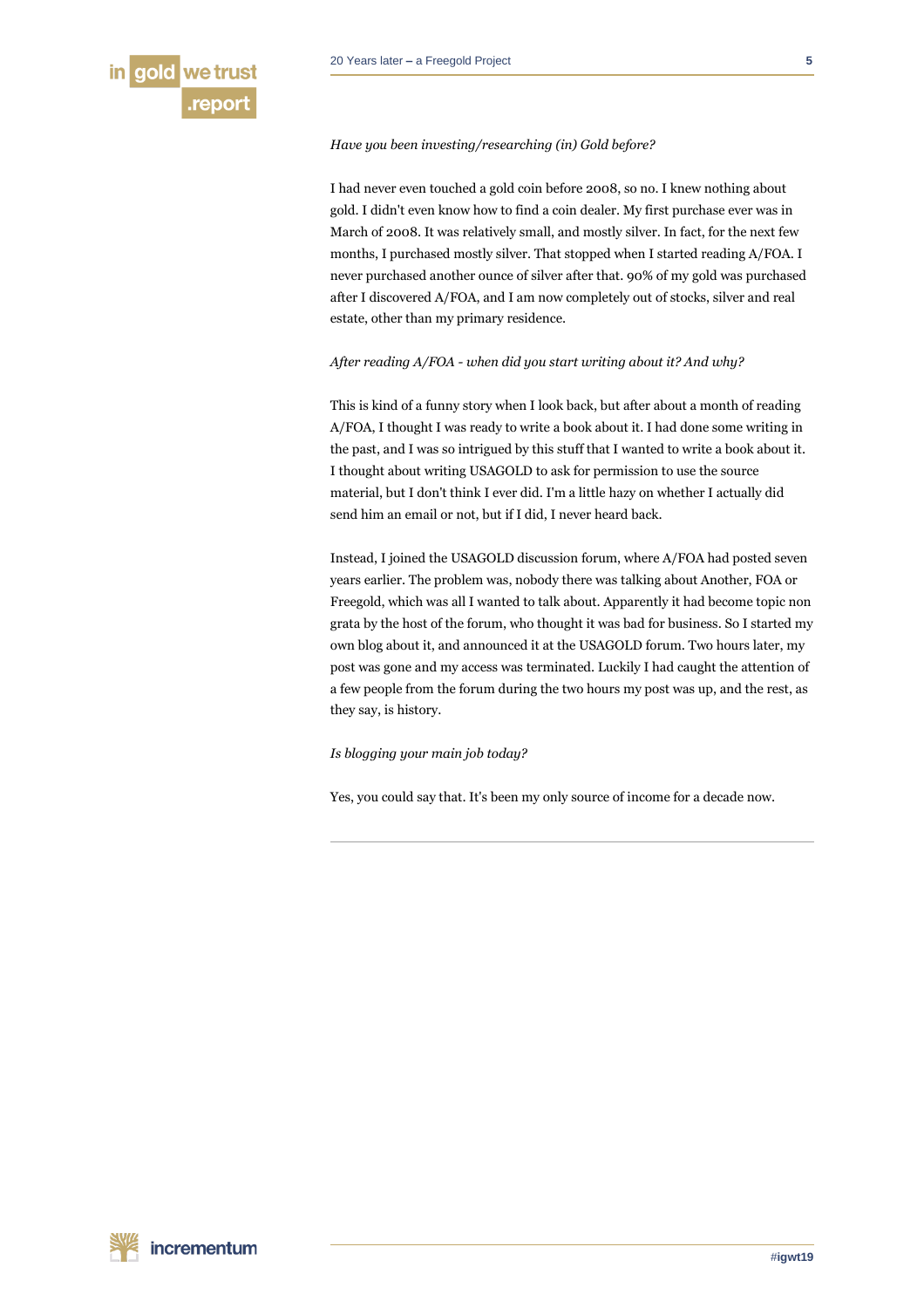*Have you been investing/researching (in) Gold before?*

I had never even touched a gold coin before 2008, so no. I knew nothing about gold. I didn't even know how to find a coin dealer. My first purchase ever was in March of 2008. It was relatively small, and mostly silver. In fact, for the next few months, I purchased mostly silver. That stopped when I started reading A/FOA. I never purchased another ounce of silver after that. 90% of my gold was purchased after I discovered A/FOA, and I am now completely out of stocks, silver and real estate, other than my primary residence.

*After reading A/FOA - when did you start writing about it? And why?*

This is kind of a funny story when I look back, but after about a month of reading A/FOA, I thought I was ready to write a book about it. I had done some writing in the past, and I was so intrigued by this stuff that I wanted to write a book about it. I thought about writing USAGOLD to ask for permission to use the source material, but I don't think I ever did. I'm a little hazy on whether I actually did send him an email or not, but if I did, I never heard back.

Instead, I joined the USAGOLD discussion forum, where A/FOA had posted seven years earlier. The problem was, nobody there was talking about Another, FOA or Freegold, which was all I wanted to talk about. Apparently it had become topic non grata by the host of the forum, who thought it was bad for business. So I started my own blog about it, and announced it at the USAGOLD forum. Two hours later, my post was gone and my access was terminated. Luckily I had caught the attention of a few people from the forum during the two hours my post was up, and the rest, as they say, is history.

*Is blogging your main job today?*

Yes, you could say that. It's been my only source of income for a decade now.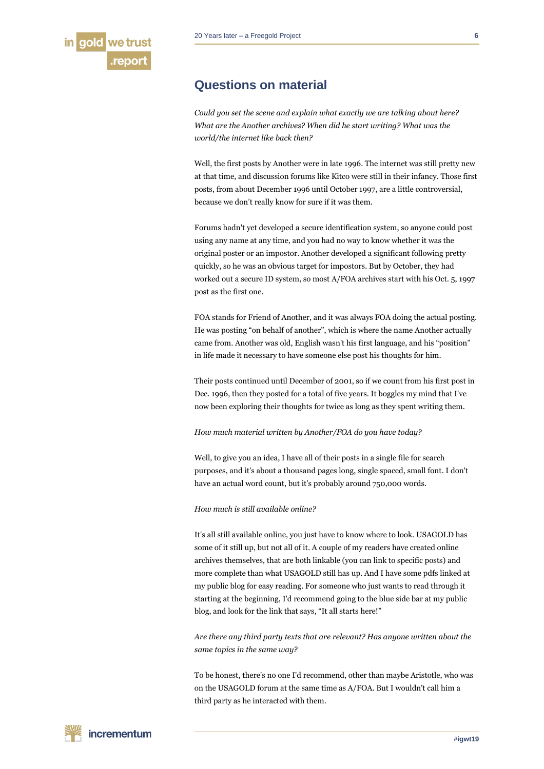## Questions on material

*Could you set the scene and explain what exactly we are talking about here? What are the Another archives? When did he start writing? What was the world/the internet like back then?*

Well, the first posts by Another were in late 1996. The internet was still pretty new at that time, and discussion forums like Kitco were still in their infancy. Those first posts, from about December 1996 until October 1997, are a little controversial, because we don't really know for sure if it was them.

Forums hadn't yet developed a secure identification system, so anyone could post using any name at any time, and you had no way to know whether it was the original poster or an impostor. Another developed a significant following pretty quickly, so he was an obvious target for impostors. But by October, they had worked out a secure ID system, so most A/FOA archives start with his Oct. 5, 1997 post as the first one.

FOA stands for Friend of Another, and it was always FOA doing the actual posting. He was posting "on behalf of another", which is where the name Another actually came from. Another was old, English wasn't his first language, and his "position" in life made it necessary to have someone else post his thoughts for him.

Their posts continued until December of 2001, so if we count from his first post in Dec. 1996, then they posted for a total of five years. It boggles my mind that I've now been exploring their thoughts for twice as long as they spent writing them.

*How much material written by Another/FOA do you have today?*

Well, to give you an idea, I have all of their posts in a single file for search purposes, and it's about a thousand pages long, single spaced, small font. I don't have an actual word count, but it's probably around 750,000 words.

*How much is still available online?*

It's all still available online, you just have to know where to look. USAGOLD has some of it still up, but not all of it. A couple of my readers have created online archives themselves, that are both linkable (you can link to specific posts) and more complete than what USAGOLD still has up. And I have some pdfs linked at my public blog for easy reading. For someone who just wants to read through it starting at the beginning, I'd recommend going to the blue side bar at my public blog, and look for the link that says, "It all starts here!"

*Are there any third party texts that are relevant? Has anyone written about the same topics in the same way?*

To be honest, there's no one I'd recommend, other than maybe Aristotle, who was on the USAGOLD forum at the same time as A/FOA. But I wouldn't call him a third party as he interacted with them.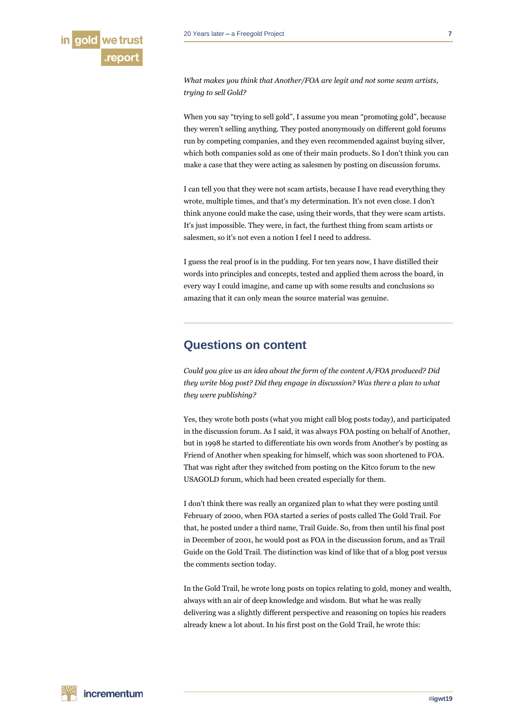*What makes you think that Another/FOA are legit and not some scam artists, trying to sell Gold?*

When you say "trying to sell gold", I assume you mean "promoting gold", because they weren't selling anything. They posted anonymously on different gold forums run by competing companies, and they even recommended against buying silver, which both companies sold as one of their main products. So I don't think you can make a case that they were acting as salesmen by posting on discussion forums.

I can tell you that they were not scam artists, because I have read everything they wrote, multiple times, and that's my determination. It's not even close. I don't think anyone could make the case, using their words, that they were scam artists. It's just impossible. They were, in fact, the furthest thing from scam artists or salesmen, so it's not even a notion I feel I need to address.

I guess the real proof is in the pudding. For ten years now, I have distilled their words into principles and concepts, tested and applied them across the board, in every way I could imagine, and came up with some results and conclusions so amazing that it can only mean the source material was genuine.

## Questions on content

*Could you give us an idea about the form of the content A/FOA produced? Did they write blog post? Did they engage in discussion? Was there a plan to what they were publishing?*

Yes, they wrote both posts (what you might call blog posts today), and participated in the discussion forum. As I said, it was always FOA posting on behalf of Another, but in 1998 he started to differentiate his own words from Another's by posting as Friend of Another when speaking for himself, which was soon shortened to FOA. That was right after they switched from posting on the Kitco forum to the new USAGOLD forum, which had been created especially for them.

I don't think there was really an organized plan to what they were posting until February of 2000, when FOA started a series of posts called The Gold Trail. For that, he posted under a third name, Trail Guide. So, from then until his final post in December of 2001, he would post as FOA in the discussion forum, and as Trail Guide on the Gold Trail. The distinction was kind of like that of a blog post versus the comments section today.

In the Gold Trail, he wrote long posts on topics relating to gold, money and wealth, always with an air of deep knowledge and wisdom. But what he was really delivering was a slightly different perspective and reasoning on topics his readers already knew a lot about. In his first post on the Gold Trail, he wrote this: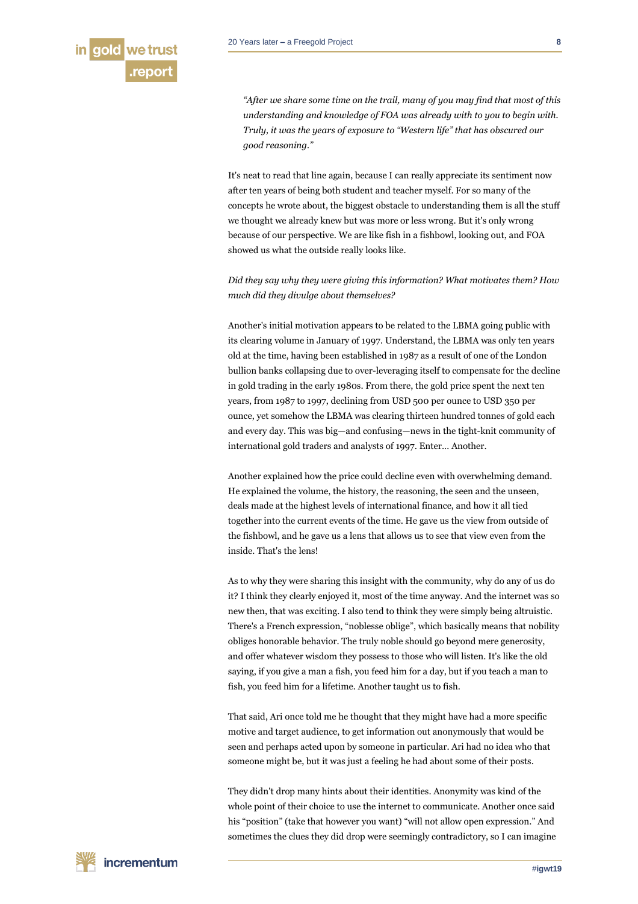*"After we share some time on the trail, many of you may find that most of this understanding and knowledge of FOA was already with to you to begin with. Truly, it was the years of exposure to "Western life" that has obscured our good reasoning."*

It's neat to read that line again, because I can really appreciate its sentiment now after ten years of being both student and teacher myself. For so many of the concepts he wrote about, the biggest obstacle to understanding them is all the stuff we thought we already knew but was more or less wrong. But it's only wrong because of our perspective. We are like fish in a fishbowl, looking out, and FOA showed us what the outside really looks like.

*Did they say why they were giving this information? What motivates them? How much did they divulge about themselves?*

Another's initial motivation appears to be related to the LBMA going public with its clearing volume in January of 1997. Understand, the LBMA was only ten years old at the time, having been established in 1987 as a result of one of the London bullion banks collapsing due to over-leveraging itself to compensate for the decline in gold trading in the early 1980s. From there, the gold price spent the next ten years, from 1987 to 1997, declining from USD 500 per ounce to USD 350 per ounce, yet somehow the LBMA was clearing thirteen hundred tonnes of gold each and every day. This was big—and confusing—news in the tight-knit community of international gold traders and analysts of 1997. Enter… Another.

Another explained how the price could decline even with overwhelming demand. He explained the volume, the history, the reasoning, the seen and the unseen, deals made at the highest levels of international finance, and how it all tied together into the current events of the time. He gave us the view from outside of the fishbowl, and he gave us a lens that allows us to see that view even from the inside. That's the lens!

As to why they were sharing this insight with the community, why do any of us do it? I think they clearly enjoyed it, most of the time anyway. And the internet was so new then, that was exciting. I also tend to think they were simply being altruistic. There's a French expression, "noblesse oblige", which basically means that nobility obliges honorable behavior. The truly noble should go beyond mere generosity, and offer whatever wisdom they possess to those who will listen. It's like the old saying, if you give a man a fish, you feed him for a day, but if you teach a man to fish, you feed him for a lifetime. Another taught us to fish.

That said, Ari once told me he thought that they might have had a more specific motive and target audience, to get information out anonymously that would be seen and perhaps acted upon by someone in particular. Ari had no idea who that someone might be, but it was just a feeling he had about some of their posts.

They didn't drop many hints about their identities. Anonymity was kind of the whole point of their choice to use the internet to communicate. Another once said his "position" (take that however you want) "will not allow open expression." And sometimes the clues they did drop were seemingly contradictory, so I can imagine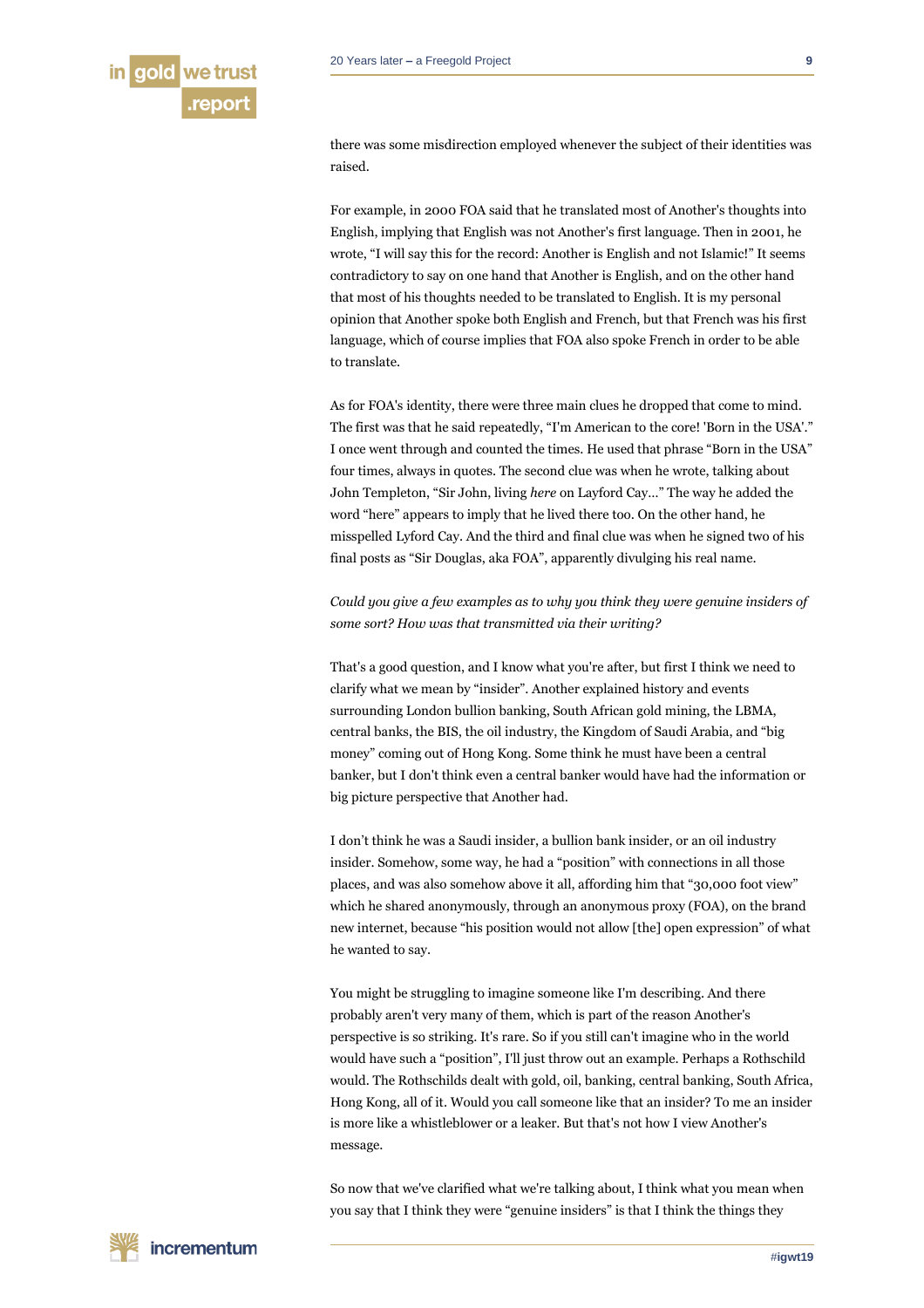there was some misdirection employed whenever the subject of their identities was raised.

For example, in 2000 FOA said that he translated most of Another's thoughts into English, implying that English was not Another's first language. Then in 2001, he wrote, "I will say this for the record: Another is English and not Islamic!" It seems contradictory to say on one hand that Another is English, and on the other hand that most of his thoughts needed to be translated to English. It is my personal opinion that Another spoke both English and French, but that French was his first language, which of course implies that FOA also spoke French in order to be able to translate.

As for FOA's identity, there were three main clues he dropped that come to mind. The first was that he said repeatedly, "I'm American to the core! 'Born in the USA'." I once went through and counted the times. He used that phrase "Born in the USA" four times, always in quotes. The second clue was when he wrote, talking about John Templeton, "Sir John, living *here* on Layford Cay..." The way he added the word "here" appears to imply that he lived there too. On the other hand, he misspelled Lyford Cay. And the third and final clue was when he signed two of his final posts as "Sir Douglas, aka FOA", apparently divulging his real name.

*Could you give a few examples as to why you think they were genuine insiders of some sort? How was that transmitted via their writing?*

That's a good question, and I know what you're after, but first I think we need to clarify what we mean by "insider". Another explained history and events surrounding London bullion banking, South African gold mining, the LBMA, central banks, the BIS, the oil industry, the Kingdom of Saudi Arabia, and "big money" coming out of Hong Kong. Some think he must have been a central banker, but I don't think even a central banker would have had the information or big picture perspective that Another had.

I don't think he was a Saudi insider, a bullion bank insider, or an oil industry insider. Somehow, some way, he had a "position" with connections in all those places, and was also somehow above it all, affording him that "30,000 foot view" which he shared anonymously, through an anonymous proxy (FOA), on the brand new internet, because "his position would not allow [the] open expression" of what he wanted to say.

You might be struggling to imagine someone like I'm describing. And there probably aren't very many of them, which is part of the reason Another's perspective is so striking. It's rare. So if you still can't imagine who in the world would have such a "position", I'll just throw out an example. Perhaps a Rothschild would. The Rothschilds dealt with gold, oil, banking, central banking, South Africa, Hong Kong, all of it. Would you call someone like that an insider? To me an insider is more like a whistleblower or a leaker. But that's not how I view Another's message.

So now that we've clarified what we're talking about, I think what you mean when you say that I think they were "genuine insiders" is that I think the things they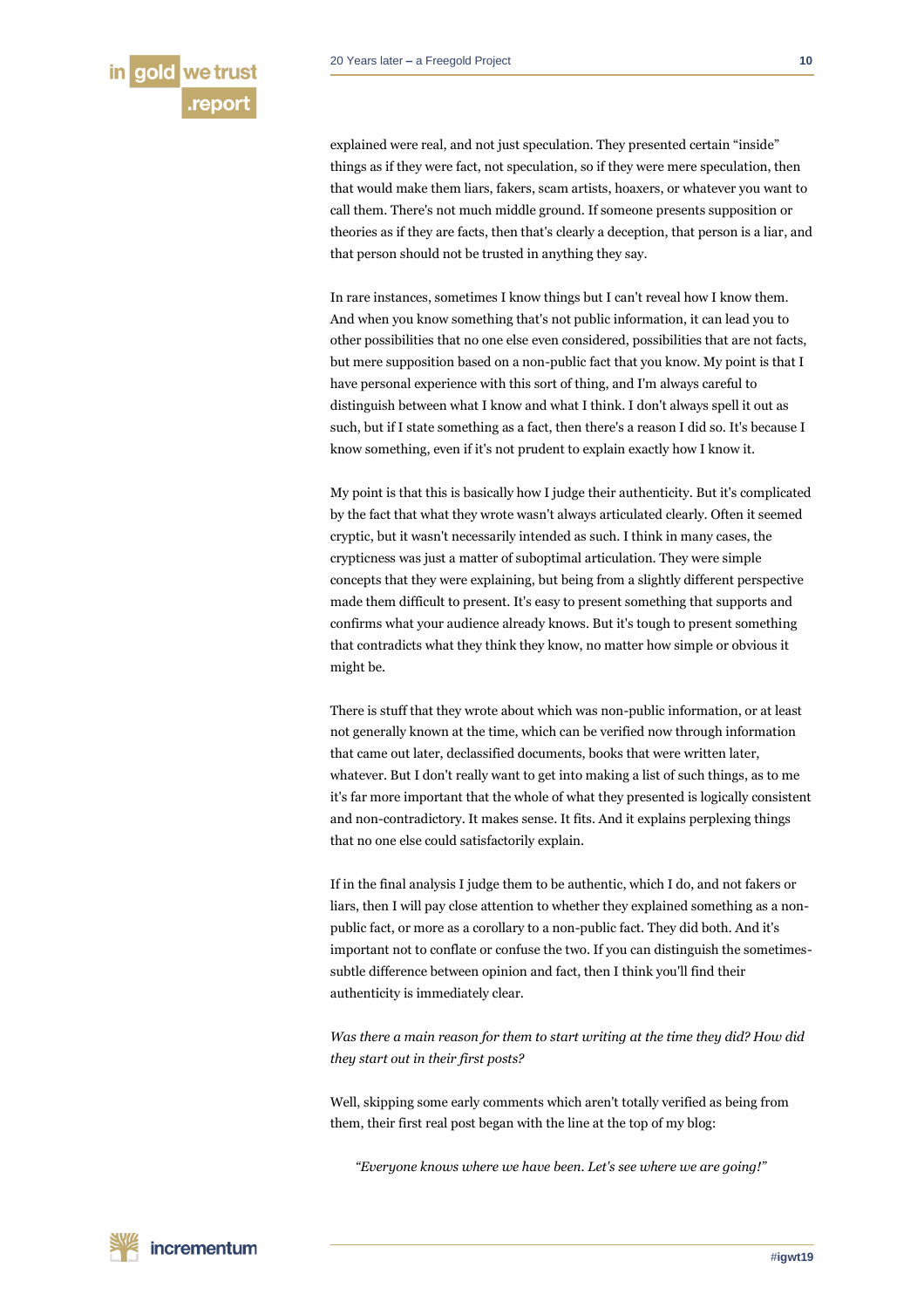explained were real, and not just speculation. They presented certain "inside" things as if they were fact, not speculation, so if they were mere speculation, then that would make them liars, fakers, scam artists, hoaxers, or whatever you want to call them. There's not much middle ground. If someone presents supposition or theories as if they are facts, then that's clearly a deception, that person is a liar, and that person should not be trusted in anything they say.

In rare instances, sometimes I know things but I can't reveal how I know them. And when you know something that's not public information, it can lead you to other possibilities that no one else even considered, possibilities that are not facts, but mere supposition based on a non-public fact that you know. My point is that I have personal experience with this sort of thing, and I'm always careful to distinguish between what I know and what I think. I don't always spell it out as such, but if I state something as a fact, then there's a reason I did so. It's because I know something, even if it's not prudent to explain exactly how I know it.

My point is that this is basically how I judge their authenticity. But it's complicated by the fact that what they wrote wasn't always articulated clearly. Often it seemed cryptic, but it wasn't necessarily intended as such. I think in many cases, the crypticness was just a matter of suboptimal articulation. They were simple concepts that they were explaining, but being from a slightly different perspective made them difficult to present. It's easy to present something that supports and confirms what your audience already knows. But it's tough to present something that contradicts what they think they know, no matter how simple or obvious it might be.

There is stuff that they wrote about which was non-public information, or at least not generally known at the time, which can be verified now through information that came out later, declassified documents, books that were written later, whatever. But I don't really want to get into making a list of such things, as to me it's far more important that the whole of what they presented is logically consistent and non-contradictory. It makes sense. It fits. And it explains perplexing things that no one else could satisfactorily explain.

If in the final analysis I judge them to be authentic, which I do, and not fakers or liars, then I will pay close attention to whether they explained something as a non-public fact, or more as a corollary to a non-public fact. They did both. And it's important not to conflate or confuse the two. If you can distinguish the sometimes-subtle difference between opinion and fact, then I think you'll find their authenticity is immediately clear.

*Was there a main reason for them to start writing at the time they did? How did they start out in their first posts?*

Well, skipping some early comments which aren't totally verified as being from them, their first real post began with the line at the top of my blog:

> *"Everyone knows where we have been. Let's see where we are going!"*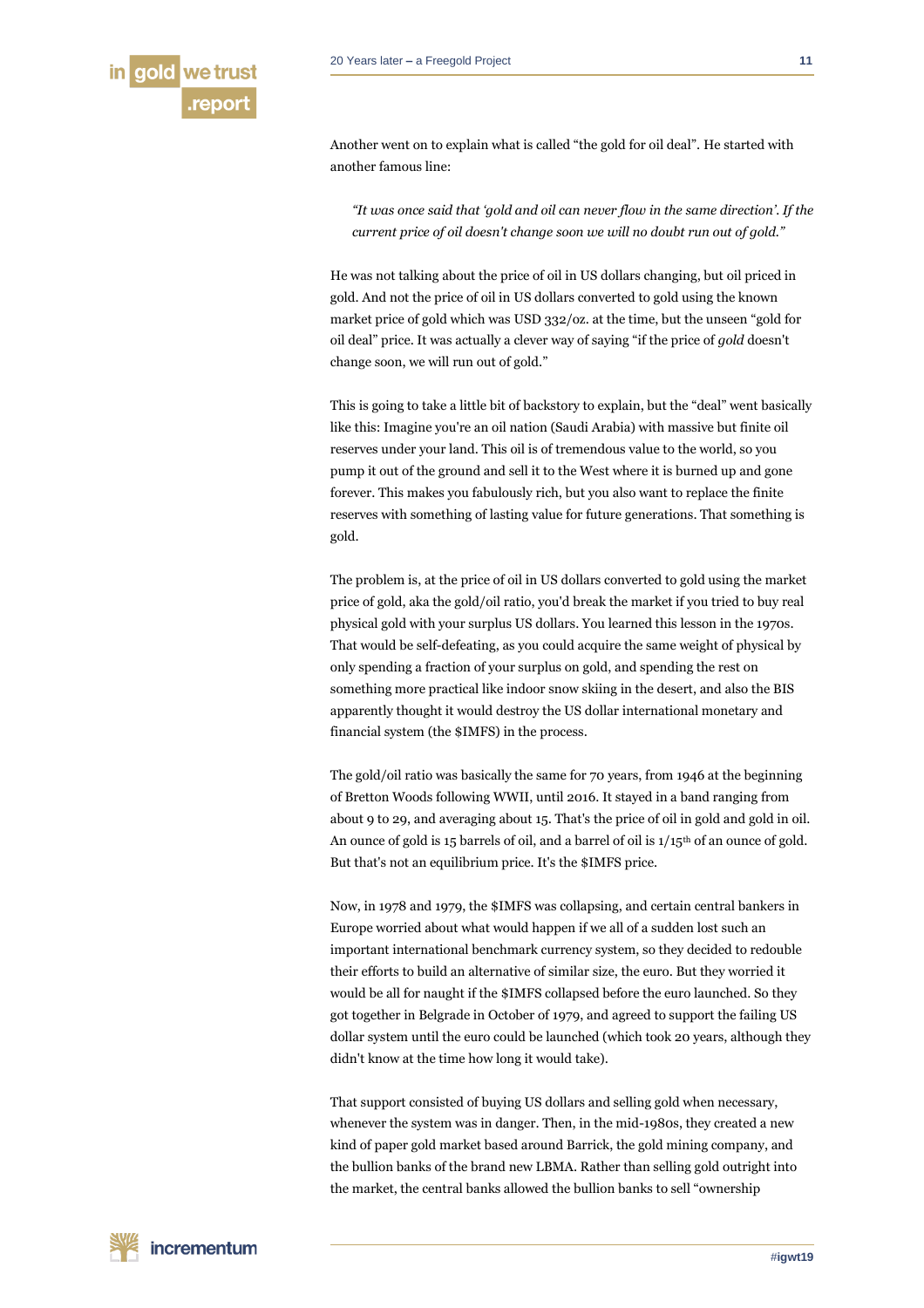Another went on to explain what is called "the gold for oil deal". He started with another famous line:

> *"It was once said that 'gold and oil can never flow in the same direction'. If the current price of oil doesn't change soon we will no doubt run out of gold."*

He was not talking about the price of oil in US dollars changing, but oil priced in gold. And not the price of oil in US dollars converted to gold using the known market price of gold which was USD 332/oz. at the time, but the unseen "gold for oil deal" price. It was actually a clever way of saying "if the price of *gold* doesn't change soon, we will run out of gold."

This is going to take a little bit of backstory to explain, but the "deal" went basically like this: Imagine you're an oil nation (Saudi Arabia) with massive but finite oil reserves under your land. This oil is of tremendous value to the world, so you pump it out of the ground and sell it to the West where it is burned up and gone forever. This makes you fabulously rich, but you also want to replace the finite reserves with something of lasting value for future generations. That something is gold.

The problem is, at the price of oil in US dollars converted to gold using the market price of gold, aka the gold/oil ratio, you'd break the market if you tried to buy real physical gold with your surplus US dollars. You learned this lesson in the 1970s. That would be self-defeating, as you could acquire the same weight of physical by only spending a fraction of your surplus on gold, and spending the rest on something more practical like indoor snow skiing in the desert, and also the BIS apparently thought it would destroy the US dollar international monetary and financial system (the $IMFS) in the process.

The gold/oil ratio was basically the same for 70 years, from 1946 at the beginning of Bretton Woods following WWII, until 2016. It stayed in a band ranging from about 9 to 29, and averaging about 15. That's the price of oil in gold and gold in oil. An ounce of gold is 15 barrels of oil, and a barrel of oil is 1/15th of an ounce of gold. But that's not an equilibrium price. It's the $IMFS price.

Now, in 1978 and 1979, the $IMFS was collapsing, and certain central bankers in Europe worried about what would happen if we all of a sudden lost such an important international benchmark currency system, so they decided to redouble their efforts to build an alternative of similar size, the euro. But they worried it would be all for naught if the $IMFS collapsed before the euro launched. So they got together in Belgrade in October of 1979, and agreed to support the failing US dollar system until the euro could be launched (which took 20 years, although they didn't know at the time how long it would take).

That support consisted of buying US dollars and selling gold when necessary, whenever the system was in danger. Then, in the mid-1980s, they created a new kind of paper gold market based around Barrick, the gold mining company, and the bullion banks of the brand new LBMA. Rather than selling gold outright into the market, the central banks allowed the bullion banks to sell "ownership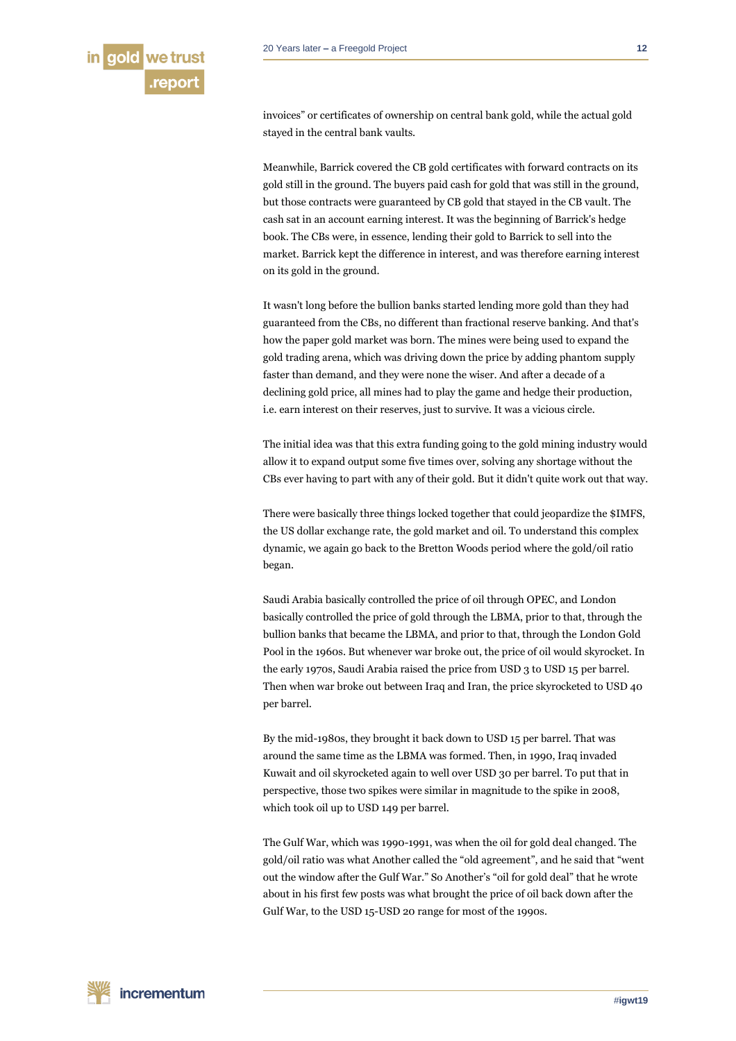invoices" or certificates of ownership on central bank gold, while the actual gold stayed in the central bank vaults.

Meanwhile, Barrick covered the CB gold certificates with forward contracts on its gold still in the ground. The buyers paid cash for gold that was still in the ground, but those contracts were guaranteed by CB gold that stayed in the CB vault. The cash sat in an account earning interest. It was the beginning of Barrick's hedge book. The CBs were, in essence, lending their gold to Barrick to sell into the market. Barrick kept the difference in interest, and was therefore earning interest on its gold in the ground.

It wasn't long before the bullion banks started lending more gold than they had guaranteed from the CBs, no different than fractional reserve banking. And that's how the paper gold market was born. The mines were being used to expand the gold trading arena, which was driving down the price by adding phantom supply faster than demand, and they were none the wiser. And after a decade of a declining gold price, all mines had to play the game and hedge their production, i.e. earn interest on their reserves, just to survive. It was a vicious circle.

The initial idea was that this extra funding going to the gold mining industry would allow it to expand output some five times over, solving any shortage without the CBs ever having to part with any of their gold. But it didn't quite work out that way.

There were basically three things locked together that could jeopardize the $IMFS, the US dollar exchange rate, the gold market and oil. To understand this complex dynamic, we again go back to the Bretton Woods period where the gold/oil ratio began.

Saudi Arabia basically controlled the price of oil through OPEC, and London basically controlled the price of gold through the LBMA, prior to that, through the bullion banks that became the LBMA, and prior to that, through the London Gold Pool in the 1960s. But whenever war broke out, the price of oil would skyrocket. In the early 1970s, Saudi Arabia raised the price from USD 3 to USD 15 per barrel. Then when war broke out between Iraq and Iran, the price skyrocketed to USD 40 per barrel.

By the mid-1980s, they brought it back down to USD 15 per barrel. That was around the same time as the LBMA was formed. Then, in 1990, Iraq invaded Kuwait and oil skyrocketed again to well over USD 30 per barrel. To put that in perspective, those two spikes were similar in magnitude to the spike in 2008, which took oil up to USD 149 per barrel.

The Gulf War, which was 1990-1991, was when the oil for gold deal changed. The gold/oil ratio was what Another called the "old agreement", and he said that "went out the window after the Gulf War." So Another's "oil for gold deal" that he wrote about in his first few posts was what brought the price of oil back down after the Gulf War, to the USD 15-USD 20 range for most of the 1990s.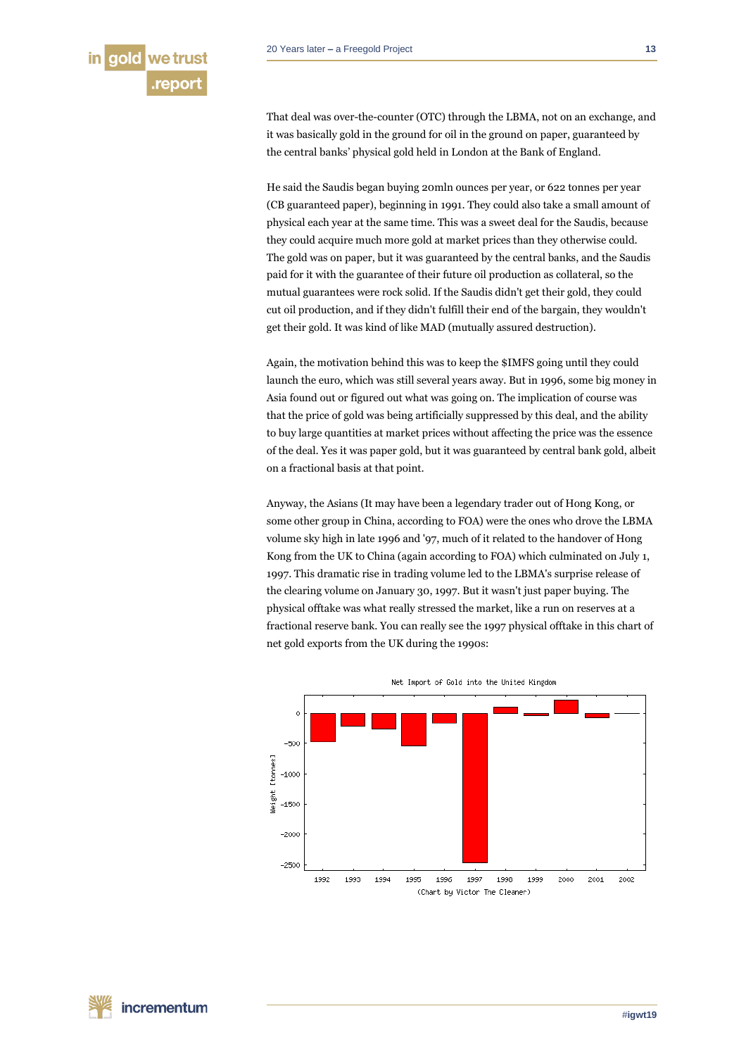That deal was over-the-counter (OTC) through the LBMA, not on an exchange, and it was basically gold in the ground for oil in the ground on paper, guaranteed by the central banks' physical gold held in London at the Bank of England.

He said the Saudis began buying 20mln ounces per year, or 622 tonnes per year (CB guaranteed paper), beginning in 1991. They could also take a small amount of physical each year at the same time. This was a sweet deal for the Saudis, because they could acquire much more gold at market prices than they otherwise could. The gold was on paper, but it was guaranteed by the central banks, and the Saudis paid for it with the guarantee of their future oil production as collateral, so the mutual guarantees were rock solid. If the Saudis didn't get their gold, they could cut oil production, and if they didn't fulfill their end of the bargain, they wouldn't get their gold. It was kind of like MAD (mutually assured destruction).

Again, the motivation behind this was to keep the $IMFS going until they could launch the euro, which was still several years away. But in 1996, some big money in Asia found out or figured out what was going on. The implication of course was that the price of gold was being artificially suppressed by this deal, and the ability to buy large quantities at market prices without affecting the price was the essence of the deal. Yes it was paper gold, but it was guaranteed by central bank gold, albeit on a fractional basis at that point.

Anyway, the Asians (It may have been a legendary trader out of Hong Kong, or some other group in China, according to FOA) were the ones who drove the LBMA volume sky high in late 1996 and '97, much of it related to the handover of Hong Kong from the UK to China (again according to FOA) which culminated on July 1, 1997. This dramatic rise in trading volume led to the LBMA's surprise release of the clearing volume on January 30, 1997. But it wasn't just paper buying. The physical offtake was what really stressed the market, like a run on reserves at a fractional reserve bank. You can really see the 1997 physical offtake in this chart of net gold exports from the UK during the 1990s:

Net Import of Gold into the United Kingdom

(Chart by Victor The Cleaner)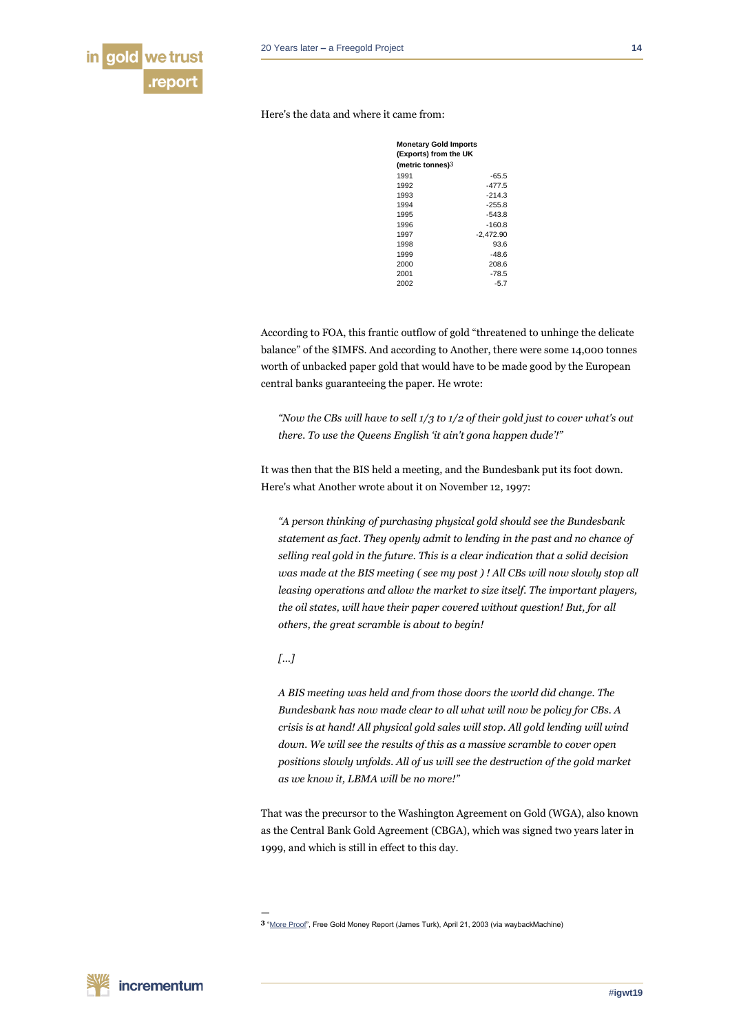Here's the data and where it came from:

| Monetary Gold Imports (Exports) from the UK (metric tonnes)[3] | |
|---|---|
| 1991 | -65.5 |
| 1992 | -477.5 |
| 1993 | -214.3 |
| 1994 | -255.8 |
| 1995 | -543.8 |
| 1996 | -160.8 |
| 1997 | -2,472.90 |
| 1998 | 93.6 |
| 1999 | -48.6 |
| 2000 | 208.6 |
| 2001 | -78.5 |
| 2002 | -5.7 |

According to FOA, this frantic outflow of gold "threatened to unhinge the delicate balance" of the $IMFS. And according to Another, there were some 14,000 tonnes worth of unbacked paper gold that would have to be made good by the European central banks guaranteeing the paper. He wrote:

> *"Now the CBs will have to sell 1/3 to 1/2 of their gold just to cover what's out there. To use the Queens English 'it ain't gona happen dude'!"*

It was then that the BIS held a meeting, and the Bundesbank put its foot down. Here's what Another wrote about it on November 12, 1997:

> *"A person thinking of purchasing physical gold should see the Bundesbank statement as fact. They openly admit to lending in the past and no chance of selling real gold in the future. This is a clear indication that a solid decision was made at the BIS meeting ( see my post ) ! All CBs will now slowly stop all leasing operations and allow the market to size itself. The important players, the oil states, will have their paper covered without question! But, for all others, the great scramble is about to begin!*
>
> *[...]*
>
> *A BIS meeting was held and from those doors the world did change. The Bundesbank has now made clear to all what will now be policy for CBs. A crisis is at hand! All physical gold sales will stop. All gold lending will wind down. We will see the results of this as a massive scramble to cover open positions slowly unfolds. All of us will see the destruction of the gold market as we know it, LBMA will be no more!"*

That was the precursor to the Washington Agreement on Gold (WGA), also known as the Central Bank Gold Agreement (CBGA), which was signed two years later in 1999, and which is still in effect to this day.

---

[3] "More Proof", Free Gold Money Report (James Turk), April 21, 2003 (via waybackMachine)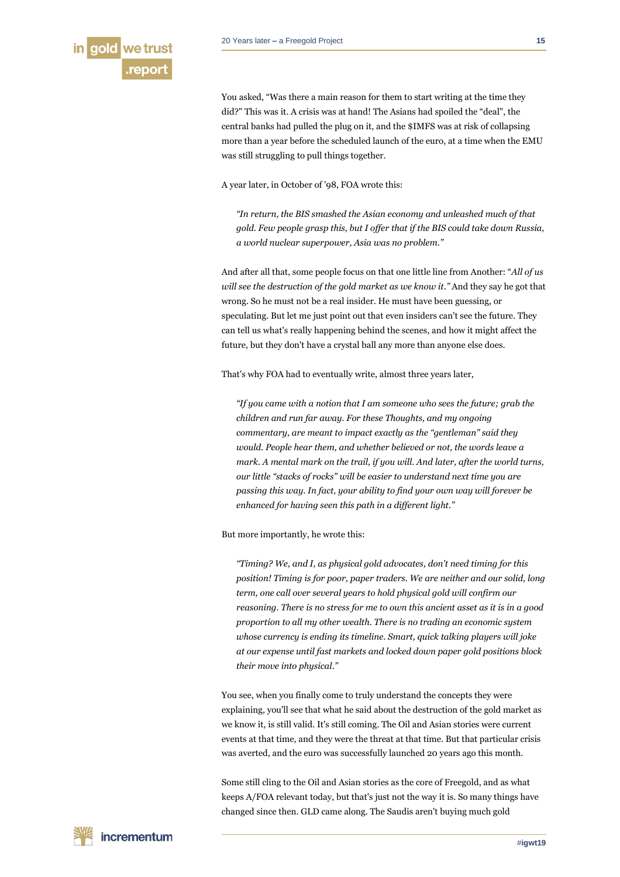You asked, "Was there a main reason for them to start writing at the time they did?" This was it. A crisis was at hand! The Asians had spoiled the "deal", the central banks had pulled the plug on it, and the $IMFS was at risk of collapsing more than a year before the scheduled launch of the euro, at a time when the EMU was still struggling to pull things together.

A year later, in October of '98, FOA wrote this:

> *"In return, the BIS smashed the Asian economy and unleashed much of that gold. Few people grasp this, but I offer that if the BIS could take down Russia, a world nuclear superpower, Asia was no problem."*

And after all that, some people focus on that one little line from Another: "*All of us will see the destruction of the gold market as we know it."* And they say he got that wrong. So he must not be a real insider. He must have been guessing, or speculating. But let me just point out that even insiders can't see the future. They can tell us what's really happening behind the scenes, and how it might affect the future, but they don't have a crystal ball any more than anyone else does.

That's why FOA had to eventually write, almost three years later,

> *"If you came with a notion that I am someone who sees the future; grab the children and run far away. For these Thoughts, and my ongoing commentary, are meant to impact exactly as the "gentleman" said they would. People hear them, and whether believed or not, the words leave a mark. A mental mark on the trail, if you will. And later, after the world turns, our little "stacks of rocks" will be easier to understand next time you are passing this way. In fact, your ability to find your own way will forever be enhanced for having seen this path in a different light."*

But more importantly, he wrote this:

> *"Timing? We, and I, as physical gold advocates, don't need timing for this position! Timing is for poor, paper traders. We are neither and our solid, long term, one call over several years to hold physical gold will confirm our reasoning. There is no stress for me to own this ancient asset as it is in a good proportion to all my other wealth. There is no trading an economic system whose currency is ending its timeline. Smart, quick talking players will joke at our expense until fast markets and locked down paper gold positions block their move into physical."*

You see, when you finally come to truly understand the concepts they were explaining, you'll see that what he said about the destruction of the gold market as we know it, is still valid. It's still coming. The Oil and Asian stories were current events at that time, and they were the threat at that time. But that particular crisis was averted, and the euro was successfully launched 20 years ago this month.

Some still cling to the Oil and Asian stories as the core of Freegold, and as what keeps A/FOA relevant today, but that's just not the way it is. So many things have changed since then. GLD came along. The Saudis aren't buying much gold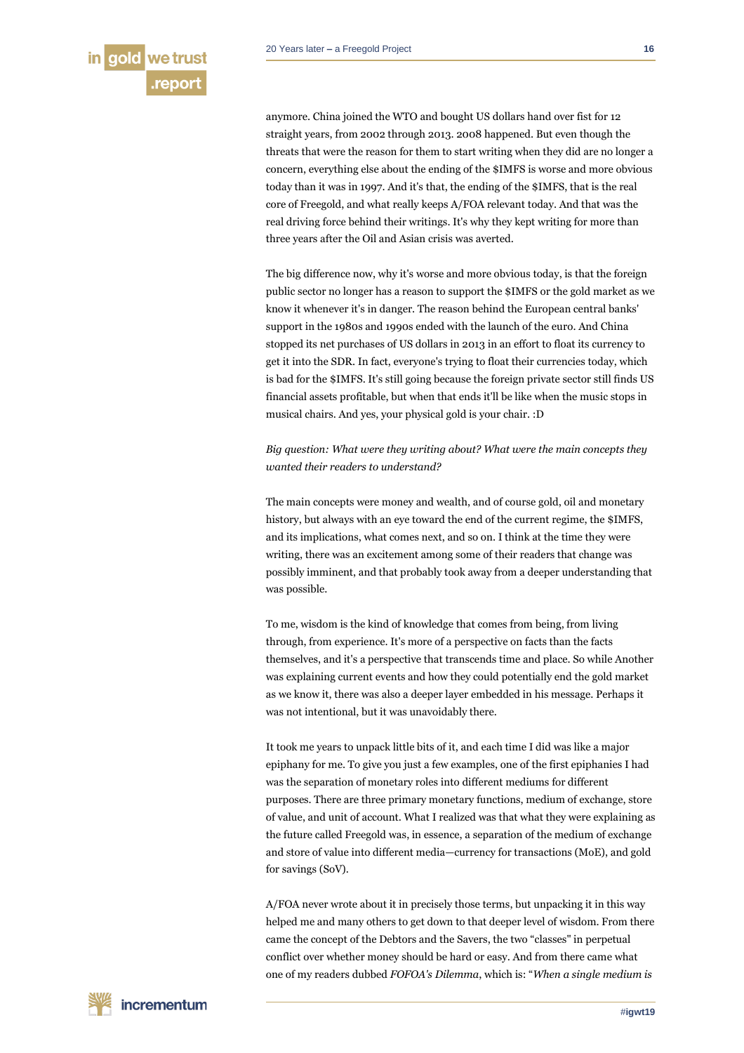anymore. China joined the WTO and bought US dollars hand over fist for 12 straight years, from 2002 through 2013. 2008 happened. But even though the threats that were the reason for them to start writing when they did are no longer a concern, everything else about the ending of the $IMFS is worse and more obvious today than it was in 1997. And it's that, the ending of the $IMFS, that is the real core of Freegold, and what really keeps A/FOA relevant today. And that was the real driving force behind their writings. It's why they kept writing for more than three years after the Oil and Asian crisis was averted.

The big difference now, why it's worse and more obvious today, is that the foreign public sector no longer has a reason to support the $IMFS or the gold market as we know it whenever it's in danger. The reason behind the European central banks' support in the 1980s and 1990s ended with the launch of the euro. And China stopped its net purchases of US dollars in 2013 in an effort to float its currency to get it into the SDR. In fact, everyone's trying to float their currencies today, which is bad for the $IMFS. It's still going because the foreign private sector still finds US financial assets profitable, but when that ends it'll be like when the music stops in musical chairs. And yes, your physical gold is your chair. :D

*Big question: What were they writing about? What were the main concepts they wanted their readers to understand?*

The main concepts were money and wealth, and of course gold, oil and monetary history, but always with an eye toward the end of the current regime, the $IMFS, and its implications, what comes next, and so on. I think at the time they were writing, there was an excitement among some of their readers that change was possibly imminent, and that probably took away from a deeper understanding that was possible.

To me, wisdom is the kind of knowledge that comes from being, from living through, from experience. It's more of a perspective on facts than the facts themselves, and it's a perspective that transcends time and place. So while Another was explaining current events and how they could potentially end the gold market as we know it, there was also a deeper layer embedded in his message. Perhaps it was not intentional, but it was unavoidably there.

It took me years to unpack little bits of it, and each time I did was like a major epiphany for me. To give you just a few examples, one of the first epiphanies I had was the separation of monetary roles into different mediums for different purposes. There are three primary monetary functions, medium of exchange, store of value, and unit of account. What I realized was that what they were explaining as the future called Freegold was, in essence, a separation of the medium of exchange and store of value into different media—currency for transactions (MoE), and gold for savings (SoV).

A/FOA never wrote about it in precisely those terms, but unpacking it in this way helped me and many others to get down to that deeper level of wisdom. From there came the concept of the Debtors and the Savers, the two "classes" in perpetual conflict over whether money should be hard or easy. And from there came what one of my readers dubbed *FOFOA's Dilemma*, which is: "*When a single medium is*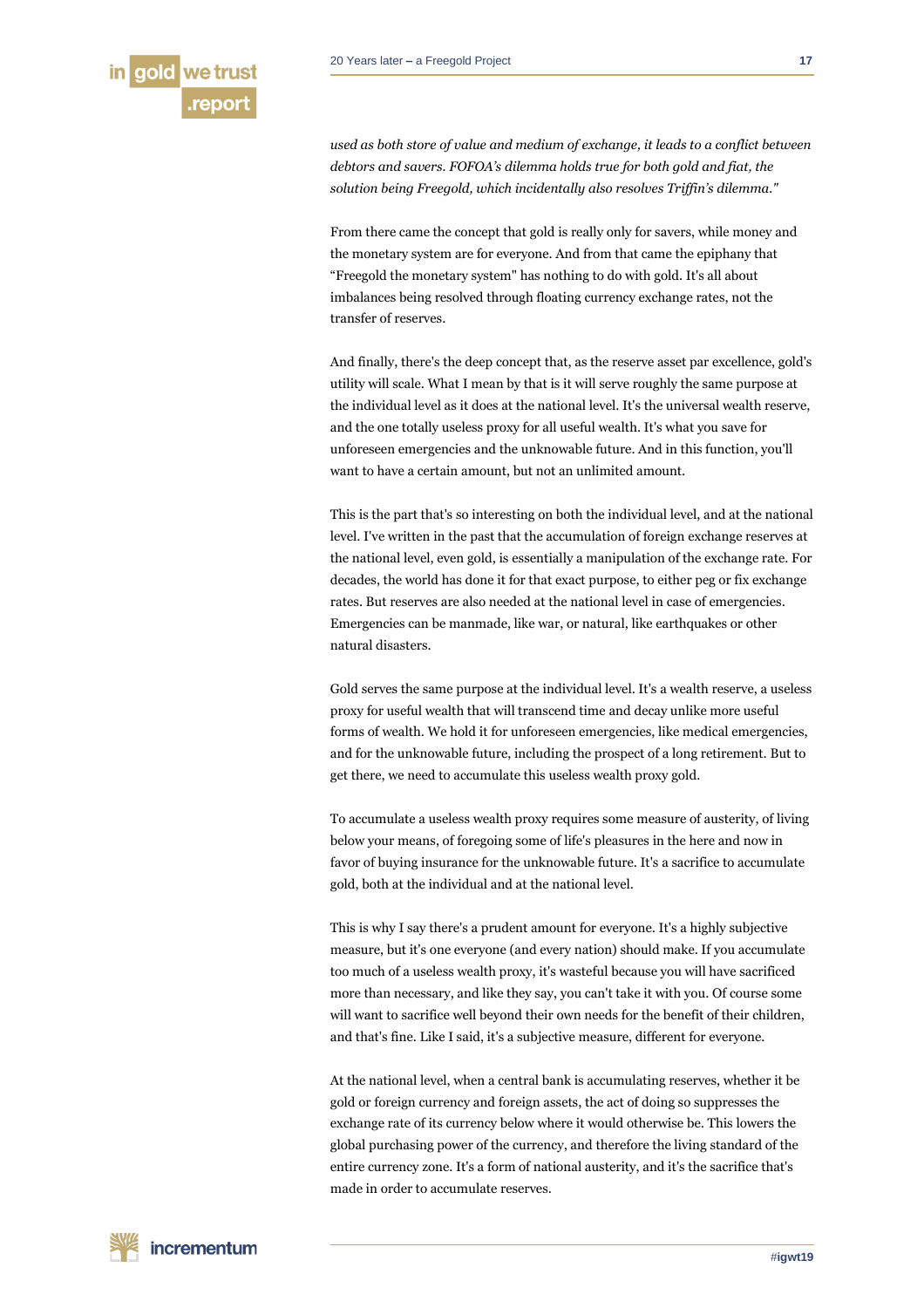*used as both store of value and medium of exchange, it leads to a conflict between debtors and savers. FOFOA's dilemma holds true for both gold and fiat, the solution being Freegold, which incidentally also resolves Triffin's dilemma."*

From there came the concept that gold is really only for savers, while money and the monetary system are for everyone. And from that came the epiphany that "Freegold the monetary system" has nothing to do with gold. It's all about imbalances being resolved through floating currency exchange rates, not the transfer of reserves.

And finally, there's the deep concept that, as the reserve asset par excellence, gold's utility will scale. What I mean by that is it will serve roughly the same purpose at the individual level as it does at the national level. It's the universal wealth reserve, and the one totally useless proxy for all useful wealth. It's what you save for unforeseen emergencies and the unknowable future. And in this function, you'll want to have a certain amount, but not an unlimited amount.

This is the part that's so interesting on both the individual level, and at the national level. I've written in the past that the accumulation of foreign exchange reserves at the national level, even gold, is essentially a manipulation of the exchange rate. For decades, the world has done it for that exact purpose, to either peg or fix exchange rates. But reserves are also needed at the national level in case of emergencies. Emergencies can be manmade, like war, or natural, like earthquakes or other natural disasters.

Gold serves the same purpose at the individual level. It's a wealth reserve, a useless proxy for useful wealth that will transcend time and decay unlike more useful forms of wealth. We hold it for unforeseen emergencies, like medical emergencies, and for the unknowable future, including the prospect of a long retirement. But to get there, we need to accumulate this useless wealth proxy gold.

To accumulate a useless wealth proxy requires some measure of austerity, of living below your means, of foregoing some of life's pleasures in the here and now in favor of buying insurance for the unknowable future. It's a sacrifice to accumulate gold, both at the individual and at the national level.

This is why I say there's a prudent amount for everyone. It's a highly subjective measure, but it's one everyone (and every nation) should make. If you accumulate too much of a useless wealth proxy, it's wasteful because you will have sacrificed more than necessary, and like they say, you can't take it with you. Of course some will want to sacrifice well beyond their own needs for the benefit of their children, and that's fine. Like I said, it's a subjective measure, different for everyone.

At the national level, when a central bank is accumulating reserves, whether it be gold or foreign currency and foreign assets, the act of doing so suppresses the exchange rate of its currency below where it would otherwise be. This lowers the global purchasing power of the currency, and therefore the living standard of the entire currency zone. It's a form of national austerity, and it's the sacrifice that's made in order to accumulate reserves.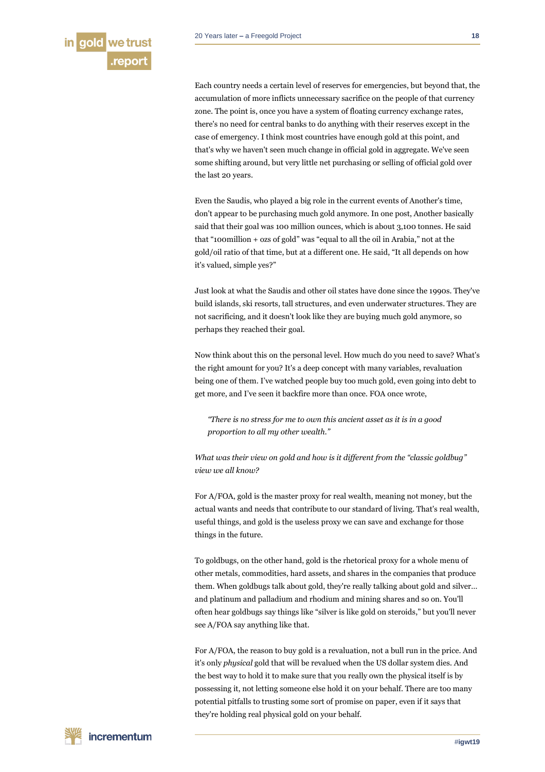Each country needs a certain level of reserves for emergencies, but beyond that, the accumulation of more inflicts unnecessary sacrifice on the people of that currency zone. The point is, once you have a system of floating currency exchange rates, there's no need for central banks to do anything with their reserves except in the case of emergency. I think most countries have enough gold at this point, and that's why we haven't seen much change in official gold in aggregate. We've seen some shifting around, but very little net purchasing or selling of official gold over the last 20 years.

Even the Saudis, who played a big role in the current events of Another's time, don't appear to be purchasing much gold anymore. In one post, Another basically said that their goal was 100 million ounces, which is about 3,100 tonnes. He said that "100million + ozs of gold" was "equal to all the oil in Arabia," not at the gold/oil ratio of that time, but at a different one. He said, "It all depends on how it's valued, simple yes?"

Just look at what the Saudis and other oil states have done since the 1990s. They've build islands, ski resorts, tall structures, and even underwater structures. They are not sacrificing, and it doesn't look like they are buying much gold anymore, so perhaps they reached their goal.

Now think about this on the personal level. How much do you need to save? What's the right amount for you? It's a deep concept with many variables, revaluation being one of them. I've watched people buy too much gold, even going into debt to get more, and I've seen it backfire more than once. FOA once wrote,

> *"There is no stress for me to own this ancient asset as it is in a good proportion to all my other wealth."*

*What was their view on gold and how is it different from the "classic goldbug" view we all know?*

For A/FOA, gold is the master proxy for real wealth, meaning not money, but the actual wants and needs that contribute to our standard of living. That's real wealth, useful things, and gold is the useless proxy we can save and exchange for those things in the future.

To goldbugs, on the other hand, gold is the rhetorical proxy for a whole menu of other metals, commodities, hard assets, and shares in the companies that produce them. When goldbugs talk about gold, they're really talking about gold and silver… and platinum and palladium and rhodium and mining shares and so on. You'll often hear goldbugs say things like "silver is like gold on steroids," but you'll never see A/FOA say anything like that.

For A/FOA, the reason to buy gold is a revaluation, not a bull run in the price. And it's only *physical* gold that will be revalued when the US dollar system dies. And the best way to hold it to make sure that you really own the physical itself is by possessing it, not letting someone else hold it on your behalf. There are too many potential pitfalls to trusting some sort of promise on paper, even if it says that they're holding real physical gold on your behalf.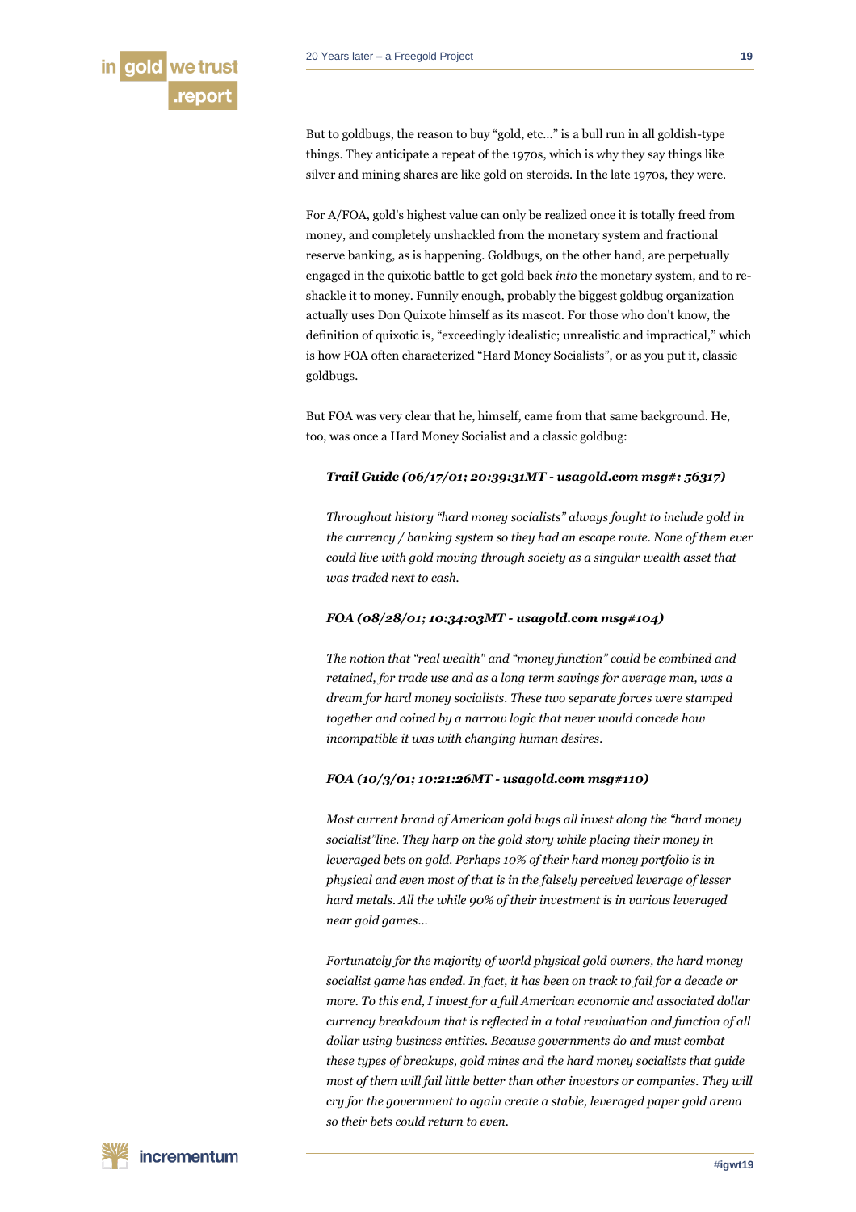But to goldbugs, the reason to buy "gold, etc..." is a bull run in all goldish-type things. They anticipate a repeat of the 1970s, which is why they say things like silver and mining shares are like gold on steroids. In the late 1970s, they were.

For A/FOA, gold's highest value can only be realized once it is totally freed from money, and completely unshackled from the monetary system and fractional reserve banking, as is happening. Goldbugs, on the other hand, are perpetually engaged in the quixotic battle to get gold back *into* the monetary system, and to re-shackle it to money. Funnily enough, probably the biggest goldbug organization actually uses Don Quixote himself as its mascot. For those who don't know, the definition of quixotic is, "exceedingly idealistic; unrealistic and impractical," which is how FOA often characterized "Hard Money Socialists", or as you put it, classic goldbugs.

But FOA was very clear that he, himself, came from that same background. He, too, was once a Hard Money Socialist and a classic goldbug:

> ***Trail Guide (06/17/01; 20:39:31MT - usagold.com msg#: 56317)***
>
> *Throughout history "hard money socialists" always fought to include gold in the currency / banking system so they had an escape route. None of them ever could live with gold moving through society as a singular wealth asset that was traded next to cash.*
>
> ***FOA (08/28/01; 10:34:03MT - usagold.com msg#104)***
>
> *The notion that "real wealth" and "money function" could be combined and retained, for trade use and as a long term savings for average man, was a dream for hard money socialists. These two separate forces were stamped together and coined by a narrow logic that never would concede how incompatible it was with changing human desires.*
>
> ***FOA (10/3/01; 10:21:26MT - usagold.com msg#110)***
>
> *Most current brand of American gold bugs all invest along the "hard money socialist"line. They harp on the gold story while placing their money in leveraged bets on gold. Perhaps 10% of their hard money portfolio is in physical and even most of that is in the falsely perceived leverage of lesser hard metals. All the while 90% of their investment is in various leveraged near gold games...*
>
> *Fortunately for the majority of world physical gold owners, the hard money socialist game has ended. In fact, it has been on track to fail for a decade or more. To this end, I invest for a full American economic and associated dollar currency breakdown that is reflected in a total revaluation and function of all dollar using business entities. Because governments do and must combat these types of breakups, gold mines and the hard money socialists that guide most of them will fail little better than other investors or companies. They will cry for the government to again create a stable, leveraged paper gold arena so their bets could return to even.*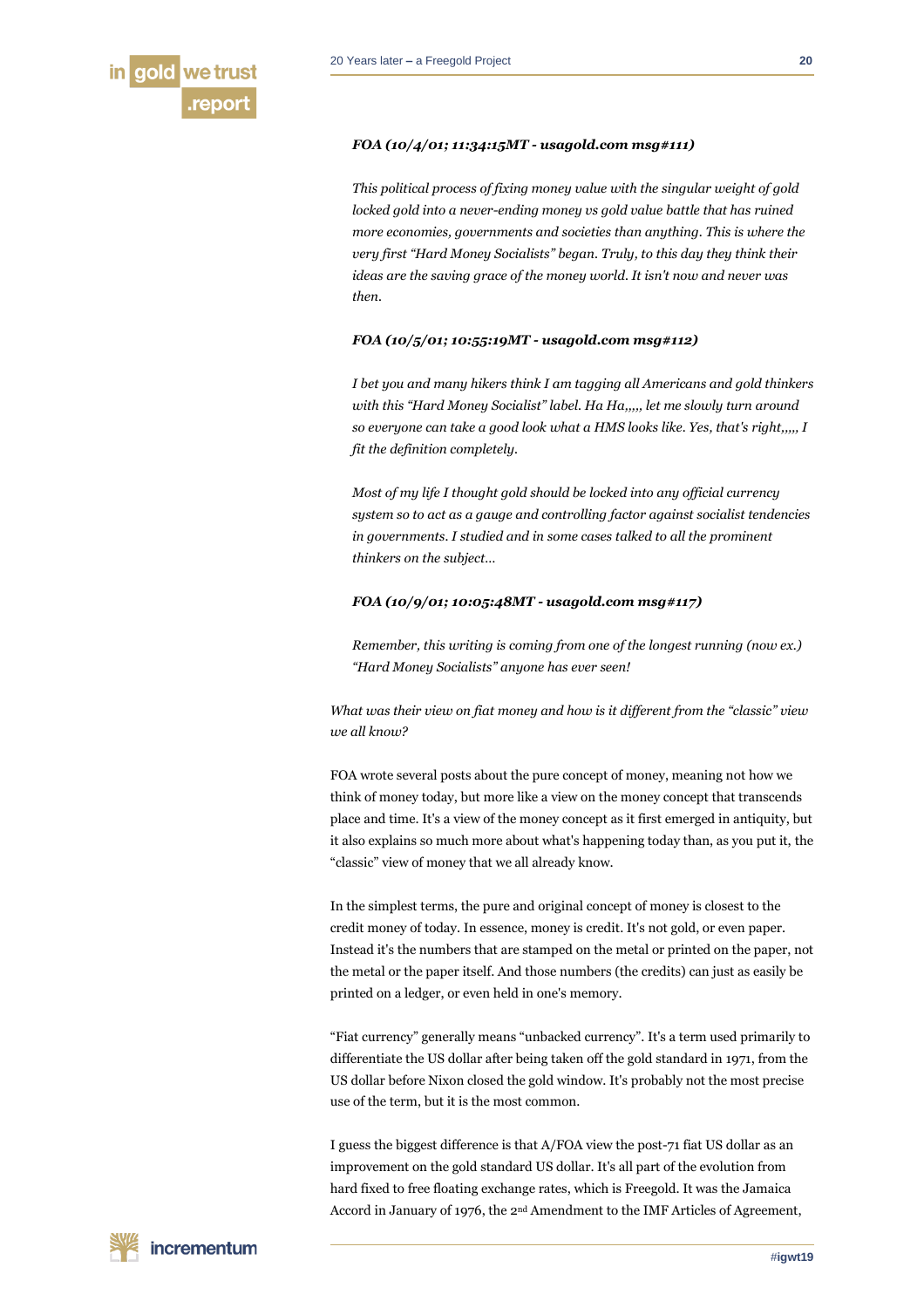***FOA (10/4/01; 11:34:15MT - usagold.com msg#111)***

*This political process of fixing money value with the singular weight of gold locked gold into a never-ending money vs gold value battle that has ruined more economies, governments and societies than anything. This is where the very first "Hard Money Socialists" began. Truly, to this day they think their ideas are the saving grace of the money world. It isn't now and never was then.*

***FOA (10/5/01; 10:55:19MT - usagold.com msg#112)***

*I bet you and many hikers think I am tagging all Americans and gold thinkers with this "Hard Money Socialist" label. Ha Ha,,,,, let me slowly turn around so everyone can take a good look what a HMS looks like. Yes, that's right,,,,, I fit the definition completely.*

*Most of my life I thought gold should be locked into any official currency system so to act as a gauge and controlling factor against socialist tendencies in governments. I studied and in some cases talked to all the prominent thinkers on the subject...*

***FOA (10/9/01; 10:05:48MT - usagold.com msg#117)***

*Remember, this writing is coming from one of the longest running (now ex.) "Hard Money Socialists" anyone has ever seen!*

*What was their view on fiat money and how is it different from the "classic" view we all know?*

FOA wrote several posts about the pure concept of money, meaning not how we think of money today, but more like a view on the money concept that transcends place and time. It's a view of the money concept as it first emerged in antiquity, but it also explains so much more about what's happening today than, as you put it, the "classic" view of money that we all already know.

In the simplest terms, the pure and original concept of money is closest to the credit money of today. In essence, money is credit. It's not gold, or even paper. Instead it's the numbers that are stamped on the metal or printed on the paper, not the metal or the paper itself. And those numbers (the credits) can just as easily be printed on a ledger, or even held in one's memory.

"Fiat currency" generally means "unbacked currency". It's a term used primarily to differentiate the US dollar after being taken off the gold standard in 1971, from the US dollar before Nixon closed the gold window. It's probably not the most precise use of the term, but it is the most common.

I guess the biggest difference is that A/FOA view the post-71 fiat US dollar as an improvement on the gold standard US dollar. It's all part of the evolution from hard fixed to free floating exchange rates, which is Freegold. It was the Jamaica Accord in January of 1976, the 2nd Amendment to the IMF Articles of Agreement,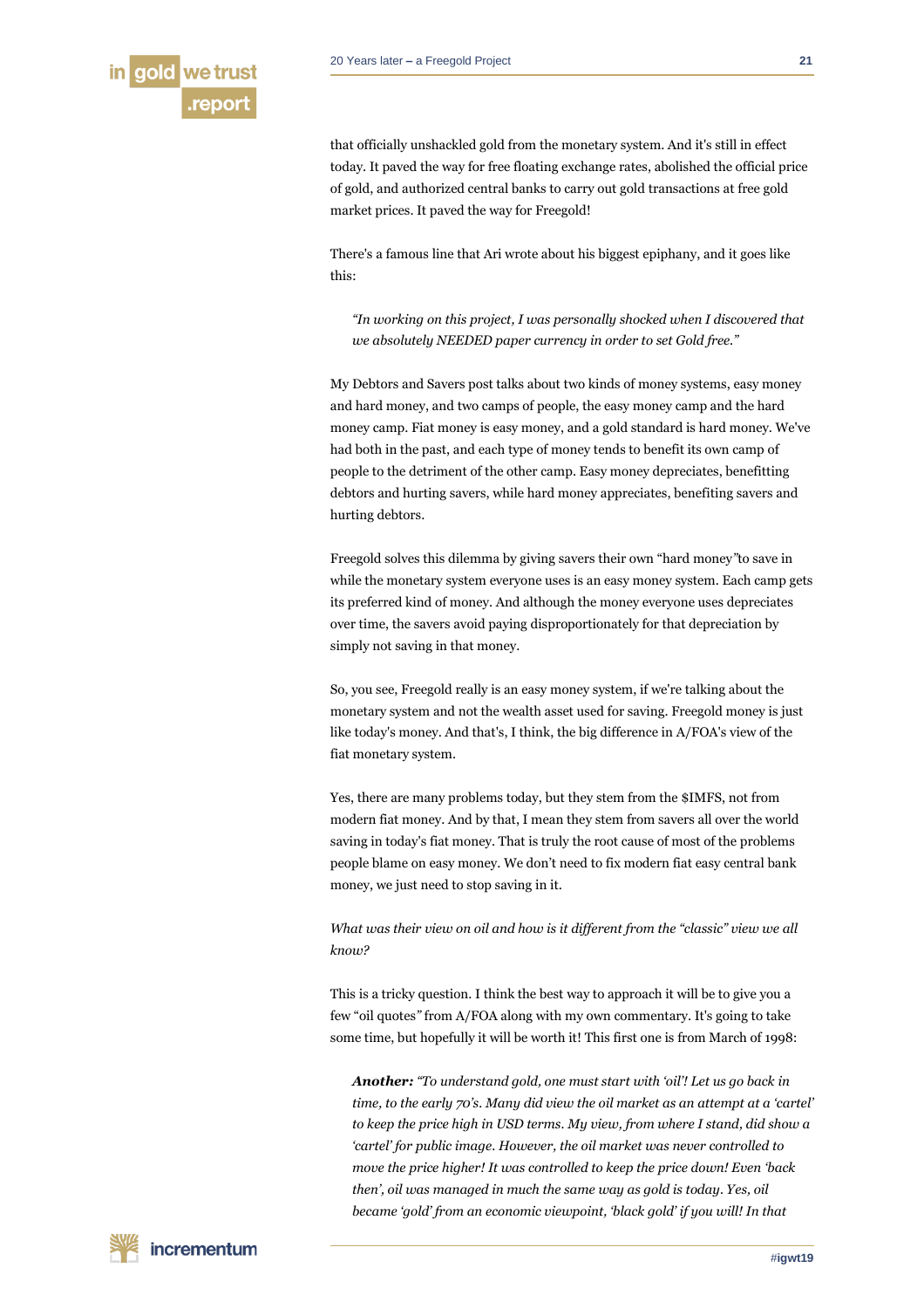that officially unshackled gold from the monetary system. And it's still in effect today. It paved the way for free floating exchange rates, abolished the official price of gold, and authorized central banks to carry out gold transactions at free gold market prices. It paved the way for Freegold!

There's a famous line that Ari wrote about his biggest epiphany, and it goes like this:

> *"In working on this project, I was personally shocked when I discovered that we absolutely NEEDED paper currency in order to set Gold free."*

My Debtors and Savers post talks about two kinds of money systems, easy money and hard money, and two camps of people, the easy money camp and the hard money camp. Fiat money is easy money, and a gold standard is hard money. We've had both in the past, and each type of money tends to benefit its own camp of people to the detriment of the other camp. Easy money depreciates, benefitting debtors and hurting savers, while hard money appreciates, benefiting savers and hurting debtors.

Freegold solves this dilemma by giving savers their own "hard money" to save in while the monetary system everyone uses is an easy money system. Each camp gets its preferred kind of money. And although the money everyone uses depreciates over time, the savers avoid paying disproportionately for that depreciation by simply not saving in that money.

So, you see, Freegold really is an easy money system, if we're talking about the monetary system and not the wealth asset used for saving. Freegold money is just like today's money. And that's, I think, the big difference in A/FOA's view of the fiat monetary system.

Yes, there are many problems today, but they stem from the $IMFS, not from modern fiat money. And by that, I mean they stem from savers all over the world saving in today's fiat money. That is truly the root cause of most of the problems people blame on easy money. We don't need to fix modern fiat easy central bank money, we just need to stop saving in it.

*What was their view on oil and how is it different from the "classic" view we all know?*

This is a tricky question. I think the best way to approach it will be to give you a few "oil quotes" from A/FOA along with my own commentary. It's going to take some time, but hopefully it will be worth it! This first one is from March of 1998:

> ***Another:*** *"To understand gold, one must start with 'oil'! Let us go back in time, to the early 70's. Many did view the oil market as an attempt at a 'cartel' to keep the price high in USD terms. My view, from where I stand, did show a 'cartel' for public image. However, the oil market was never controlled to move the price higher! It was controlled to keep the price down! Even 'back then', oil was managed in much the same way as gold is today. Yes, oil became 'gold' from an economic viewpoint, 'black gold' if you will! In that*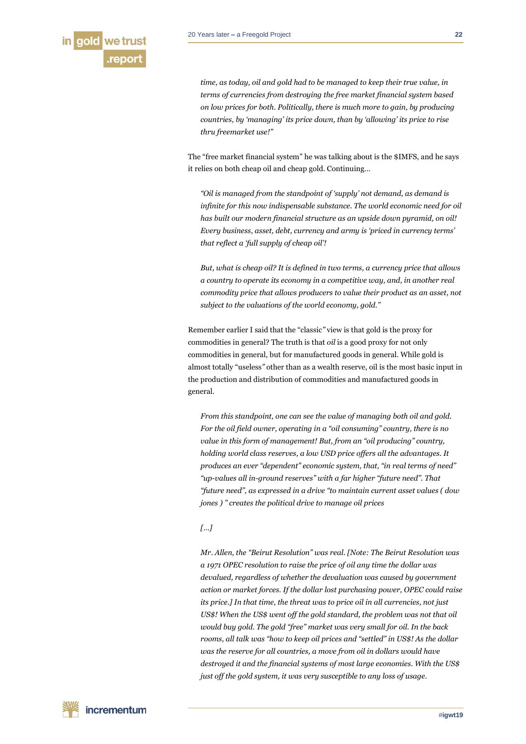*time, as today, oil and gold had to be managed to keep their true value, in terms of currencies from destroying the free market financial system based on low prices for both. Politically, there is much more to gain, by producing countries, by 'managing' its price down, than by 'allowing' its price to rise thru freemarket use!"*

The "free market financial system" he was talking about is the $IMFS, and he says it relies on both cheap oil and cheap gold. Continuing…

> *"Oil is managed from the standpoint of 'supply' not demand, as demand is infinite for this now indispensable substance. The world economic need for oil has built our modern financial structure as an upside down pyramid, on oil! Every business, asset, debt, currency and army is 'priced in currency terms' that reflect a 'full supply of cheap oil'!*
>
> *But, what is cheap oil? It is defined in two terms, a currency price that allows a country to operate its economy in a competitive way, and, in another real commodity price that allows producers to value their product as an asset, not subject to the valuations of the world economy, gold."*

Remember earlier I said that the "classic" view is that gold is the proxy for commodities in general? The truth is that *oil* is a good proxy for not only commodities in general, but for manufactured goods in general. While gold is almost totally "useless" other than as a wealth reserve, oil is the most basic input in the production and distribution of commodities and manufactured goods in general.

> *From this standpoint, one can see the value of managing both oil and gold. For the oil field owner, operating in a "oil consuming" country, there is no value in this form of management! But, from an "oil producing" country, holding world class reserves, a low USD price offers all the advantages. It produces an ever "dependent" economic system, that, "in real terms of need" "up-values all in-ground reserves" with a far higher "future need". That "future need", as expressed in a drive "to maintain current asset values ( dow jones ) " creates the political drive to manage oil prices*
>
> *[…]*
>
> *Mr. Allen, the "Beirut Resolution" was real. [Note: The Beirut Resolution was a 1971 OPEC resolution to raise the price of oil any time the dollar was devalued, regardless of whether the devaluation was caused by government action or market forces. If the dollar lost purchasing power, OPEC could raise its price.] In that time, the threat was to price oil in all currencies, not just US$! When the US$ went off the gold standard, the problem was not that oil would buy gold. The gold "free" market was very small for oil. In the back rooms, all talk was "how to keep oil prices and "settled" in US$! As the dollar was the reserve for all countries, a move from oil in dollars would have destroyed it and the financial systems of most large economies. With the US$ just off the gold system, it was very susceptible to any loss of usage.*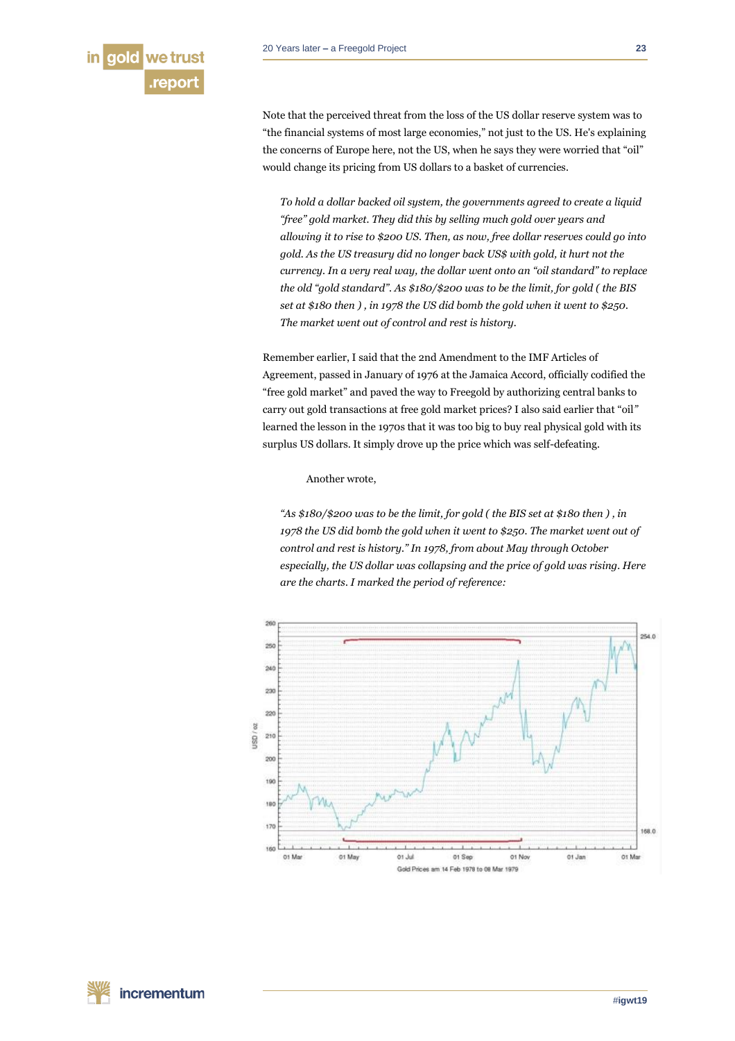Note that the perceived threat from the loss of the US dollar reserve system was to "the financial systems of most large economies," not just to the US. He's explaining the concerns of Europe here, not the US, when he says they were worried that "oil" would change its pricing from US dollars to a basket of currencies.

> *To hold a dollar backed oil system, the governments agreed to create a liquid "free" gold market. They did this by selling much gold over years and allowing it to rise to $200 US. Then, as now, free dollar reserves could go into gold. As the US treasury did no longer back US$ with gold, it hurt not the currency. In a very real way, the dollar went onto an "oil standard" to replace the old "gold standard". As $180/$200 was to be the limit, for gold ( the BIS set at $180 then ) , in 1978 the US did bomb the gold when it went to $250. The market went out of control and rest is history.*

Remember earlier, I said that the 2nd Amendment to the IMF Articles of Agreement, passed in January of 1976 at the Jamaica Accord, officially codified the "free gold market" and paved the way to Freegold by authorizing central banks to carry out gold transactions at free gold market prices? I also said earlier that "oil" learned the lesson in the 1970s that it was too big to buy real physical gold with its surplus US dollars. It simply drove up the price which was self-defeating.

Another wrote,

> *"As $180/$200 was to be the limit, for gold ( the BIS set at $180 then ) , in 1978 the US did bomb the gold when it went to $250. The market went out of control and rest is history." In 1978, from about May through October especially, the US dollar was collapsing and the price of gold was rising. Here are the charts. I marked the period of reference:*

Gold Prices am 14 Feb 1978 to 08 Mar 1979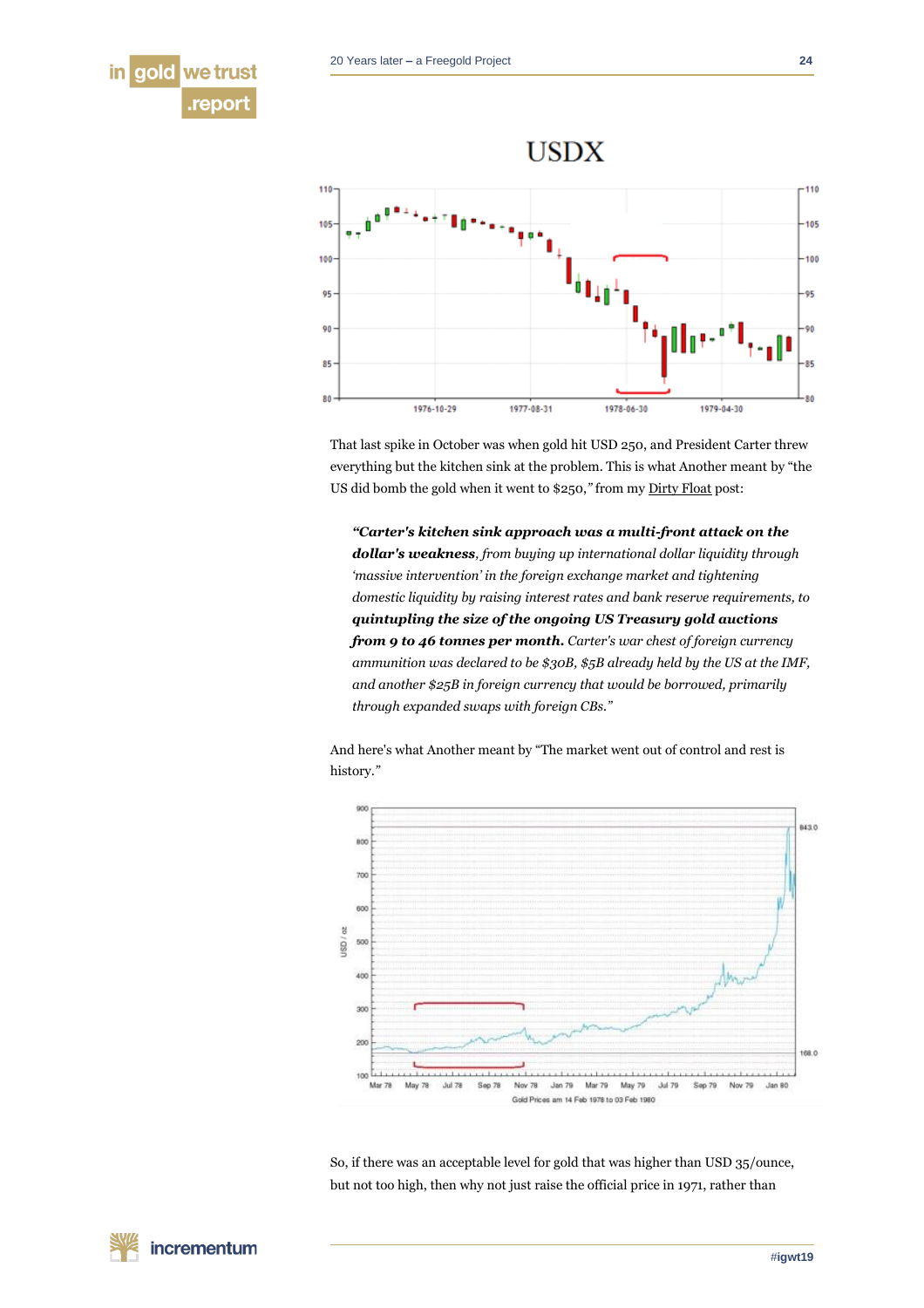USDX

That last spike in October was when gold hit USD 250, and President Carter threw everything but the kitchen sink at the problem. This is what Another meant by "the US did bomb the gold when it went to $250," from my Dirty Float post:

> ***"Carter's kitchen sink approach was a multi-front attack on the dollar's weakness****, from buying up international dollar liquidity through 'massive intervention' in the foreign exchange market and tightening domestic liquidity by raising interest rates and bank reserve requirements, to* ***quintupling the size of the ongoing US Treasury gold auctions from 9 to 46 tonnes per month.*** *Carter's war chest of foreign currency ammunition was declared to be $30B, $5B already held by the US at the IMF, and another $25B in foreign currency that would be borrowed, primarily through expanded swaps with foreign CBs."*

And here's what Another meant by "The market went out of control and rest is history."

Gold Prices am 14 Feb 1978 to 03 Feb 1980

So, if there was an acceptable level for gold that was higher than USD 35/ounce, but not too high, then why not just raise the official price in 1971, rather than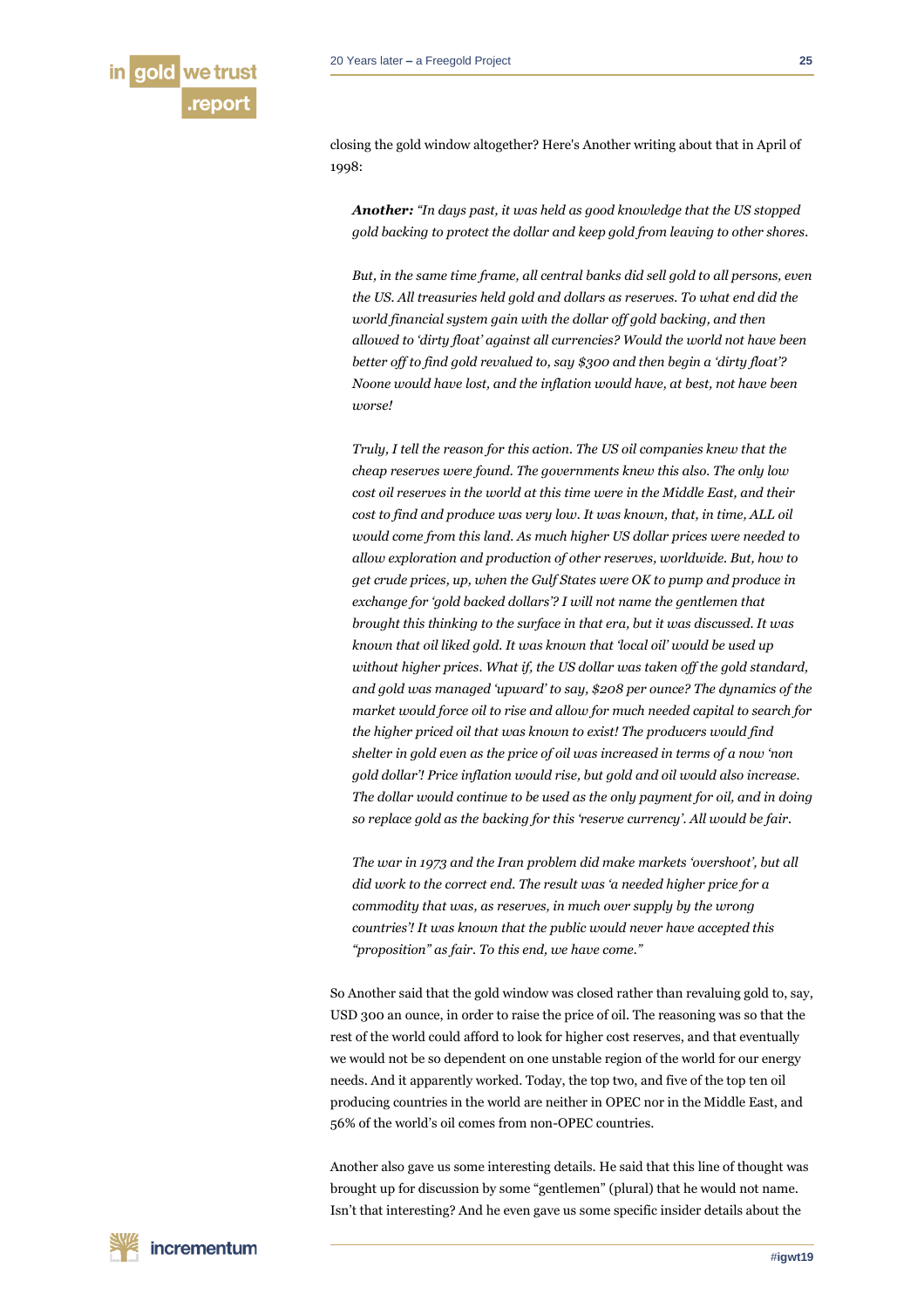closing the gold window altogether? Here's Another writing about that in April of 1998:

> ***Another:*** *"In days past, it was held as good knowledge that the US stopped gold backing to protect the dollar and keep gold from leaving to other shores.*
>
> *But, in the same time frame, all central banks did sell gold to all persons, even the US. All treasuries held gold and dollars as reserves. To what end did the world financial system gain with the dollar off gold backing, and then allowed to 'dirty float' against all currencies? Would the world not have been better off to find gold revalued to, say $300 and then begin a 'dirty float'? Noone would have lost, and the inflation would have, at best, not have been worse!*
>
> *Truly, I tell the reason for this action. The US oil companies knew that the cheap reserves were found. The governments knew this also. The only low cost oil reserves in the world at this time were in the Middle East, and their cost to find and produce was very low. It was known, that, in time, ALL oil would come from this land. As much higher US dollar prices were needed to allow exploration and production of other reserves, worldwide. But, how to get crude prices, up, when the Gulf States were OK to pump and produce in exchange for 'gold backed dollars'? I will not name the gentlemen that brought this thinking to the surface in that era, but it was discussed. It was known that oil liked gold. It was known that 'local oil' would be used up without higher prices. What if, the US dollar was taken off the gold standard, and gold was managed 'upward' to say, $208 per ounce? The dynamics of the market would force oil to rise and allow for much needed capital to search for the higher priced oil that was known to exist! The producers would find shelter in gold even as the price of oil was increased in terms of a now 'non gold dollar'! Price inflation would rise, but gold and oil would also increase. The dollar would continue to be used as the only payment for oil, and in doing so replace gold as the backing for this 'reserve currency'. All would be fair.*
>
> *The war in 1973 and the Iran problem did make markets 'overshoot', but all did work to the correct end. The result was 'a needed higher price for a commodity that was, as reserves, in much over supply by the wrong countries'! It was known that the public would never have accepted this "proposition" as fair. To this end, we have come."*

So Another said that the gold window was closed rather than revaluing gold to, say, USD 300 an ounce, in order to raise the price of oil. The reasoning was so that the rest of the world could afford to look for higher cost reserves, and that eventually we would not be so dependent on one unstable region of the world for our energy needs. And it apparently worked. Today, the top two, and five of the top ten oil producing countries in the world are neither in OPEC nor in the Middle East, and 56% of the world's oil comes from non-OPEC countries.

Another also gave us some interesting details. He said that this line of thought was brought up for discussion by some "gentlemen" (plural) that he would not name. Isn't that interesting? And he even gave us some specific insider details about the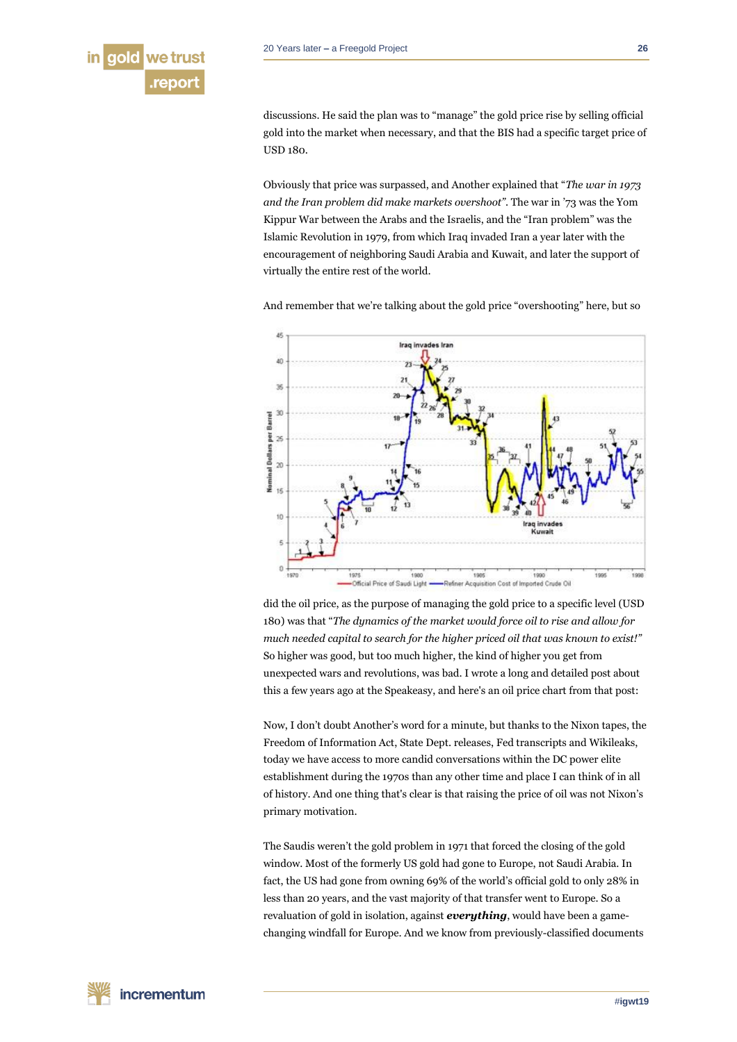discussions. He said the plan was to "manage" the gold price rise by selling official gold into the market when necessary, and that the BIS had a specific target price of USD 180.

Obviously that price was surpassed, and Another explained that "*The war in 1973 and the Iran problem did make markets overshoot"*. The war in '73 was the Yom Kippur War between the Arabs and the Israelis, and the "Iran problem" was the Islamic Revolution in 1979, from which Iraq invaded Iran a year later with the encouragement of neighboring Saudi Arabia and Kuwait, and later the support of virtually the entire rest of the world.

And remember that we're talking about the gold price "overshooting" here, but so did the oil price, as the purpose of managing the gold price to a specific level (USD 180) was that "*The dynamics of the market would force oil to rise and allow for much needed capital to search for the higher priced oil that was known to exist!"* So higher was good, but too much higher, the kind of higher you get from unexpected wars and revolutions, was bad. I wrote a long and detailed post about this a few years ago at the Speakeasy, and here's an oil price chart from that post:

Now, I don't doubt Another's word for a minute, but thanks to the Nixon tapes, the Freedom of Information Act, State Dept. releases, Fed transcripts and Wikileaks, today we have access to more candid conversations within the DC power elite establishment during the 1970s than any other time and place I can think of in all of history. And one thing that's clear is that raising the price of oil was not Nixon's primary motivation.

The Saudis weren't the gold problem in 1971 that forced the closing of the gold window. Most of the formerly US gold had gone to Europe, not Saudi Arabia. In fact, the US had gone from owning 69% of the world's official gold to only 28% in less than 20 years, and the vast majority of that transfer went to Europe. So a revaluation of gold in isolation, against ***everything***, would have been a game-changing windfall for Europe. And we know from previously-classified documents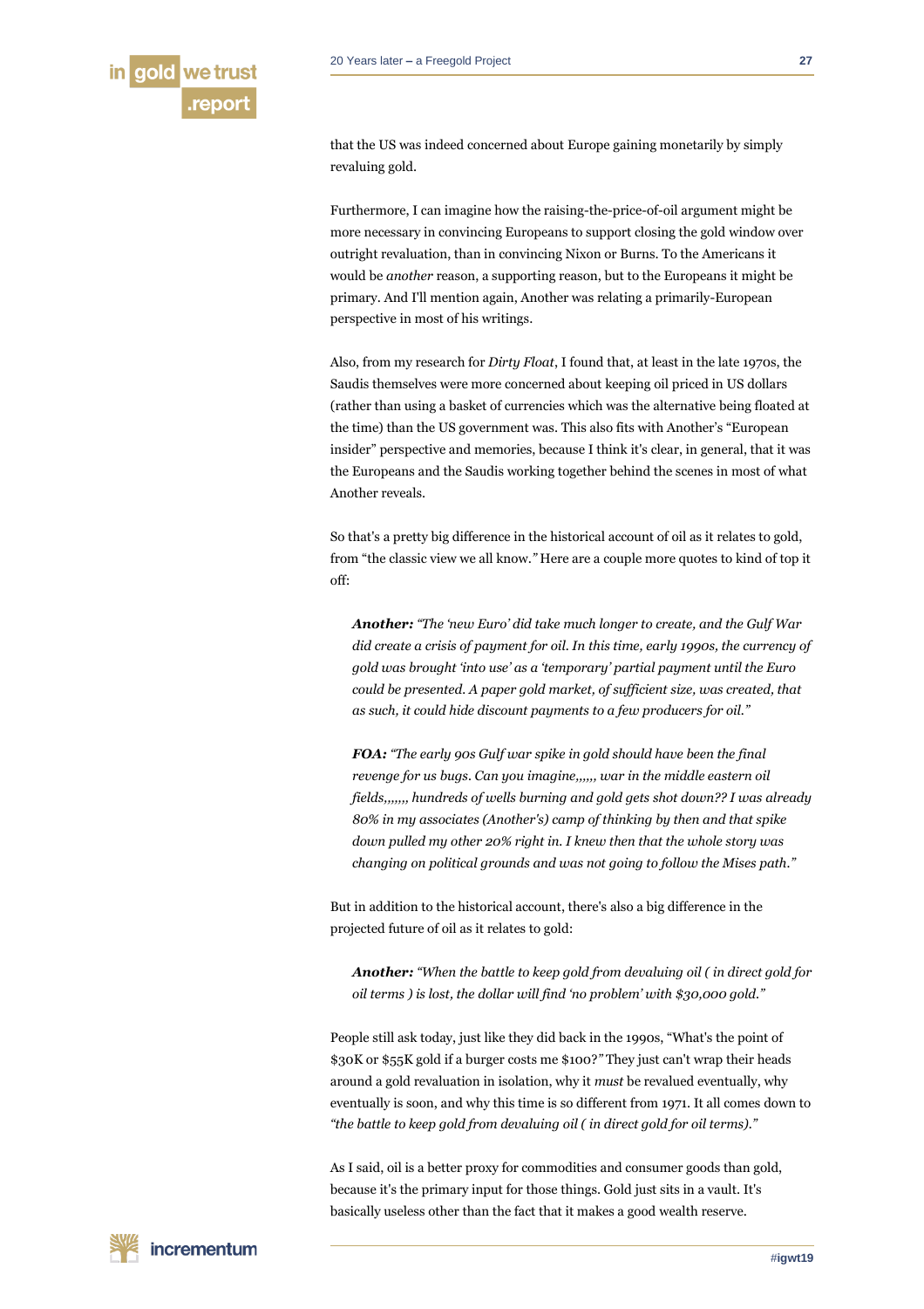that the US was indeed concerned about Europe gaining monetarily by simply revaluing gold.

Furthermore, I can imagine how the raising-the-price-of-oil argument might be more necessary in convincing Europeans to support closing the gold window over outright revaluation, than in convincing Nixon or Burns. To the Americans it would be *another* reason, a supporting reason, but to the Europeans it might be primary. And I'll mention again, Another was relating a primarily-European perspective in most of his writings.

Also, from my research for *Dirty Float*, I found that, at least in the late 1970s, the Saudis themselves were more concerned about keeping oil priced in US dollars (rather than using a basket of currencies which was the alternative being floated at the time) than the US government was. This also fits with Another's "European insider" perspective and memories, because I think it's clear, in general, that it was the Europeans and the Saudis working together behind the scenes in most of what Another reveals.

So that's a pretty big difference in the historical account of oil as it relates to gold, from "the classic view we all know." Here are a couple more quotes to kind of top it off:

> ***Another:*** *"The 'new Euro' did take much longer to create, and the Gulf War did create a crisis of payment for oil. In this time, early 1990s, the currency of gold was brought 'into use' as a 'temporary' partial payment until the Euro could be presented. A paper gold market, of sufficient size, was created, that as such, it could hide discount payments to a few producers for oil."*

> ***FOA:*** *"The early 90s Gulf war spike in gold should have been the final revenge for us bugs. Can you imagine,,,,,, war in the middle eastern oil fields,,,,,, hundreds of wells burning and gold gets shot down?? I was already 80% in my associates (Another's) camp of thinking by then and that spike down pulled my other 20% right in. I knew then that the whole story was changing on political grounds and was not going to follow the Mises path."*

But in addition to the historical account, there's also a big difference in the projected future of oil as it relates to gold:

> ***Another:*** *"When the battle to keep gold from devaluing oil ( in direct gold for oil terms ) is lost, the dollar will find 'no problem' with $30,000 gold."*

People still ask today, just like they did back in the 1990s, "What's the point of $30K or $55K gold if a burger costs me $100?" They just can't wrap their heads around a gold revaluation in isolation, why it *must* be revalued eventually, why eventually is soon, and why this time is so different from 1971. It all comes down to *"the battle to keep gold from devaluing oil ( in direct gold for oil terms)."*

As I said, oil is a better proxy for commodities and consumer goods than gold, because it's the primary input for those things. Gold just sits in a vault. It's basically useless other than the fact that it makes a good wealth reserve.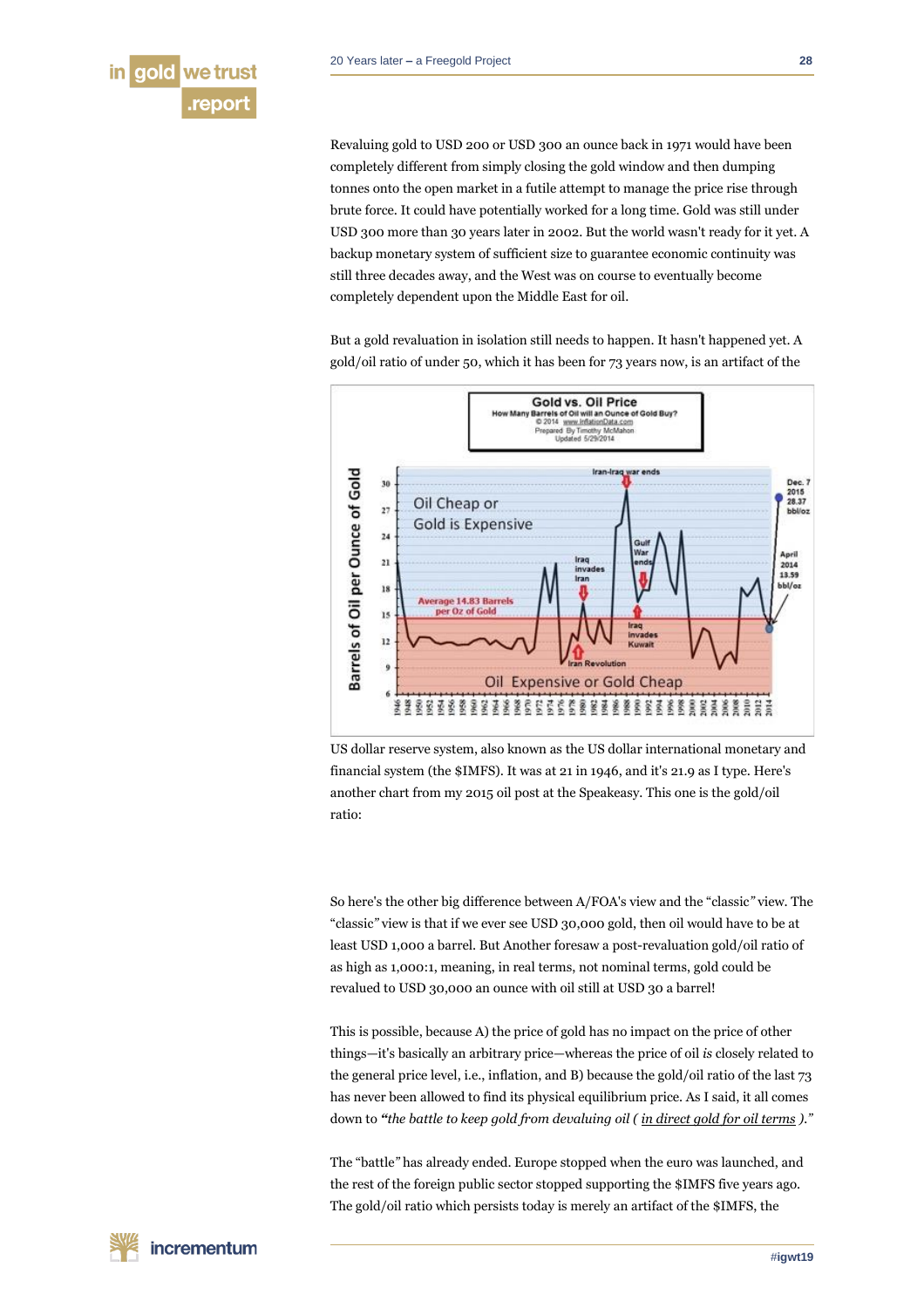Revaluing gold to USD 200 or USD 300 an ounce back in 1971 would have been completely different from simply closing the gold window and then dumping tonnes onto the open market in a futile attempt to manage the price rise through brute force. It could have potentially worked for a long time. Gold was still under USD 300 more than 30 years later in 2002. But the world wasn't ready for it yet. A backup monetary system of sufficient size to guarantee economic continuity was still three decades away, and the West was on course to eventually become completely dependent upon the Middle East for oil.

But a gold revaluation in isolation still needs to happen. It hasn't happened yet. A gold/oil ratio of under 50, which it has been for 73 years now, is an artifact of the US dollar reserve system, also known as the US dollar international monetary and financial system (the $IMFS). It was at 21 in 1946, and it's 21.9 as I type. Here's another chart from my 2015 oil post at the Speakeasy. This one is the gold/oil ratio:

So here's the other big difference between A/FOA's view and the "classic" view. The "classic" view is that if we ever see USD 30,000 gold, then oil would have to be at least USD 1,000 a barrel. But Another foresaw a post-revaluation gold/oil ratio of as high as 1,000:1, meaning, in real terms, not nominal terms, gold could be revalued to USD 30,000 an ounce with oil still at USD 30 a barrel!

This is possible, because A) the price of gold has no impact on the price of other things—it's basically an arbitrary price—whereas the price of oil *is* closely related to the general price level, i.e., inflation, and B) because the gold/oil ratio of the last 73 has never been allowed to find its physical equilibrium price. As I said, it all comes down to ***"the battle to keep gold from devaluing oil ( in direct gold for oil terms )."***

The "battle" has already ended. Europe stopped when the euro was launched, and the rest of the foreign public sector stopped supporting the $IMFS five years ago. The gold/oil ratio which persists today is merely an artifact of the $IMFS, the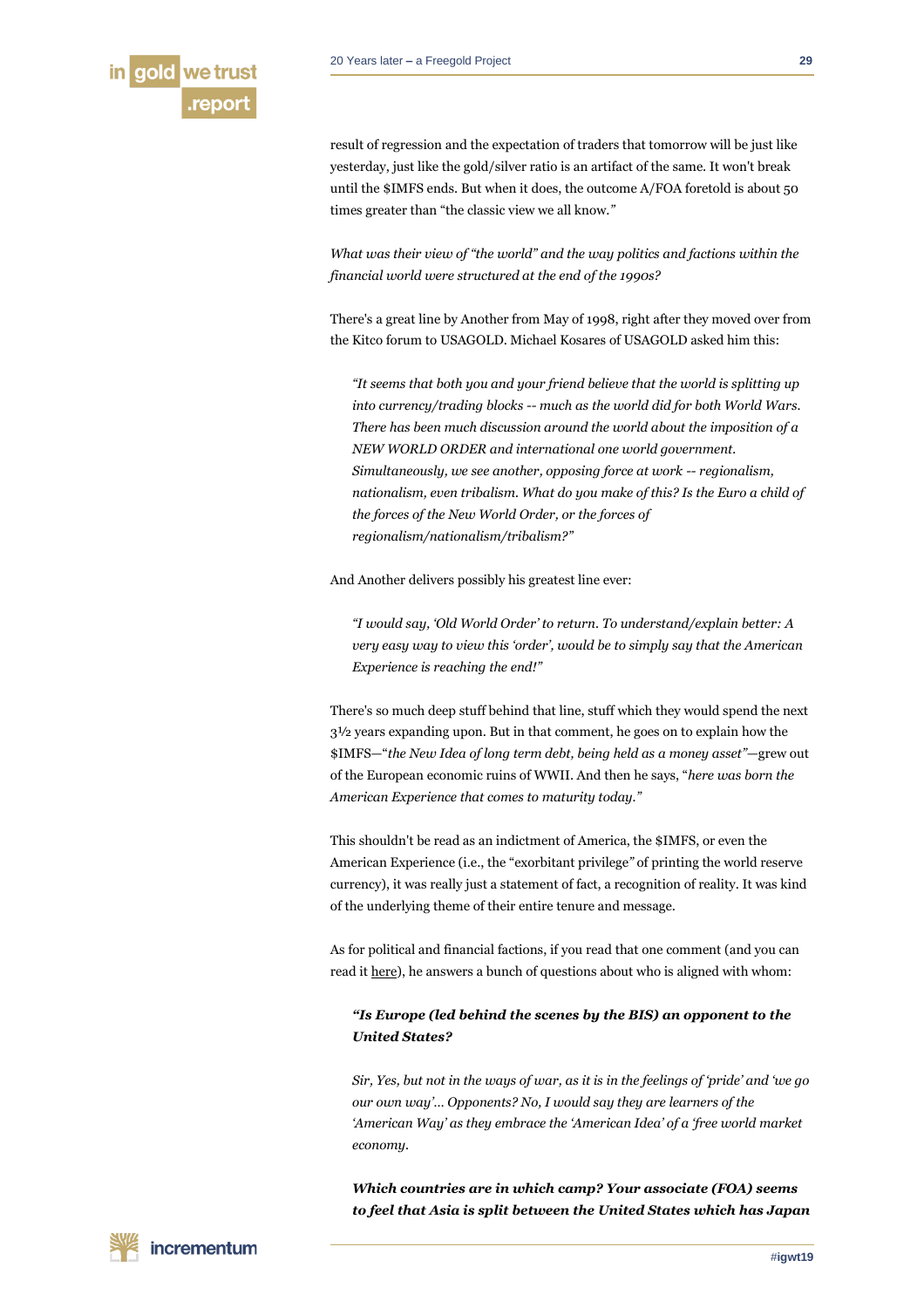result of regression and the expectation of traders that tomorrow will be just like yesterday, just like the gold/silver ratio is an artifact of the same. It won't break until the $IMFS ends. But when it does, the outcome A/FOA foretold is about 50 times greater than "the classic view we all know."

*What was their view of "the world" and the way politics and factions within the financial world were structured at the end of the 1990s?*

There's a great line by Another from May of 1998, right after they moved over from the Kitco forum to USAGOLD. Michael Kosares of USAGOLD asked him this:

> *"It seems that both you and your friend believe that the world is splitting up into currency/trading blocks -- much as the world did for both World Wars. There has been much discussion around the world about the imposition of a NEW WORLD ORDER and international one world government. Simultaneously, we see another, opposing force at work -- regionalism, nationalism, even tribalism. What do you make of this? Is the Euro a child of the forces of the New World Order, or the forces of regionalism/nationalism/tribalism?"*

And Another delivers possibly his greatest line ever:

> *"I would say, 'Old World Order' to return. To understand/explain better: A very easy way to view this 'order', would be to simply say that the American Experience is reaching the end!"*

There's so much deep stuff behind that line, stuff which they would spend the next 3½ years expanding upon. But in that comment, he goes on to explain how the $IMFS—"*the New Idea of long term debt, being held as a money asset*"—grew out of the European economic ruins of WWII. And then he says, "*here was born the American Experience that comes to maturity today.*"

This shouldn't be read as an indictment of America, the $IMFS, or even the American Experience (i.e., the "exorbitant privilege" of printing the world reserve currency), it was really just a statement of fact, a recognition of reality. It was kind of the underlying theme of their entire tenure and message.

As for political and financial factions, if you read that one comment (and you can read it here), he answers a bunch of questions about who is aligned with whom:

> ***"Is Europe (led behind the scenes by the BIS) an opponent to the United States?***
>
> *Sir, Yes, but not in the ways of war, as it is in the feelings of 'pride' and 'we go our own way'... Opponents? No, I would say they are learners of the 'American Way' as they embrace the 'American Idea' of a 'free world market economy.*
>
> ***Which countries are in which camp? Your associate (FOA) seems to feel that Asia is split between the United States which has Japan***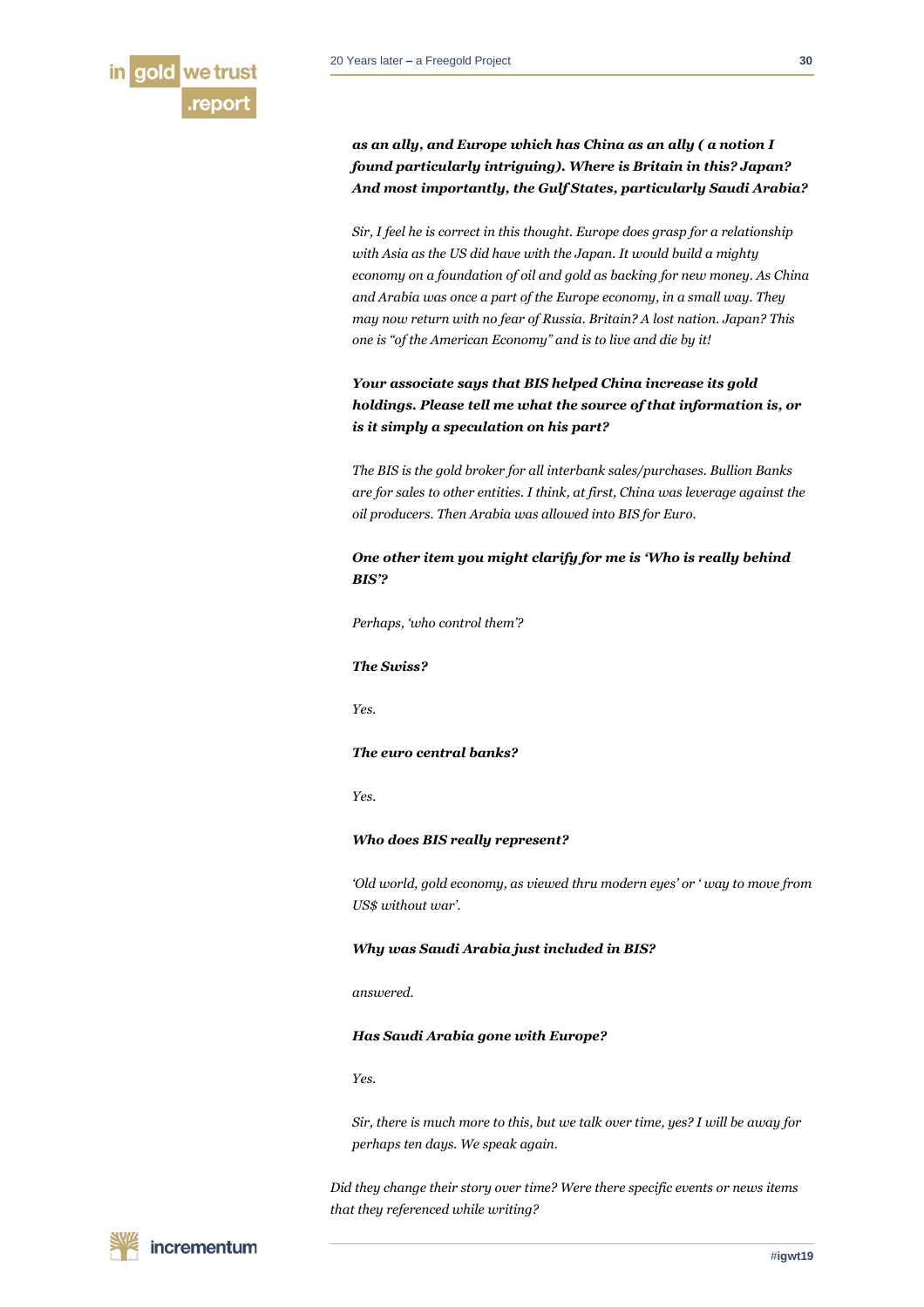***as an ally, and Europe which has China as an ally ( a notion I found particularly intriguing). Where is Britain in this? Japan? And most importantly, the Gulf States, particularly Saudi Arabia?***

*Sir, I feel he is correct in this thought. Europe does grasp for a relationship with Asia as the US did have with the Japan. It would build a mighty economy on a foundation of oil and gold as backing for new money. As China and Arabia was once a part of the Europe economy, in a small way. They may now return with no fear of Russia. Britain? A lost nation. Japan? This one is "of the American Economy" and is to live and die by it!*

***Your associate says that BIS helped China increase its gold holdings. Please tell me what the source of that information is, or is it simply a speculation on his part?***

*The BIS is the gold broker for all interbank sales/purchases. Bullion Banks are for sales to other entities. I think, at first, China was leverage against the oil producers. Then Arabia was allowed into BIS for Euro.*

***One other item you might clarify for me is 'Who is really behind BIS'?***

*Perhaps, 'who control them'?*

***The Swiss?***

*Yes.*

***The euro central banks?***

*Yes.*

***Who does BIS really represent?***

*'Old world, gold economy, as viewed thru modern eyes' or ' way to move from US$ without war'.*

***Why was Saudi Arabia just included in BIS?***

*answered.*

***Has Saudi Arabia gone with Europe?***

*Yes.*

*Sir, there is much more to this, but we talk over time, yes? I will be away for perhaps ten days. We speak again.*

*Did they change their story over time? Were there specific events or news items that they referenced while writing?*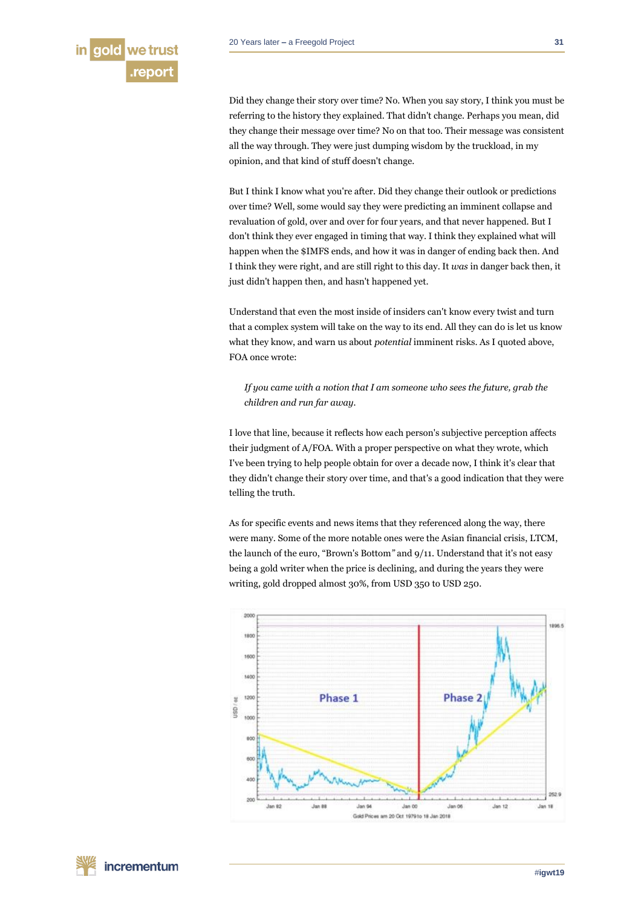Did they change their story over time? No. When you say story, I think you must be referring to the history they explained. That didn't change. Perhaps you mean, did they change their message over time? No on that too. Their message was consistent all the way through. They were just dumping wisdom by the truckload, in my opinion, and that kind of stuff doesn't change.

But I think I know what you're after. Did they change their outlook or predictions over time? Well, some would say they were predicting an imminent collapse and revaluation of gold, over and over for four years, and that never happened. But I don't think they ever engaged in timing that way. I think they explained what will happen when the $IMFS ends, and how it was in danger of ending back then. And I think they were right, and are still right to this day. It *was* in danger back then, it just didn't happen then, and hasn't happened yet.

Understand that even the most inside of insiders can't know every twist and turn that a complex system will take on the way to its end. All they can do is let us know what they know, and warn us about *potential* imminent risks. As I quoted above, FOA once wrote:

> *If you came with a notion that I am someone who sees the future, grab the children and run far away.*

I love that line, because it reflects how each person's subjective perception affects their judgment of A/FOA. With a proper perspective on what they wrote, which I've been trying to help people obtain for over a decade now, I think it's clear that they didn't change their story over time, and that's a good indication that they were telling the truth.

As for specific events and news items that they referenced along the way, there were many. Some of the more notable ones were the Asian financial crisis, LTCM, the launch of the euro, "Brown's Bottom" and 9/11. Understand that it's not easy being a gold writer when the price is declining, and during the years they were writing, gold dropped almost 30%, from USD 350 to USD 250.

Phase 1 | Phase 2

Gold Prices am 20 Oct 1979 to 18 Jan 2018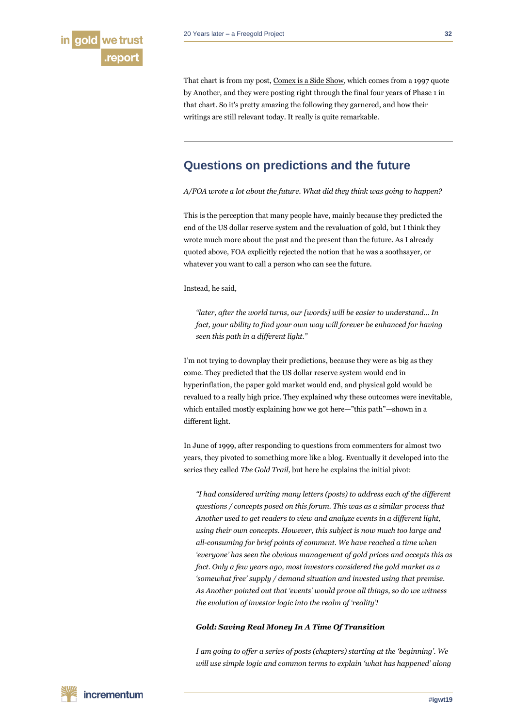That chart is from my post, Comex is a Side Show, which comes from a 1997 quote by Another, and they were posting right through the final four years of Phase 1 in that chart. So it's pretty amazing the following they garnered, and how their writings are still relevant today. It really is quite remarkable.

---

## Questions on predictions and the future

*A/FOA wrote a lot about the future. What did they think was going to happen?*

This is the perception that many people have, mainly because they predicted the end of the US dollar reserve system and the revaluation of gold, but I think they wrote much more about the past and the present than the future. As I already quoted above, FOA explicitly rejected the notion that he was a soothsayer, or whatever you want to call a person who can see the future.

Instead, he said,

> *"later, after the world turns, our [words] will be easier to understand… In fact, your ability to find your own way will forever be enhanced for having seen this path in a different light."*

I'm not trying to downplay their predictions, because they were as big as they come. They predicted that the US dollar reserve system would end in hyperinflation, the paper gold market would end, and physical gold would be revalued to a really high price. They explained why these outcomes were inevitable, which entailed mostly explaining how we got here—"this path"—shown in a different light.

In June of 1999, after responding to questions from commenters for almost two years, they pivoted to something more like a blog. Eventually it developed into the series they called *The Gold Trail*, but here he explains the initial pivot:

> *"I had considered writing many letters (posts) to address each of the different questions / concepts posed on this forum. This was as a similar process that Another used to get readers to view and analyze events in a different light, using their own concepts. However, this subject is now much too large and all-consuming for brief points of comment. We have reached a time when 'everyone' has seen the obvious management of gold prices and accepts this as fact. Only a few years ago, most investors considered the gold market as a 'somewhat free' supply / demand situation and invested using that premise. As Another pointed out that 'events' would prove all things, so do we witness the evolution of investor logic into the realm of 'reality'!*
>
> ***Gold: Saving Real Money In A Time Of Transition***
>
> *I am going to offer a series of posts (chapters) starting at the 'beginning'. We will use simple logic and common terms to explain 'what has happened' along*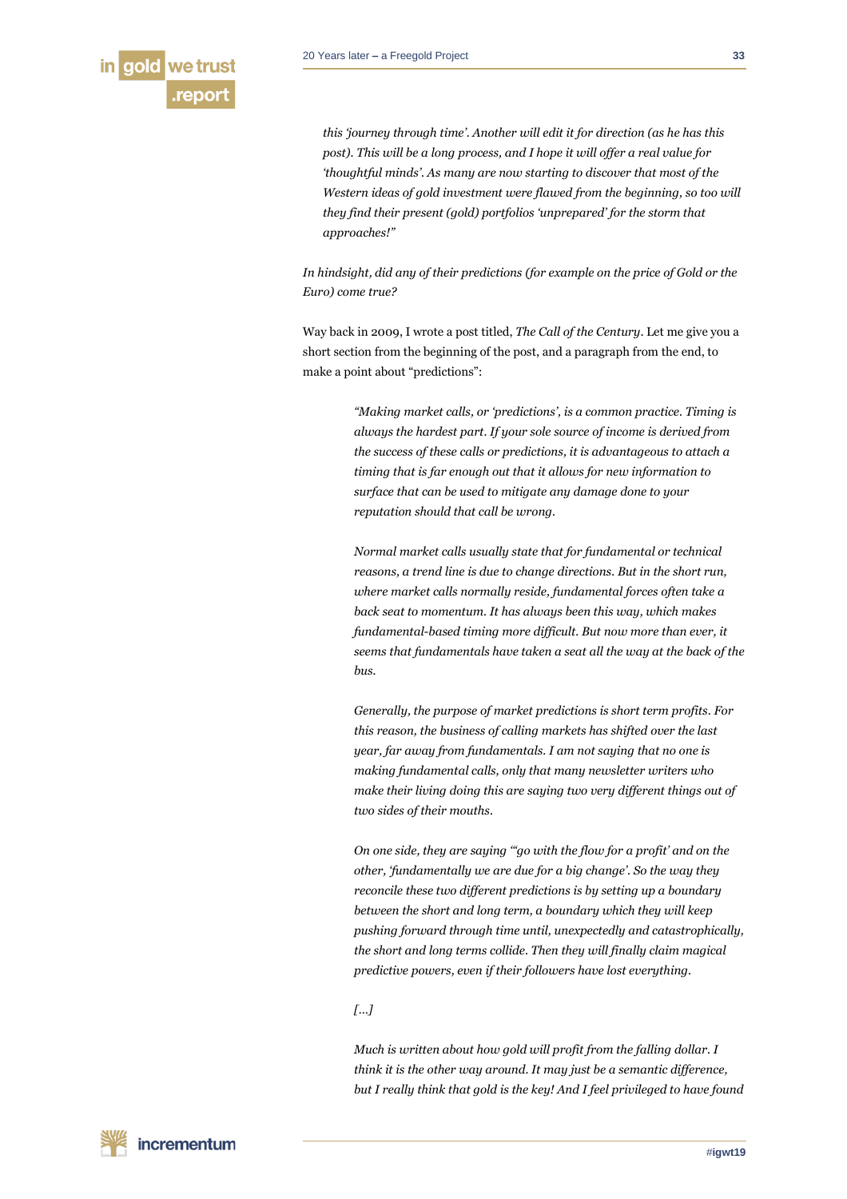*this 'journey through time'. Another will edit it for direction (as he has this post). This will be a long process, and I hope it will offer a real value for 'thoughtful minds'. As many are now starting to discover that most of the Western ideas of gold investment were flawed from the beginning, so too will they find their present (gold) portfolios 'unprepared' for the storm that approaches!"*

*In hindsight, did any of their predictions (for example on the price of Gold or the Euro) come true?*

Way back in 2009, I wrote a post titled, *The Call of the Century*. Let me give you a short section from the beginning of the post, and a paragraph from the end, to make a point about "predictions":

> *"Making market calls, or 'predictions', is a common practice. Timing is always the hardest part. If your sole source of income is derived from the success of these calls or predictions, it is advantageous to attach a timing that is far enough out that it allows for new information to surface that can be used to mitigate any damage done to your reputation should that call be wrong.*
>
> *Normal market calls usually state that for fundamental or technical reasons, a trend line is due to change directions. But in the short run, where market calls normally reside, fundamental forces often take a back seat to momentum. It has always been this way, which makes fundamental-based timing more difficult. But now more than ever, it seems that fundamentals have taken a seat all the way at the back of the bus.*
>
> *Generally, the purpose of market predictions is short term profits. For this reason, the business of calling markets has shifted over the last year, far away from fundamentals. I am not saying that no one is making fundamental calls, only that many newsletter writers who make their living doing this are saying two very different things out of two sides of their mouths.*
>
> *On one side, they are saying "'go with the flow for a profit' and on the other, 'fundamentally we are due for a big change'. So the way they reconcile these two different predictions is by setting up a boundary between the short and long term, a boundary which they will keep pushing forward through time until, unexpectedly and catastrophically, the short and long terms collide. Then they will finally claim magical predictive powers, even if their followers have lost everything.*
>
> *[…]*
>
> *Much is written about how gold will profit from the falling dollar. I think it is the other way around. It may just be a semantic difference, but I really think that gold is the key! And I feel privileged to have found*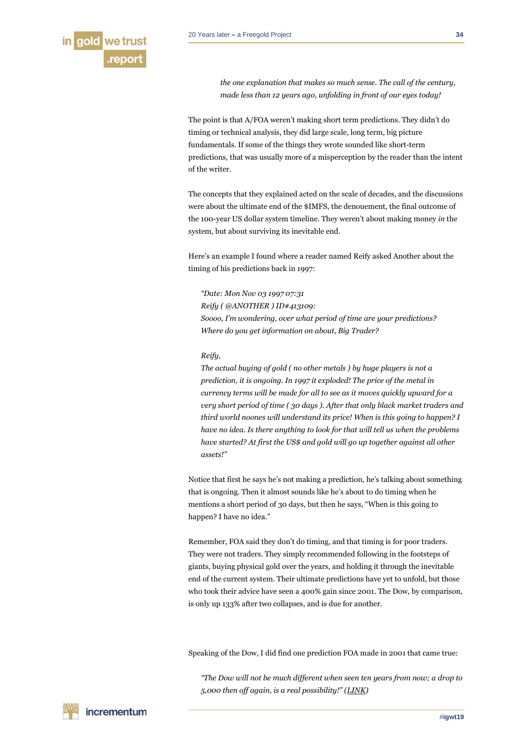*the one explanation that makes so much sense. The call of the century, made less than 12 years ago, unfolding in front of our eyes today!*

The point is that A/FOA weren't making short term predictions. They didn't do timing or technical analysis, they did large scale, long term, big picture fundamentals. If some of the things they wrote sounded like short-term predictions, that was usually more of a misperception by the reader than the intent of the writer.

The concepts that they explained acted on the scale of decades, and the discussions were about the ultimate end of the $IMFS, the denouement, the final outcome of the 100-year US dollar system timeline. They weren't about making money *in* the system, but about surviving its inevitable end.

Here's an example I found where a reader named Reify asked Another about the timing of his predictions back in 1997:

> *"Date: Mon Nov 03 1997 07:31*
> *Reify ( @ANOTHER ) ID#413109:*
> *Soooo, I'm wondering, over what period of time are your predictions? Where do you get information on about, Big Trader?*
>
> *Reify,*
> *The actual buying of gold ( no other metals ) by huge players is not a prediction, it is ongoing. In 1997 it exploded! The price of the metal in currency terms will be made for all to see as it moves quickly upward for a very short period of time ( 30 days ). After that only black market traders and third world noones will understand its price! When is this going to happen? I have no idea. Is there anything to look for that will tell us when the problems have started? At first the US$ and gold will go up together against all other assets!"*

Notice that first he says he's not making a prediction, he's talking about something that is ongoing. Then it almost sounds like he's about to do timing when he mentions a short period of 30 days, but then he says, "When is this going to happen? I have no idea."

Remember, FOA said they don't do timing, and that timing is for poor traders. They were not traders. They simply recommended following in the footsteps of giants, buying physical gold over the years, and holding it through the inevitable end of the current system. Their ultimate predictions have yet to unfold, but those who took their advice have seen a 400% gain since 2001. The Dow, by comparison, is only up 133% after two collapses, and is due for another.

Speaking of the Dow, I did find one prediction FOA made in 2001 that came true:

> *"The Dow will not be much different when seen ten years from now; a drop to 5,000 then off again, is a real possibility!" (LINK)*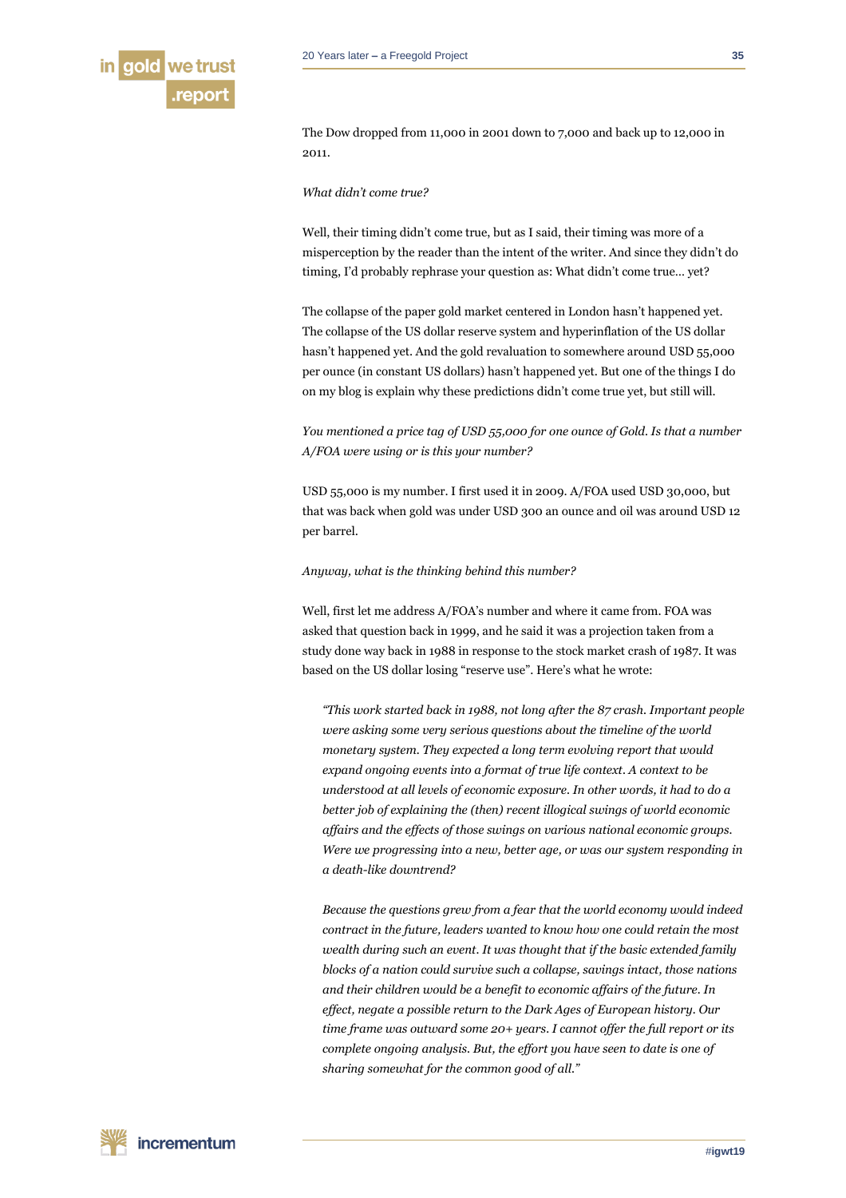The Dow dropped from 11,000 in 2001 down to 7,000 and back up to 12,000 in 2011.

*What didn't come true?*

Well, their timing didn't come true, but as I said, their timing was more of a misperception by the reader than the intent of the writer. And since they didn't do timing, I'd probably rephrase your question as: What didn't come true… yet?

The collapse of the paper gold market centered in London hasn't happened yet. The collapse of the US dollar reserve system and hyperinflation of the US dollar hasn't happened yet. And the gold revaluation to somewhere around USD 55,000 per ounce (in constant US dollars) hasn't happened yet. But one of the things I do on my blog is explain why these predictions didn't come true yet, but still will.

*You mentioned a price tag of USD 55,000 for one ounce of Gold. Is that a number A/FOA were using or is this your number?*

USD 55,000 is my number. I first used it in 2009. A/FOA used USD 30,000, but that was back when gold was under USD 300 an ounce and oil was around USD 12 per barrel.

*Anyway, what is the thinking behind this number?*

Well, first let me address A/FOA's number and where it came from. FOA was asked that question back in 1999, and he said it was a projection taken from a study done way back in 1988 in response to the stock market crash of 1987. It was based on the US dollar losing "reserve use". Here's what he wrote:

> *"This work started back in 1988, not long after the 87 crash. Important people were asking some very serious questions about the timeline of the world monetary system. They expected a long term evolving report that would expand ongoing events into a format of true life context. A context to be understood at all levels of economic exposure. In other words, it had to do a better job of explaining the (then) recent illogical swings of world economic affairs and the effects of those swings on various national economic groups. Were we progressing into a new, better age, or was our system responding in a death-like downtrend?*
>
> *Because the questions grew from a fear that the world economy would indeed contract in the future, leaders wanted to know how one could retain the most wealth during such an event. It was thought that if the basic extended family blocks of a nation could survive such a collapse, savings intact, those nations and their children would be a benefit to economic affairs of the future. In effect, negate a possible return to the Dark Ages of European history. Our time frame was outward some 20+ years. I cannot offer the full report or its complete ongoing analysis. But, the effort you have seen to date is one of sharing somewhat for the common good of all."*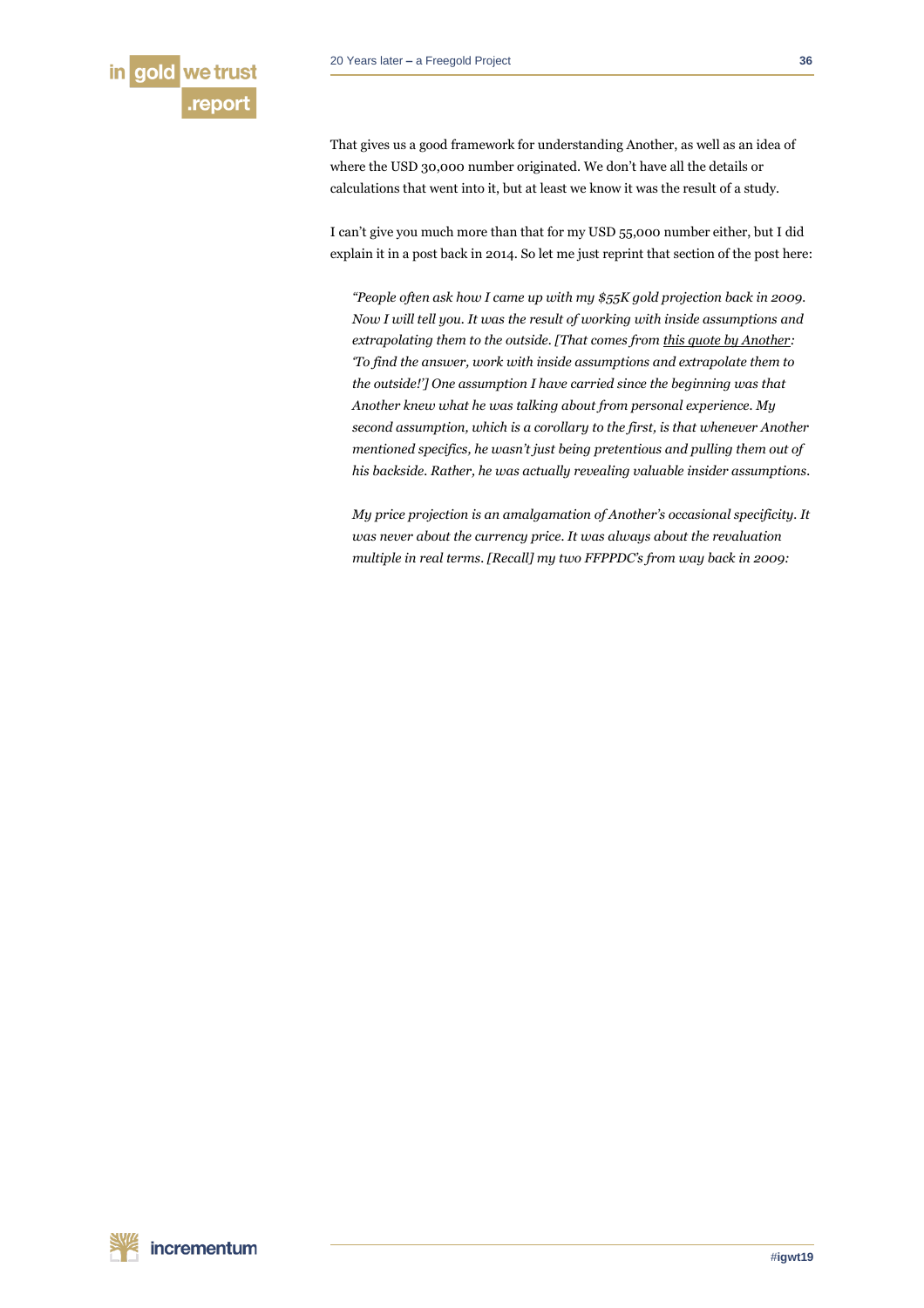That gives us a good framework for understanding Another, as well as an idea of where the USD 30,000 number originated. We don't have all the details or calculations that went into it, but at least we know it was the result of a study.

I can't give you much more than that for my USD 55,000 number either, but I did explain it in a post back in 2014. So let me just reprint that section of the post here:

> *"People often ask how I came up with my $55K gold projection back in 2009. Now I will tell you. It was the result of working with inside assumptions and extrapolating them to the outside. [That comes from this quote by Another: 'To find the answer, work with inside assumptions and extrapolate them to the outside!'] One assumption I have carried since the beginning was that Another knew what he was talking about from personal experience. My second assumption, which is a corollary to the first, is that whenever Another mentioned specifics, he wasn't just being pretentious and pulling them out of his backside. Rather, he was actually revealing valuable insider assumptions.*
>
> *My price projection is an amalgamation of Another's occasional specificity. It was never about the currency price. It was always about the revaluation multiple in real terms. [Recall] my two FFPPDC's from way back in 2009:*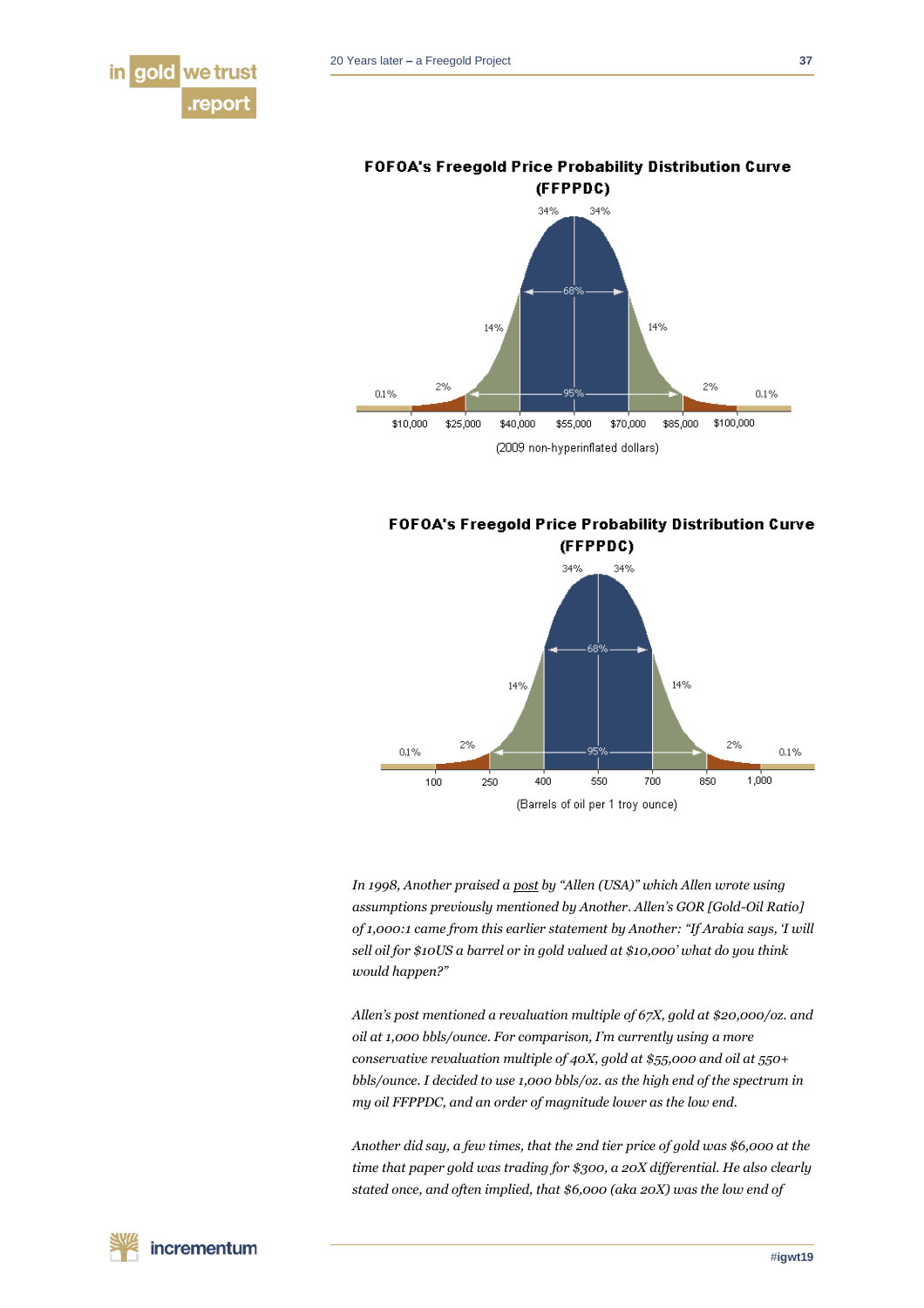**FOFOA's Freegold Price Probability Distribution Curve (FFPPDC)**

0.1% | 2% | 14% | 34% | 34% | 14% | 2% | 0.1%

68% | 95%

$10,000 | $25,000 | $40,000 | $55,000 | $70,000 | $85,000 | $100,000

(2009 non-hyperinflated dollars)

**FOFOA's Freegold Price Probability Distribution Curve (FFPPDC)**

0.1% | 2% | 14% | 34% | 34% | 14% | 2% | 0.1%

68% | 95%

100 | 250 | 400 | 550 | 700 | 850 | 1,000

(Barrels of oil per 1 troy ounce)

*In 1998, Another praised a post by "Allen (USA)" which Allen wrote using assumptions previously mentioned by Another. Allen's GOR [Gold-Oil Ratio] of 1,000:1 came from this earlier statement by Another: "If Arabia says, 'I will sell oil for $10US a barrel or in gold valued at $10,000' what do you think would happen?"*

*Allen's post mentioned a revaluation multiple of 67X, gold at $20,000/oz. and oil at 1,000 bbls/ounce. For comparison, I'm currently using a more conservative revaluation multiple of 40X, gold at $55,000 and oil at 550+ bbls/ounce. I decided to use 1,000 bbls/oz. as the high end of the spectrum in my oil FFPPDC, and an order of magnitude lower as the low end.*

*Another did say, a few times, that the 2nd tier price of gold was $6,000 at the time that paper gold was trading for $300, a 20X differential. He also clearly stated once, and often implied, that $6,000 (aka 20X) was the low end of*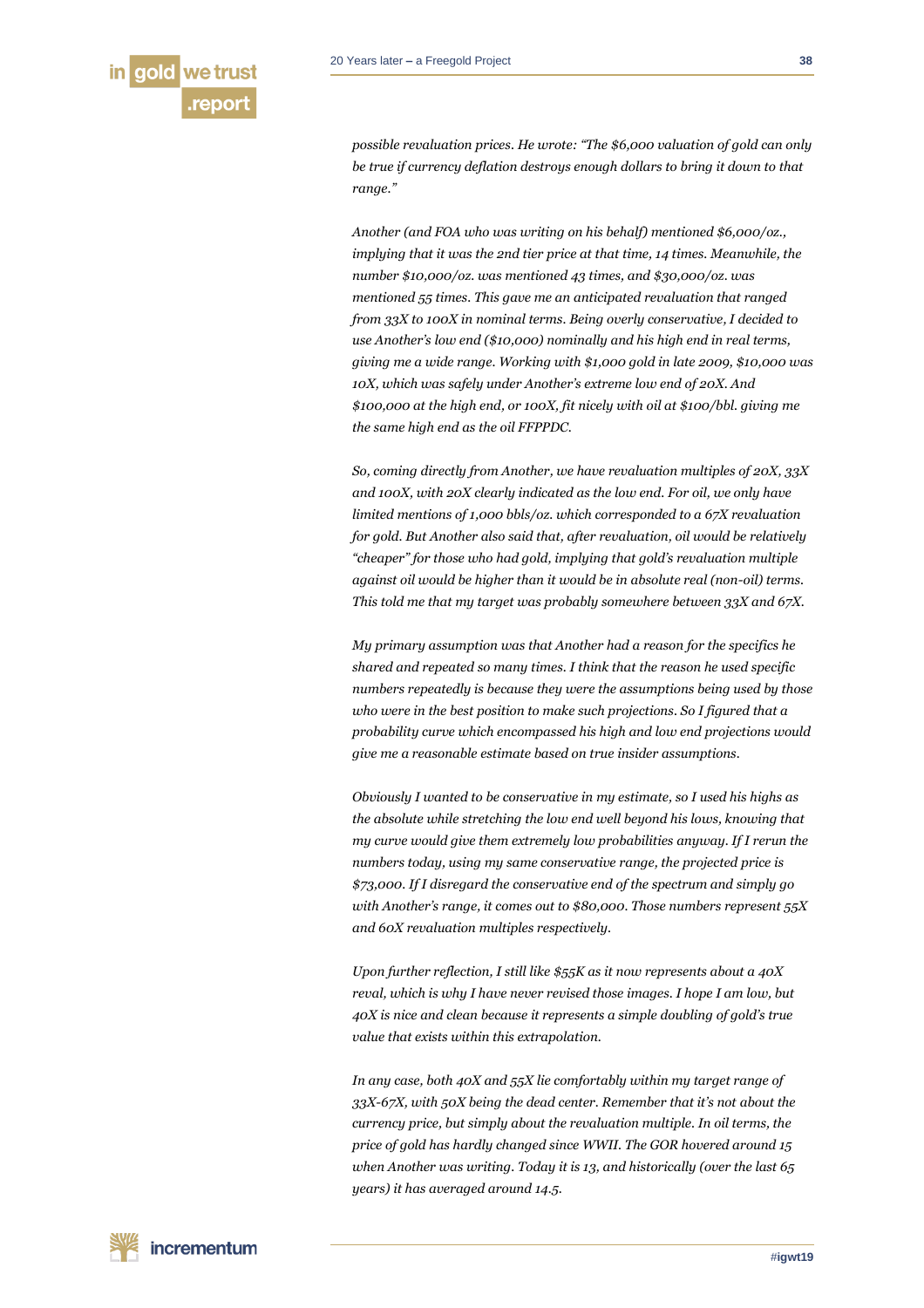*possible revaluation prices. He wrote: "The $6,000 valuation of gold can only be true if currency deflation destroys enough dollars to bring it down to that range."*

*Another (and FOA who was writing on his behalf) mentioned $6,000/oz., implying that it was the 2nd tier price at that time, 14 times. Meanwhile, the number $10,000/oz. was mentioned 43 times, and $30,000/oz. was mentioned 55 times. This gave me an anticipated revaluation that ranged from 33X to 100X in nominal terms. Being overly conservative, I decided to use Another's low end ($10,000) nominally and his high end in real terms, giving me a wide range. Working with $1,000 gold in late 2009, $10,000 was 10X, which was safely under Another's extreme low end of 20X. And $100,000 at the high end, or 100X, fit nicely with oil at $100/bbl. giving me the same high end as the oil FFPPDC.*

*So, coming directly from Another, we have revaluation multiples of 20X, 33X and 100X, with 20X clearly indicated as the low end. For oil, we only have limited mentions of 1,000 bbls/oz. which corresponded to a 67X revaluation for gold. But Another also said that, after revaluation, oil would be relatively "cheaper" for those who had gold, implying that gold's revaluation multiple against oil would be higher than it would be in absolute real (non-oil) terms. This told me that my target was probably somewhere between 33X and 67X.*

*My primary assumption was that Another had a reason for the specifics he shared and repeated so many times. I think that the reason he used specific numbers repeatedly is because they were the assumptions being used by those who were in the best position to make such projections. So I figured that a probability curve which encompassed his high and low end projections would give me a reasonable estimate based on true insider assumptions.*

*Obviously I wanted to be conservative in my estimate, so I used his highs as the absolute while stretching the low end well beyond his lows, knowing that my curve would give them extremely low probabilities anyway. If I rerun the numbers today, using my same conservative range, the projected price is $73,000. If I disregard the conservative end of the spectrum and simply go with Another's range, it comes out to $80,000. Those numbers represent 55X and 60X revaluation multiples respectively.*

*Upon further reflection, I still like $55K as it now represents about a 40X reval, which is why I have never revised those images. I hope I am low, but 40X is nice and clean because it represents a simple doubling of gold's true value that exists within this extrapolation.*

*In any case, both 40X and 55X lie comfortably within my target range of 33X-67X, with 50X being the dead center. Remember that it's not about the currency price, but simply about the revaluation multiple. In oil terms, the price of gold has hardly changed since WWII. The GOR hovered around 15 when Another was writing. Today it is 13, and historically (over the last 65 years) it has averaged around 14.5.*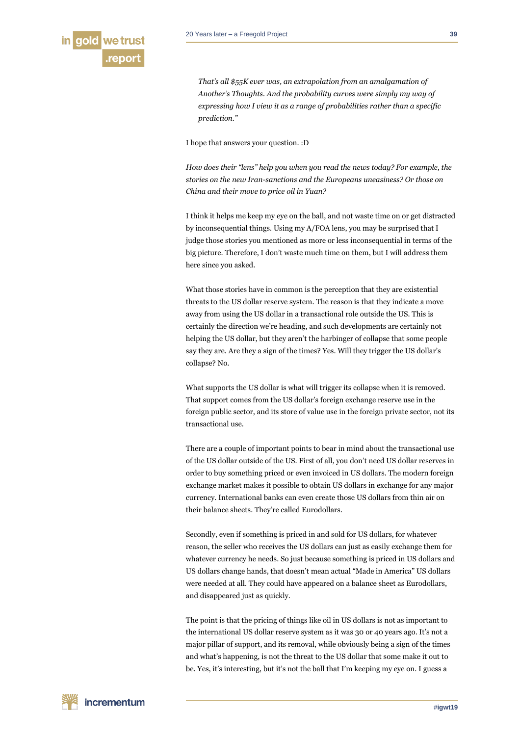*That's all $55K ever was, an extrapolation from an amalgamation of Another's Thoughts. And the probability curves were simply my way of expressing how I view it as a range of probabilities rather than a specific prediction."*

I hope that answers your question. :D

*How does their "lens" help you when you read the news today? For example, the stories on the new Iran-sanctions and the Europeans uneasiness? Or those on China and their move to price oil in Yuan?*

I think it helps me keep my eye on the ball, and not waste time on or get distracted by inconsequential things. Using my A/FOA lens, you may be surprised that I judge those stories you mentioned as more or less inconsequential in terms of the big picture. Therefore, I don't waste much time on them, but I will address them here since you asked.

What those stories have in common is the perception that they are existential threats to the US dollar reserve system. The reason is that they indicate a move away from using the US dollar in a transactional role outside the US. This is certainly the direction we're heading, and such developments are certainly not helping the US dollar, but they aren't the harbinger of collapse that some people say they are. Are they a sign of the times? Yes. Will they trigger the US dollar's collapse? No.

What supports the US dollar is what will trigger its collapse when it is removed. That support comes from the US dollar's foreign exchange reserve use in the foreign public sector, and its store of value use in the foreign private sector, not its transactional use.

There are a couple of important points to bear in mind about the transactional use of the US dollar outside of the US. First of all, you don't need US dollar reserves in order to buy something priced or even invoiced in US dollars. The modern foreign exchange market makes it possible to obtain US dollars in exchange for any major currency. International banks can even create those US dollars from thin air on their balance sheets. They're called Eurodollars.

Secondly, even if something is priced in and sold for US dollars, for whatever reason, the seller who receives the US dollars can just as easily exchange them for whatever currency he needs. So just because something is priced in US dollars and US dollars change hands, that doesn't mean actual "Made in America" US dollars were needed at all. They could have appeared on a balance sheet as Eurodollars, and disappeared just as quickly.

The point is that the pricing of things like oil in US dollars is not as important to the international US dollar reserve system as it was 30 or 40 years ago. It's not a major pillar of support, and its removal, while obviously being a sign of the times and what's happening, is not the threat to the US dollar that some make it out to be. Yes, it's interesting, but it's not the ball that I'm keeping my eye on. I guess a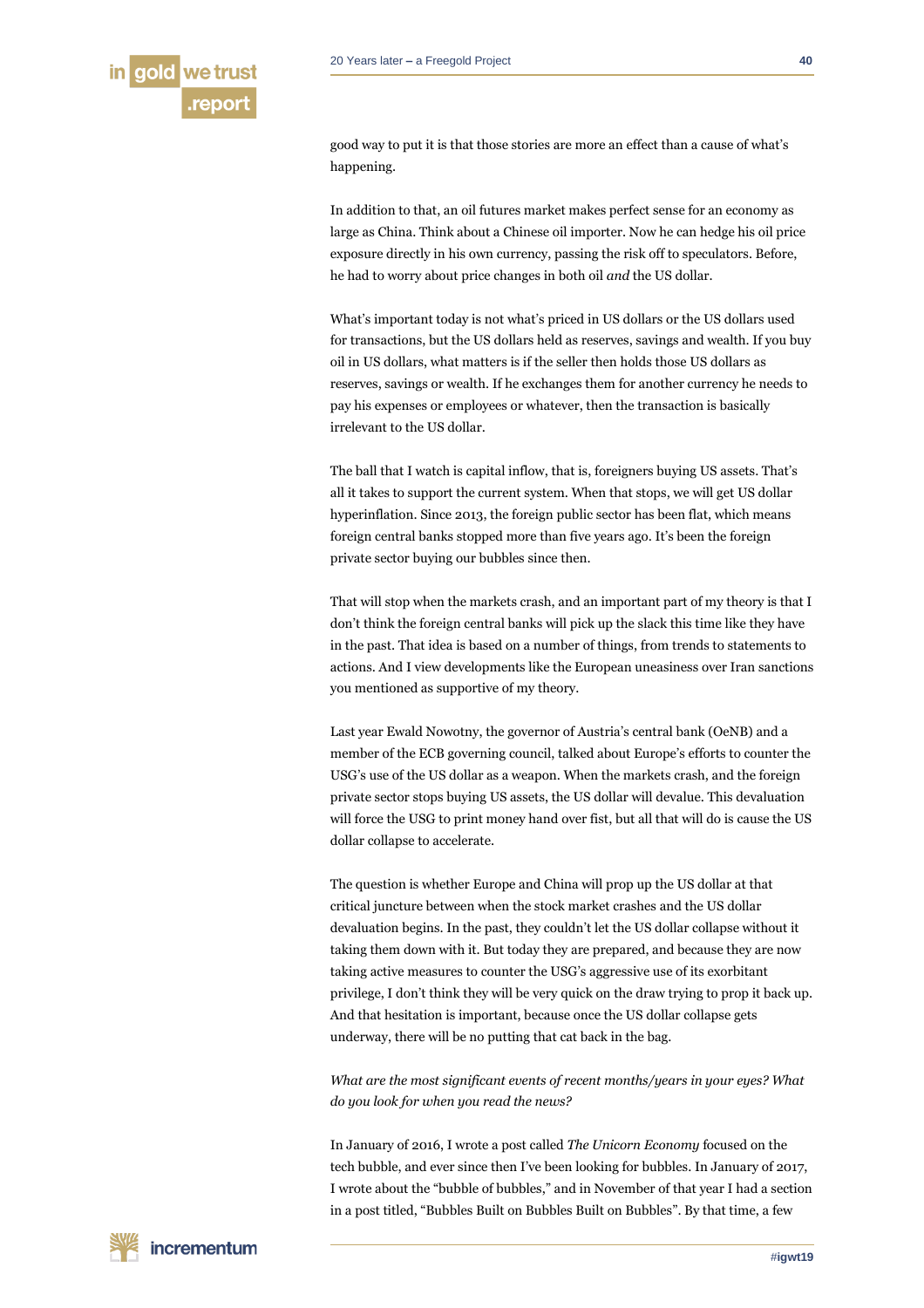good way to put it is that those stories are more an effect than a cause of what's happening.

In addition to that, an oil futures market makes perfect sense for an economy as large as China. Think about a Chinese oil importer. Now he can hedge his oil price exposure directly in his own currency, passing the risk off to speculators. Before, he had to worry about price changes in both oil *and* the US dollar.

What's important today is not what's priced in US dollars or the US dollars used for transactions, but the US dollars held as reserves, savings and wealth. If you buy oil in US dollars, what matters is if the seller then holds those US dollars as reserves, savings or wealth. If he exchanges them for another currency he needs to pay his expenses or employees or whatever, then the transaction is basically irrelevant to the US dollar.

The ball that I watch is capital inflow, that is, foreigners buying US assets. That's all it takes to support the current system. When that stops, we will get US dollar hyperinflation. Since 2013, the foreign public sector has been flat, which means foreign central banks stopped more than five years ago. It's been the foreign private sector buying our bubbles since then.

That will stop when the markets crash, and an important part of my theory is that I don't think the foreign central banks will pick up the slack this time like they have in the past. That idea is based on a number of things, from trends to statements to actions. And I view developments like the European uneasiness over Iran sanctions you mentioned as supportive of my theory.

Last year Ewald Nowotny, the governor of Austria's central bank (OeNB) and a member of the ECB governing council, talked about Europe's efforts to counter the USG's use of the US dollar as a weapon. When the markets crash, and the foreign private sector stops buying US assets, the US dollar will devalue. This devaluation will force the USG to print money hand over fist, but all that will do is cause the US dollar collapse to accelerate.

The question is whether Europe and China will prop up the US dollar at that critical juncture between when the stock market crashes and the US dollar devaluation begins. In the past, they couldn't let the US dollar collapse without it taking them down with it. But today they are prepared, and because they are now taking active measures to counter the USG's aggressive use of its exorbitant privilege, I don't think they will be very quick on the draw trying to prop it back up. And that hesitation is important, because once the US dollar collapse gets underway, there will be no putting that cat back in the bag.

*What are the most significant events of recent months/years in your eyes? What do you look for when you read the news?*

In January of 2016, I wrote a post called *The Unicorn Economy* focused on the tech bubble, and ever since then I've been looking for bubbles. In January of 2017, I wrote about the "bubble of bubbles," and in November of that year I had a section in a post titled, "Bubbles Built on Bubbles Built on Bubbles". By that time, a few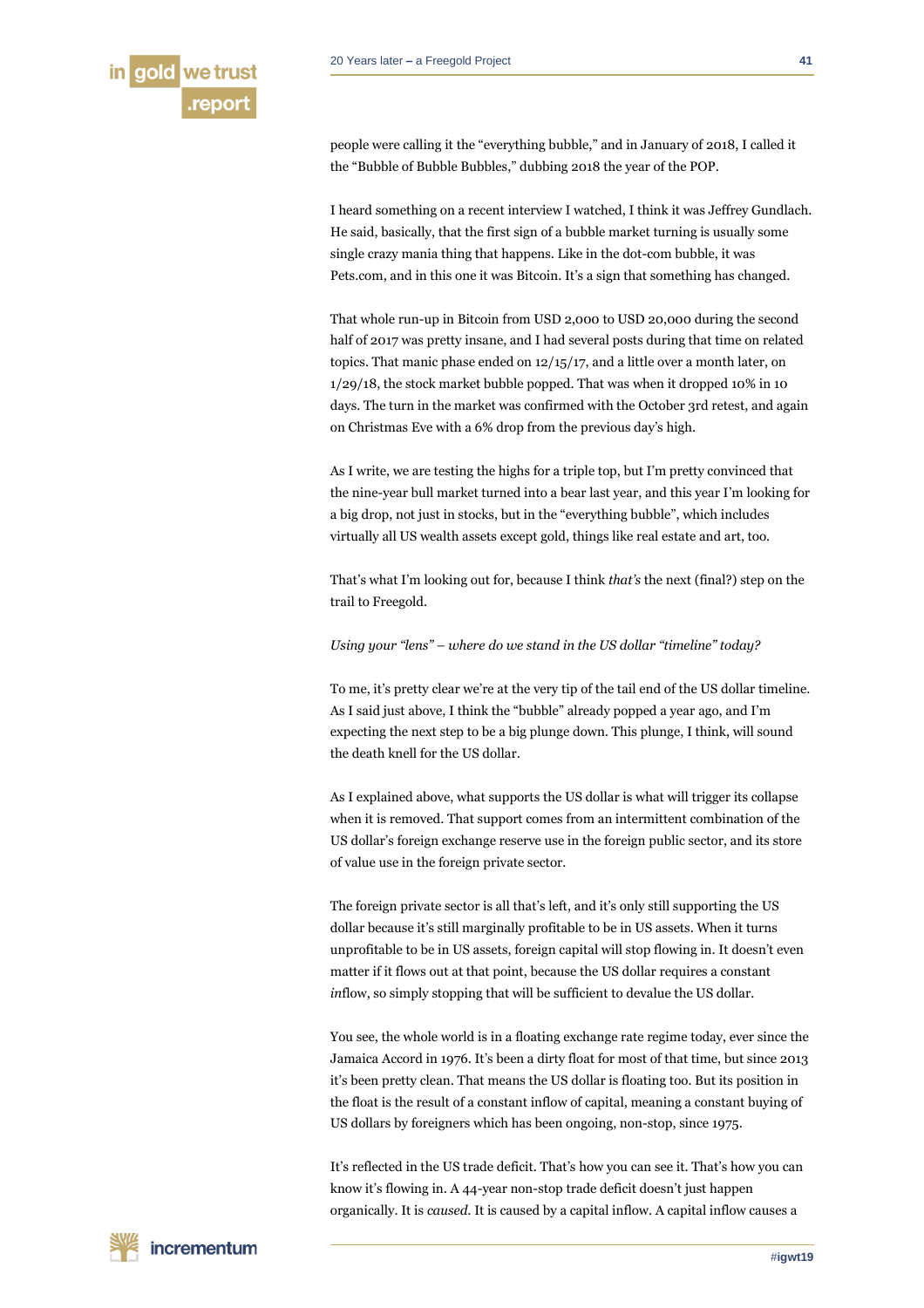people were calling it the "everything bubble," and in January of 2018, I called it the "Bubble of Bubble Bubbles," dubbing 2018 the year of the POP.

I heard something on a recent interview I watched, I think it was Jeffrey Gundlach. He said, basically, that the first sign of a bubble market turning is usually some single crazy mania thing that happens. Like in the dot-com bubble, it was Pets.com, and in this one it was Bitcoin. It's a sign that something has changed.

That whole run-up in Bitcoin from USD 2,000 to USD 20,000 during the second half of 2017 was pretty insane, and I had several posts during that time on related topics. That manic phase ended on 12/15/17, and a little over a month later, on 1/29/18, the stock market bubble popped. That was when it dropped 10% in 10 days. The turn in the market was confirmed with the October 3rd retest, and again on Christmas Eve with a 6% drop from the previous day's high.

As I write, we are testing the highs for a triple top, but I'm pretty convinced that the nine-year bull market turned into a bear last year, and this year I'm looking for a big drop, not just in stocks, but in the "everything bubble", which includes virtually all US wealth assets except gold, things like real estate and art, too.

That's what I'm looking out for, because I think *that's* the next (final?) step on the trail to Freegold.

*Using your "lens" – where do we stand in the US dollar "timeline" today?*

To me, it's pretty clear we're at the very tip of the tail end of the US dollar timeline. As I said just above, I think the "bubble" already popped a year ago, and I'm expecting the next step to be a big plunge down. This plunge, I think, will sound the death knell for the US dollar.

As I explained above, what supports the US dollar is what will trigger its collapse when it is removed. That support comes from an intermittent combination of the US dollar's foreign exchange reserve use in the foreign public sector, and its store of value use in the foreign private sector.

The foreign private sector is all that's left, and it's only still supporting the US dollar because it's still marginally profitable to be in US assets. When it turns unprofitable to be in US assets, foreign capital will stop flowing in. It doesn't even matter if it flows out at that point, because the US dollar requires a constant *in*flow, so simply stopping that will be sufficient to devalue the US dollar.

You see, the whole world is in a floating exchange rate regime today, ever since the Jamaica Accord in 1976. It's been a dirty float for most of that time, but since 2013 it's been pretty clean. That means the US dollar is floating too. But its position in the float is the result of a constant inflow of capital, meaning a constant buying of US dollars by foreigners which has been ongoing, non-stop, since 1975.

It's reflected in the US trade deficit. That's how you can see it. That's how you can know it's flowing in. A 44-year non-stop trade deficit doesn't just happen organically. It is *caused*. It is caused by a capital inflow. A capital inflow causes a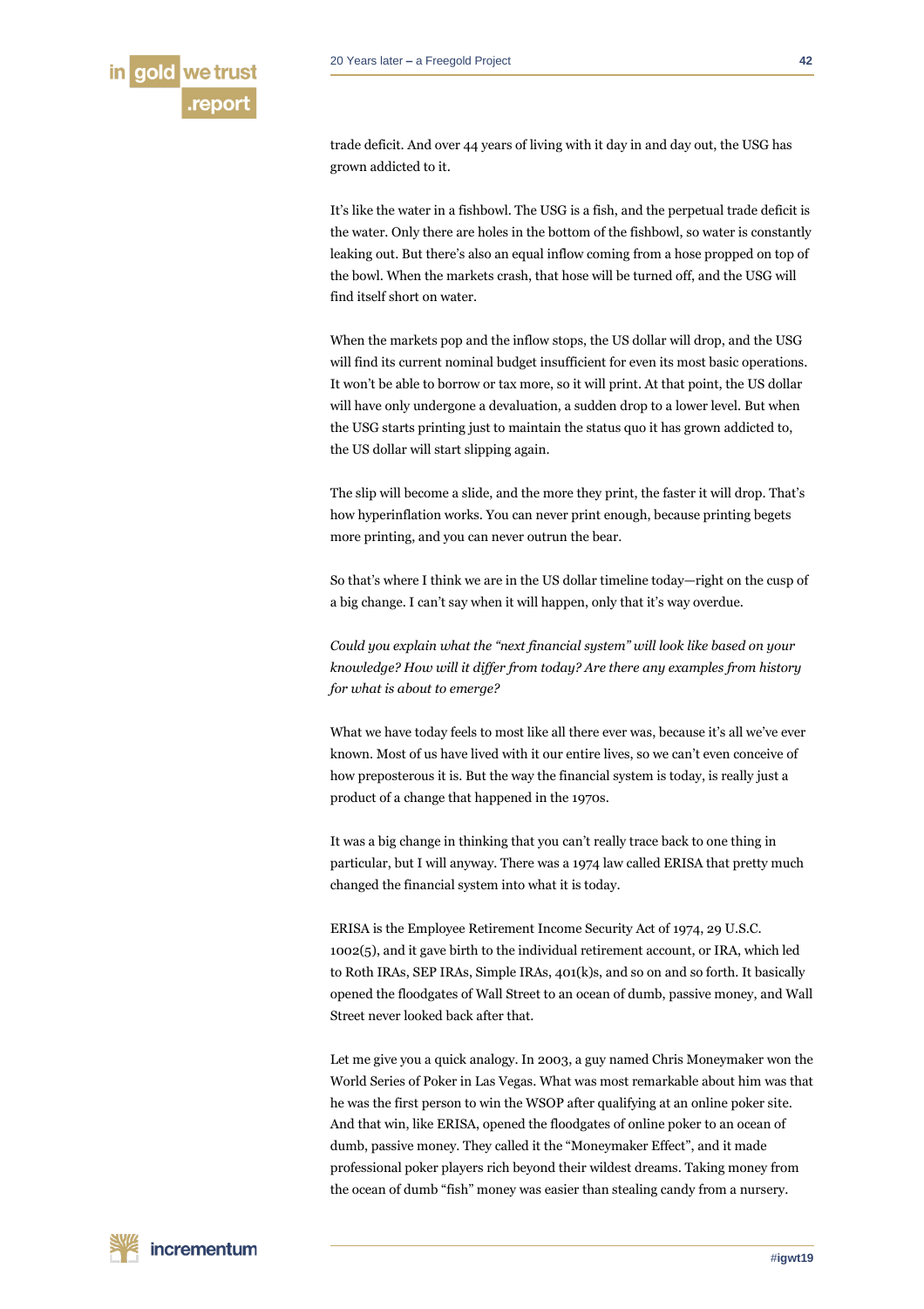trade deficit. And over 44 years of living with it day in and day out, the USG has grown addicted to it.

It's like the water in a fishbowl. The USG is a fish, and the perpetual trade deficit is the water. Only there are holes in the bottom of the fishbowl, so water is constantly leaking out. But there's also an equal inflow coming from a hose propped on top of the bowl. When the markets crash, that hose will be turned off, and the USG will find itself short on water.

When the markets pop and the inflow stops, the US dollar will drop, and the USG will find its current nominal budget insufficient for even its most basic operations. It won't be able to borrow or tax more, so it will print. At that point, the US dollar will have only undergone a devaluation, a sudden drop to a lower level. But when the USG starts printing just to maintain the status quo it has grown addicted to, the US dollar will start slipping again.

The slip will become a slide, and the more they print, the faster it will drop. That's how hyperinflation works. You can never print enough, because printing begets more printing, and you can never outrun the bear.

So that's where I think we are in the US dollar timeline today—right on the cusp of a big change. I can't say when it will happen, only that it's way overdue.

*Could you explain what the "next financial system" will look like based on your knowledge? How will it differ from today? Are there any examples from history for what is about to emerge?*

What we have today feels to most like all there ever was, because it's all we've ever known. Most of us have lived with it our entire lives, so we can't even conceive of how preposterous it is. But the way the financial system is today, is really just a product of a change that happened in the 1970s.

It was a big change in thinking that you can't really trace back to one thing in particular, but I will anyway. There was a 1974 law called ERISA that pretty much changed the financial system into what it is today.

ERISA is the Employee Retirement Income Security Act of 1974, 29 U.S.C. 1002(5), and it gave birth to the individual retirement account, or IRA, which led to Roth IRAs, SEP IRAs, Simple IRAs, 401(k)s, and so on and so forth. It basically opened the floodgates of Wall Street to an ocean of dumb, passive money, and Wall Street never looked back after that.

Let me give you a quick analogy. In 2003, a guy named Chris Moneymaker won the World Series of Poker in Las Vegas. What was most remarkable about him was that he was the first person to win the WSOP after qualifying at an online poker site. And that win, like ERISA, opened the floodgates of online poker to an ocean of dumb, passive money. They called it the "Moneymaker Effect", and it made professional poker players rich beyond their wildest dreams. Taking money from the ocean of dumb "fish" money was easier than stealing candy from a nursery.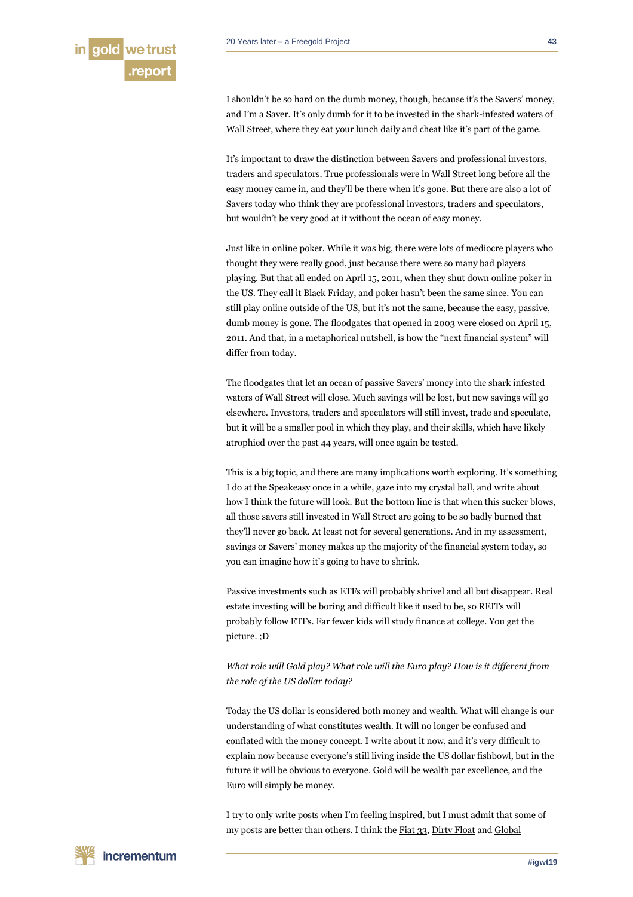I shouldn't be so hard on the dumb money, though, because it's the Savers' money, and I'm a Saver. It's only dumb for it to be invested in the shark-infested waters of Wall Street, where they eat your lunch daily and cheat like it's part of the game.

It's important to draw the distinction between Savers and professional investors, traders and speculators. True professionals were in Wall Street long before all the easy money came in, and they'll be there when it's gone. But there are also a lot of Savers today who think they are professional investors, traders and speculators, but wouldn't be very good at it without the ocean of easy money.

Just like in online poker. While it was big, there were lots of mediocre players who thought they were really good, just because there were so many bad players playing. But that all ended on April 15, 2011, when they shut down online poker in the US. They call it Black Friday, and poker hasn't been the same since. You can still play online outside of the US, but it's not the same, because the easy, passive, dumb money is gone. The floodgates that opened in 2003 were closed on April 15, 2011. And that, in a metaphorical nutshell, is how the "next financial system" will differ from today.

The floodgates that let an ocean of passive Savers' money into the shark infested waters of Wall Street will close. Much savings will be lost, but new savings will go elsewhere. Investors, traders and speculators will still invest, trade and speculate, but it will be a smaller pool in which they play, and their skills, which have likely atrophied over the past 44 years, will once again be tested.

This is a big topic, and there are many implications worth exploring. It's something I do at the Speakeasy once in a while, gaze into my crystal ball, and write about how I think the future will look. But the bottom line is that when this sucker blows, all those savers still invested in Wall Street are going to be so badly burned that they'll never go back. At least not for several generations. And in my assessment, savings or Savers' money makes up the majority of the financial system today, so you can imagine how it's going to have to shrink.

Passive investments such as ETFs will probably shrivel and all but disappear. Real estate investing will be boring and difficult like it used to be, so REITs will probably follow ETFs. Far fewer kids will study finance at college. You get the picture. ;D

*What role will Gold play? What role will the Euro play? How is it different from the role of the US dollar today?*

Today the US dollar is considered both money and wealth. What will change is our understanding of what constitutes wealth. It will no longer be confused and conflated with the money concept. I write about it now, and it's very difficult to explain now because everyone's still living inside the US dollar fishbowl, but in the future it will be obvious to everyone. Gold will be wealth par excellence, and the Euro will simply be money.

I try to only write posts when I'm feeling inspired, but I must admit that some of my posts are better than others. I think the Fiat 33, Dirty Float and Global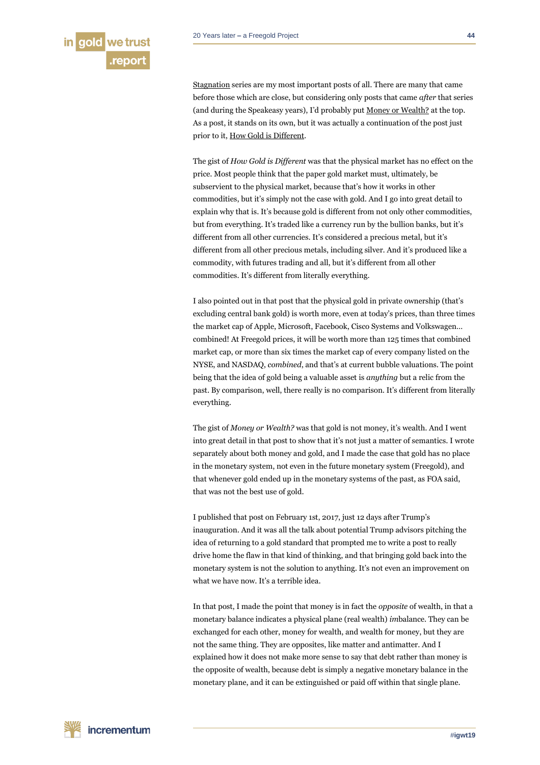Stagnation series are my most important posts of all. There are many that came before those which are close, but considering only posts that came *after* that series (and during the Speakeasy years), I'd probably put Money or Wealth? at the top. As a post, it stands on its own, but it was actually a continuation of the post just prior to it, How Gold is Different.

The gist of *How Gold is Different* was that the physical market has no effect on the price. Most people think that the paper gold market must, ultimately, be subservient to the physical market, because that's how it works in other commodities, but it's simply not the case with gold. And I go into great detail to explain why that is. It's because gold is different from not only other commodities, but from everything. It's traded like a currency run by the bullion banks, but it's different from all other currencies. It's considered a precious metal, but it's different from all other precious metals, including silver. And it's produced like a commodity, with futures trading and all, but it's different from all other commodities. It's different from literally everything.

I also pointed out in that post that the physical gold in private ownership (that's excluding central bank gold) is worth more, even at today's prices, than three times the market cap of Apple, Microsoft, Facebook, Cisco Systems and Volkswagen… combined! At Freegold prices, it will be worth more than 125 times that combined market cap, or more than six times the market cap of every company listed on the NYSE, and NASDAQ, *combined*, and that's at current bubble valuations. The point being that the idea of gold being a valuable asset is *anything* but a relic from the past. By comparison, well, there really is no comparison. It's different from literally everything.

The gist of *Money or Wealth?* was that gold is not money, it's wealth. And I went into great detail in that post to show that it's not just a matter of semantics. I wrote separately about both money and gold, and I made the case that gold has no place in the monetary system, not even in the future monetary system (Freegold), and that whenever gold ended up in the monetary systems of the past, as FOA said, that was not the best use of gold.

I published that post on February 1st, 2017, just 12 days after Trump's inauguration. And it was all the talk about potential Trump advisors pitching the idea of returning to a gold standard that prompted me to write a post to really drive home the flaw in that kind of thinking, and that bringing gold back into the monetary system is not the solution to anything. It's not even an improvement on what we have now. It's a terrible idea.

In that post, I made the point that money is in fact the *opposite* of wealth, in that a monetary balance indicates a physical plane (real wealth) *im*balance. They can be exchanged for each other, money for wealth, and wealth for money, but they are not the same thing. They are opposites, like matter and antimatter. And I explained how it does not make more sense to say that debt rather than money is the opposite of wealth, because debt is simply a negative monetary balance in the monetary plane, and it can be extinguished or paid off within that single plane.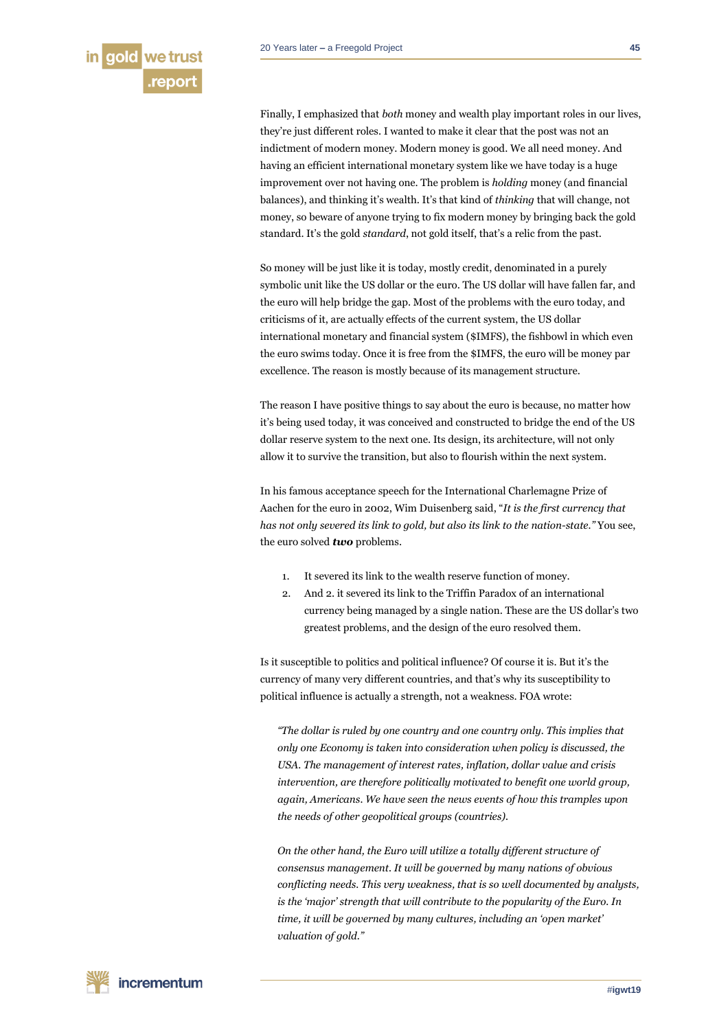Finally, I emphasized that *both* money and wealth play important roles in our lives, they're just different roles. I wanted to make it clear that the post was not an indictment of modern money. Modern money is good. We all need money. And having an efficient international monetary system like we have today is a huge improvement over not having one. The problem is *holding* money (and financial balances), and thinking it's wealth. It's that kind of *thinking* that will change, not money, so beware of anyone trying to fix modern money by bringing back the gold standard. It's the gold *standard*, not gold itself, that's a relic from the past.

So money will be just like it is today, mostly credit, denominated in a purely symbolic unit like the US dollar or the euro. The US dollar will have fallen far, and the euro will help bridge the gap. Most of the problems with the euro today, and criticisms of it, are actually effects of the current system, the US dollar international monetary and financial system ($IMFS), the fishbowl in which even the euro swims today. Once it is free from the $IMFS, the euro will be money par excellence. The reason is mostly because of its management structure.

The reason I have positive things to say about the euro is because, no matter how it's being used today, it was conceived and constructed to bridge the end of the US dollar reserve system to the next one. Its design, its architecture, will not only allow it to survive the transition, but also to flourish within the next system.

In his famous acceptance speech for the International Charlemagne Prize of Aachen for the euro in 2002, Wim Duisenberg said, "*It is the first currency that has not only severed its link to gold, but also its link to the nation-state.*" You see, the euro solved ***two*** problems.

1. It severed its link to the wealth reserve function of money.
2. And 2. it severed its link to the Triffin Paradox of an international currency being managed by a single nation. These are the US dollar's two greatest problems, and the design of the euro resolved them.

Is it susceptible to politics and political influence? Of course it is. But it's the currency of many very different countries, and that's why its susceptibility to political influence is actually a strength, not a weakness. FOA wrote:

> *"The dollar is ruled by one country and one country only. This implies that only one Economy is taken into consideration when policy is discussed, the USA. The management of interest rates, inflation, dollar value and crisis intervention, are therefore politically motivated to benefit one world group, again, Americans. We have seen the news events of how this tramples upon the needs of other geopolitical groups (countries).*
>
> *On the other hand, the Euro will utilize a totally different structure of consensus management. It will be governed by many nations of obvious conflicting needs. This very weakness, that is so well documented by analysts, is the 'major' strength that will contribute to the popularity of the Euro. In time, it will be governed by many cultures, including an 'open market' valuation of gold."*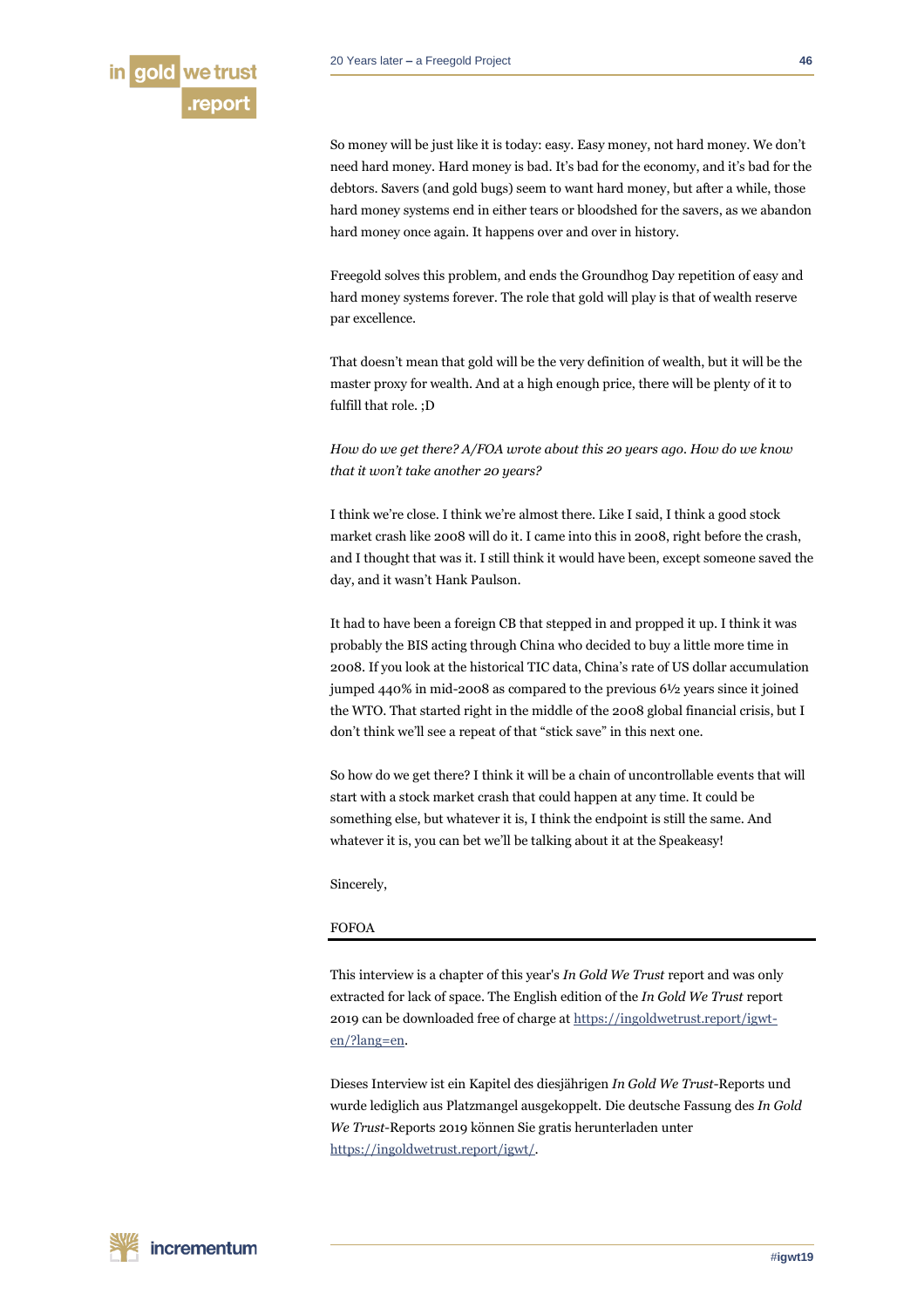So money will be just like it is today: easy. Easy money, not hard money. We don't need hard money. Hard money is bad. It's bad for the economy, and it's bad for the debtors. Savers (and gold bugs) seem to want hard money, but after a while, those hard money systems end in either tears or bloodshed for the savers, as we abandon hard money once again. It happens over and over in history.

Freegold solves this problem, and ends the Groundhog Day repetition of easy and hard money systems forever. The role that gold will play is that of wealth reserve par excellence.

That doesn't mean that gold will be the very definition of wealth, but it will be the master proxy for wealth. And at a high enough price, there will be plenty of it to fulfill that role. ;D

*How do we get there? A/FOA wrote about this 20 years ago. How do we know that it won't take another 20 years?*

I think we're close. I think we're almost there. Like I said, I think a good stock market crash like 2008 will do it. I came into this in 2008, right before the crash, and I thought that was it. I still think it would have been, except someone saved the day, and it wasn't Hank Paulson.

It had to have been a foreign CB that stepped in and propped it up. I think it was probably the BIS acting through China who decided to buy a little more time in 2008. If you look at the historical TIC data, China's rate of US dollar accumulation jumped 440% in mid-2008 as compared to the previous 6½ years since it joined the WTO. That started right in the middle of the 2008 global financial crisis, but I don't think we'll see a repeat of that "stick save" in this next one.

So how do we get there? I think it will be a chain of uncontrollable events that will start with a stock market crash that could happen at any time. It could be something else, but whatever it is, I think the endpoint is still the same. And whatever it is, you can bet we'll be talking about it at the Speakeasy!

Sincerely,

FOFOA

---

This interview is a chapter of this year's *In Gold We Trust* report and was only extracted for lack of space. The English edition of the *In Gold We Trust* report 2019 can be downloaded free of charge at https://ingoldwetrust.report/igwt-en/?lang=en.

Dieses Interview ist ein Kapitel des diesjährigen *In Gold We Trust*-Reports und wurde lediglich aus Platzmangel ausgekoppelt. Die deutsche Fassung des *In Gold We Trust*-Reports 2019 können Sie gratis herunterladen unter https://ingoldwetrust.report/igwt/.